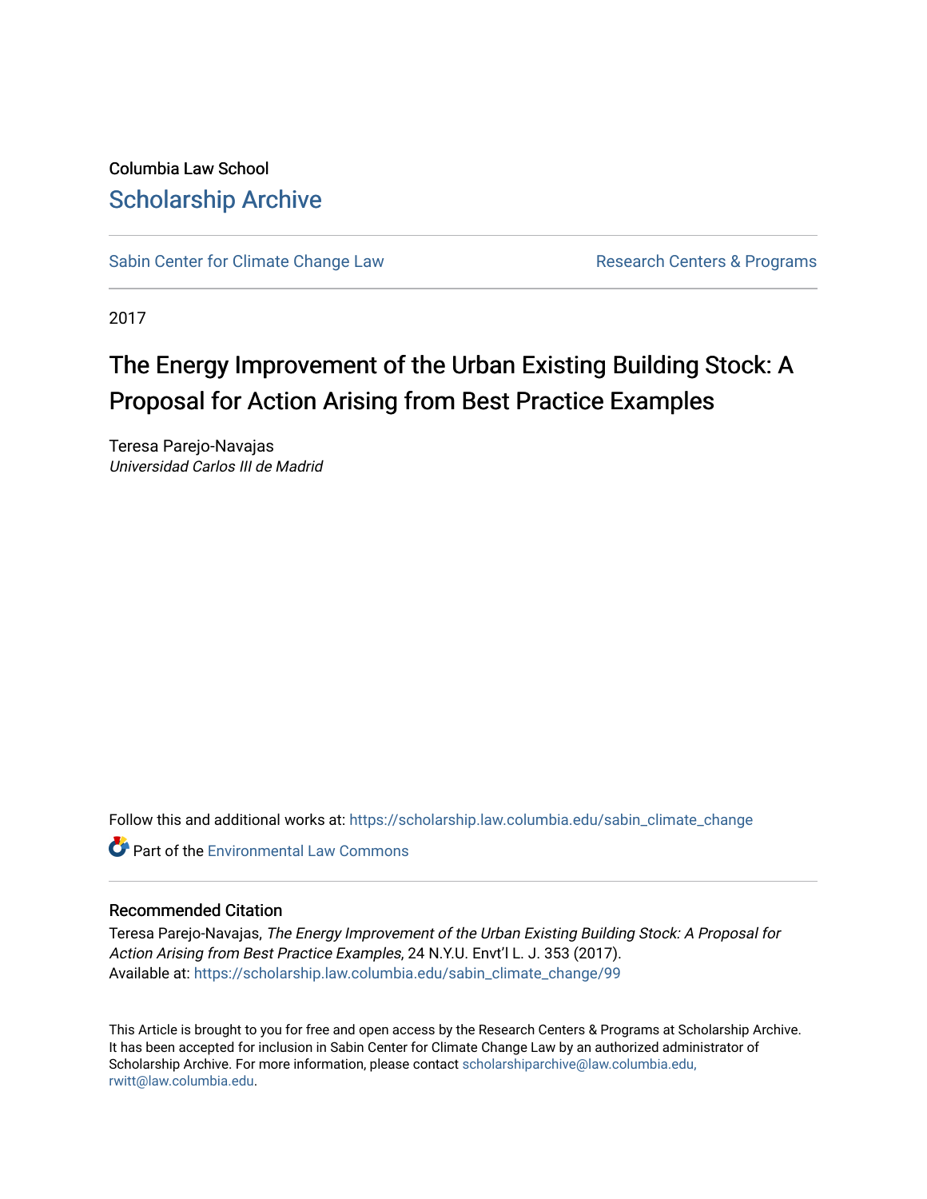Columbia Law School

# Scholarship Archive

Sabin Center for Climate Change Law | Research Centers & Programs

2017

# The Energy Improvement of the Urban Existing Building Stock: A Proposal for Action Arising from Best Practice Examples

Teresa Parejo-Navajas
*Universidad Carlos III de Madrid*

Follow this and additional works at: https://scholarship.law.columbia.edu/sabin_climate_change

Part of the Environmental Law Commons

## Recommended Citation

Teresa Parejo-Navajas, *The Energy Improvement of the Urban Existing Building Stock: A Proposal for Action Arising from Best Practice Examples*, 24 N.Y.U. Envt'l L. J. 353 (2017).
Available at: https://scholarship.law.columbia.edu/sabin_climate_change/99

This Article is brought to you for free and open access by the Research Centers & Programs at Scholarship Archive. It has been accepted for inclusion in Sabin Center for Climate Change Law by an authorized administrator of Scholarship Archive. For more information, please contact scholarshiparchive@law.columbia.edu, rwitt@law.columbia.edu.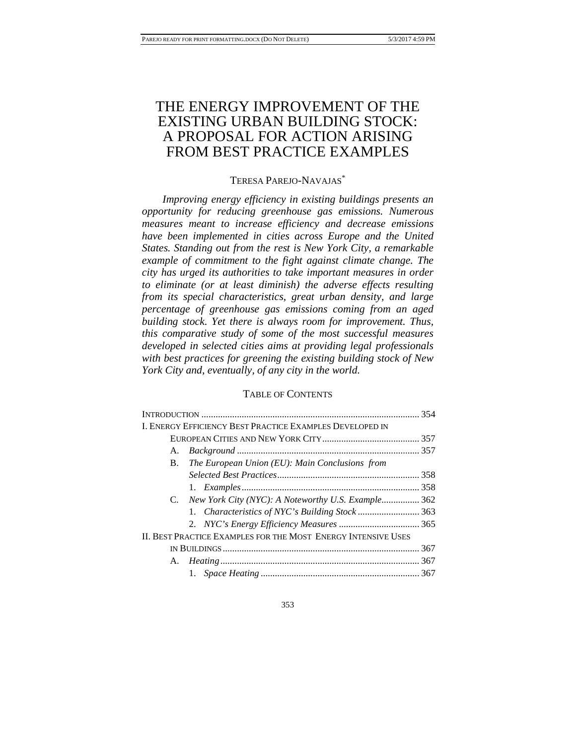# THE ENERGY IMPROVEMENT OF THE EXISTING URBAN BUILDING STOCK: A PROPOSAL FOR ACTION ARISING FROM BEST PRACTICE EXAMPLES

TERESA PAREJO-NAVAJAS*

*Improving energy efficiency in existing buildings presents an opportunity for reducing greenhouse gas emissions. Numerous measures meant to increase efficiency and decrease emissions have been implemented in cities across Europe and the United States. Standing out from the rest is New York City, a remarkable example of commitment to the fight against climate change. The city has urged its authorities to take important measures in order to eliminate (or at least diminish) the adverse effects resulting from its special characteristics, great urban density, and large percentage of greenhouse gas emissions coming from an aged building stock. Yet there is always room for improvement. Thus, this comparative study of some of the most successful measures developed in selected cities aims at providing legal professionals with best practices for greening the existing building stock of New York City and, eventually, of any city in the world.*

TABLE OF CONTENTS

INTRODUCTION ... 354

I. ENERGY EFFICIENCY BEST PRACTICE EXAMPLES DEVELOPED IN EUROPEAN CITIES AND NEW YORK CITY ... 357

- A. *Background* ... 357
- B. *The European Union (EU): Main Conclusions from Selected Best Practices* ... 358
  - 1. *Examples* ... 358
- C. *New York City (NYC): A Noteworthy U.S. Example* ... 362
  - 1. *Characteristics of NYC's Building Stock* ... 363
  - 2. *NYC's Energy Efficiency Measures* ... 365

II. BEST PRACTICE EXAMPLES FOR THE MOST ENERGY INTENSIVE USES IN BUILDINGS ... 367

- A. *Heating* ... 367
  - 1. *Space Heating* ... 367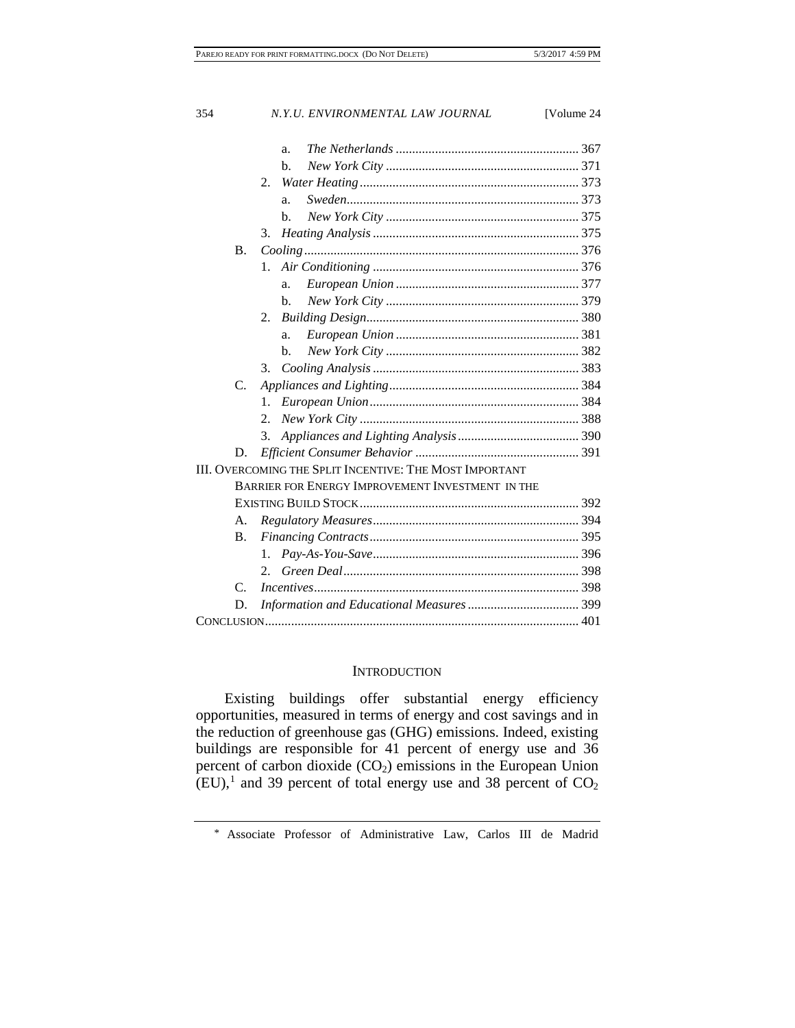- a. *The Netherlands* ........ 367
- b. *New York City* ........ 371
- 2. *Water Heating* ........ 373
  - a. *Sweden* ........ 373
  - b. *New York City* ........ 375
- 3. *Heating Analysis* ........ 375

B. *Cooling* ........ 376
- 1. *Air Conditioning* ........ 376
  - a. *European Union* ........ 377
  - b. *New York City* ........ 379
- 2. *Building Design* ........ 380
  - a. *European Union* ........ 381
  - b. *New York City* ........ 382
- 3. *Cooling Analysis* ........ 383

C. *Appliances and Lighting* ........ 384
- 1. *European Union* ........ 384
- 2. *New York City* ........ 388
- 3. *Appliances and Lighting Analysis* ........ 390

D. *Efficient Consumer Behavior* ........ 391

III. OVERCOMING THE SPLIT INCENTIVE: THE MOST IMPORTANT BARRIER FOR ENERGY IMPROVEMENT INVESTMENT IN THE EXISTING BUILD STOCK ........ 392

A. *Regulatory Measures* ........ 394

B. *Financing Contracts* ........ 395
- 1. *Pay-As-You-Save* ........ 396
- 2. *Green Deal* ........ 398

C. *Incentives* ........ 398

D. *Information and Educational Measures* ........ 399

CONCLUSION ........ 401

## INTRODUCTION

Existing buildings offer substantial energy efficiency opportunities, measured in terms of energy and cost savings and in the reduction of greenhouse gas (GHG) emissions. Indeed, existing buildings are responsible for 41 percent of energy use and 36 percent of carbon dioxide ($CO_2$) emissions in the European Union (EU),[1] and 39 percent of total energy use and 38 percent of $CO_2$

---

[*] Associate Professor of Administrative Law, Carlos III de Madrid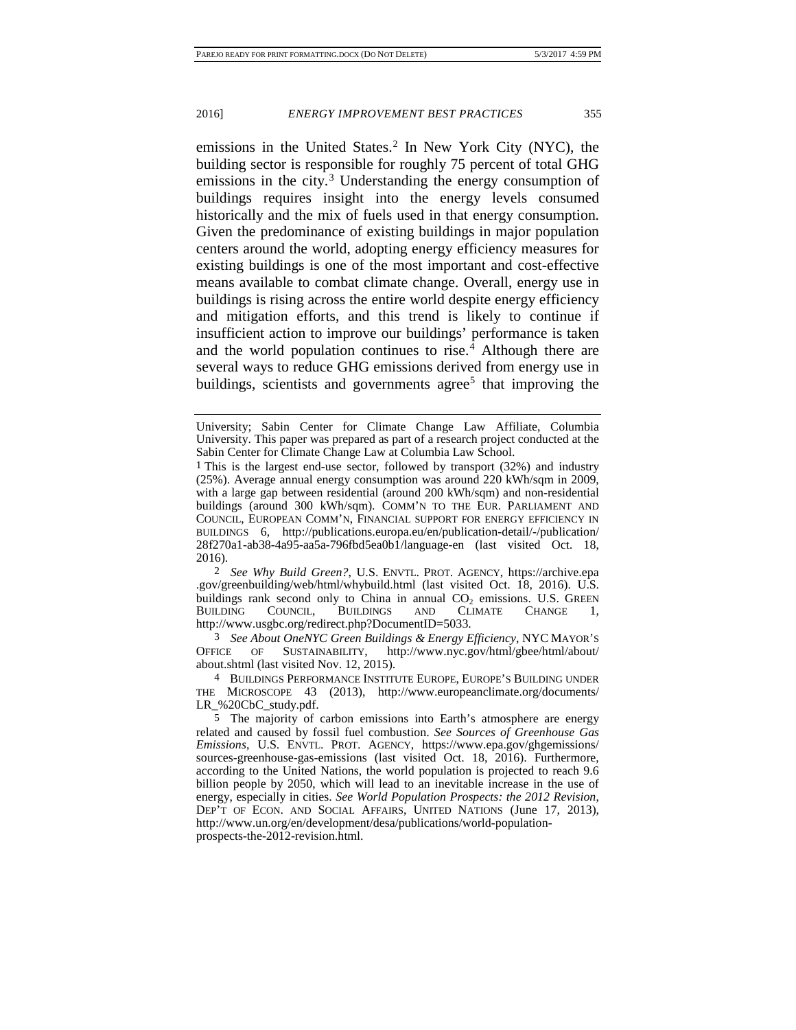emissions in the United States.[2] In New York City (NYC), the building sector is responsible for roughly 75 percent of total GHG emissions in the city.[3] Understanding the energy consumption of buildings requires insight into the energy levels consumed historically and the mix of fuels used in that energy consumption. Given the predominance of existing buildings in major population centers around the world, adopting energy efficiency measures for existing buildings is one of the most important and cost-effective means available to combat climate change. Overall, energy use in buildings is rising across the entire world despite energy efficiency and mitigation efforts, and this trend is likely to continue if insufficient action to improve our buildings' performance is taken and the world population continues to rise.[4] Although there are several ways to reduce GHG emissions derived from energy use in buildings, scientists and governments agree[5] that improving the

---

University; Sabin Center for Climate Change Law Affiliate, Columbia University. This paper was prepared as part of a research project conducted at the Sabin Center for Climate Change Law at Columbia Law School.

1 This is the largest end-use sector, followed by transport (32%) and industry (25%). Average annual energy consumption was around 220 kWh/sqm in 2009, with a large gap between residential (around 200 kWh/sqm) and non-residential buildings (around 300 kWh/sqm). COMM'N TO THE EUR. PARLIAMENT AND COUNCIL, EUROPEAN COMM'N, FINANCIAL SUPPORT FOR ENERGY EFFICIENCY IN BUILDINGS 6, http://publications.europa.eu/en/publication-detail/-/publication/28f270a1-ab38-4a95-aa5a-796fbd5ea0b1/language-en (last visited Oct. 18, 2016).

2 *See Why Build Green?*, U.S. ENVTL. PROT. AGENCY, https://archive.epa.gov/greenbuilding/web/html/whybuild.html (last visited Oct. 18, 2016). U.S. buildings rank second only to China in annual $CO_2$ emissions. U.S. GREEN BUILDING COUNCIL, BUILDINGS AND CLIMATE CHANGE 1, http://www.usgbc.org/redirect.php?DocumentID=5033.

3 *See About OneNYC Green Buildings & Energy Efficiency*, NYC MAYOR'S OFFICE OF SUSTAINABILITY, http://www.nyc.gov/html/gbee/html/about/about.shtml (last visited Nov. 12, 2015).

4 BUILDINGS PERFORMANCE INSTITUTE EUROPE, EUROPE'S BUILDING UNDER THE MICROSCOPE 43 (2013), http://www.europeanclimate.org/documents/LR_%20CbC_study.pdf.

5 The majority of carbon emissions into Earth's atmosphere are energy related and caused by fossil fuel combustion. *See Sources of Greenhouse Gas Emissions*, U.S. ENVTL. PROT. AGENCY, https://www.epa.gov/ghgemissions/sources-greenhouse-gas-emissions (last visited Oct. 18, 2016). Furthermore, according to the United Nations, the world population is projected to reach 9.6 billion people by 2050, which will lead to an inevitable increase in the use of energy, especially in cities. *See World Population Prospects: the 2012 Revision*, DEP'T OF ECON. AND SOCIAL AFFAIRS, UNITED NATIONS (June 17, 2013), http://www.un.org/en/development/desa/publications/world-population-prospects-the-2012-revision.html.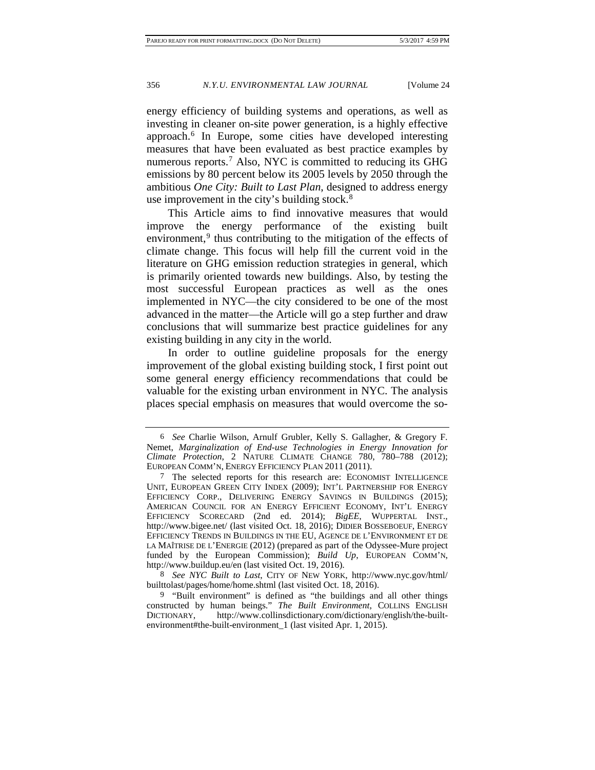energy efficiency of building systems and operations, as well as investing in cleaner on-site power generation, is a highly effective approach.[6] In Europe, some cities have developed interesting measures that have been evaluated as best practice examples by numerous reports.[7] Also, NYC is committed to reducing its GHG emissions by 80 percent below its 2005 levels by 2050 through the ambitious *One City: Built to Last Plan*, designed to address energy use improvement in the city's building stock.[8]

This Article aims to find innovative measures that would improve the energy performance of the existing built environment,[9] thus contributing to the mitigation of the effects of climate change. This focus will help fill the current void in the literature on GHG emission reduction strategies in general, which is primarily oriented towards new buildings. Also, by testing the most successful European practices as well as the ones implemented in NYC—the city considered to be one of the most advanced in the matter—the Article will go a step further and draw conclusions that will summarize best practice guidelines for any existing building in any city in the world.

In order to outline guideline proposals for the energy improvement of the global existing building stock, I first point out some general energy efficiency recommendations that could be valuable for the existing urban environment in NYC. The analysis places special emphasis on measures that would overcome the so-

---

6 *See* Charlie Wilson, Arnulf Grubler, Kelly S. Gallagher, & Gregory F. Nemet, *Marginalization of End-use Technologies in Energy Innovation for Climate Protection*, 2 NATURE CLIMATE CHANGE 780, 780–788 (2012); EUROPEAN COMM'N, ENERGY EFFICIENCY PLAN 2011 (2011).

7 The selected reports for this research are: ECONOMIST INTELLIGENCE UNIT, EUROPEAN GREEN CITY INDEX (2009); INT'L PARTNERSHIP FOR ENERGY EFFICIENCY CORP., DELIVERING ENERGY SAVINGS IN BUILDINGS (2015); AMERICAN COUNCIL FOR AN ENERGY EFFICIENT ECONOMY, INT'L ENERGY EFFICIENCY SCORECARD (2nd ed. 2014); *BigEE*, WUPPERTAL INST., http://www.bigee.net/ (last visited Oct. 18, 2016); DIDIER BOSSEBOEUF, ENERGY EFFICIENCY TRENDS IN BUILDINGS IN THE EU, AGENCE DE L'ENVIRONMENT ET DE LA MAÎTRISE DE L'ENERGIE (2012) (prepared as part of the Odyssee-Mure project funded by the European Commission); *Build Up*, EUROPEAN COMM'N, http://www.buildup.eu/en (last visited Oct. 19, 2016).

8 *See NYC Built to Last*, CITY OF NEW YORK, http://www.nyc.gov/html/builttolast/pages/home/home.shtml (last visited Oct. 18, 2016).

9 "Built environment" is defined as "the buildings and all other things constructed by human beings." *The Built Environment*, COLLINS ENGLISH DICTIONARY, http://www.collinsdictionary.com/dictionary/english/the-built-environment#the-built-environment_1 (last visited Apr. 1, 2015).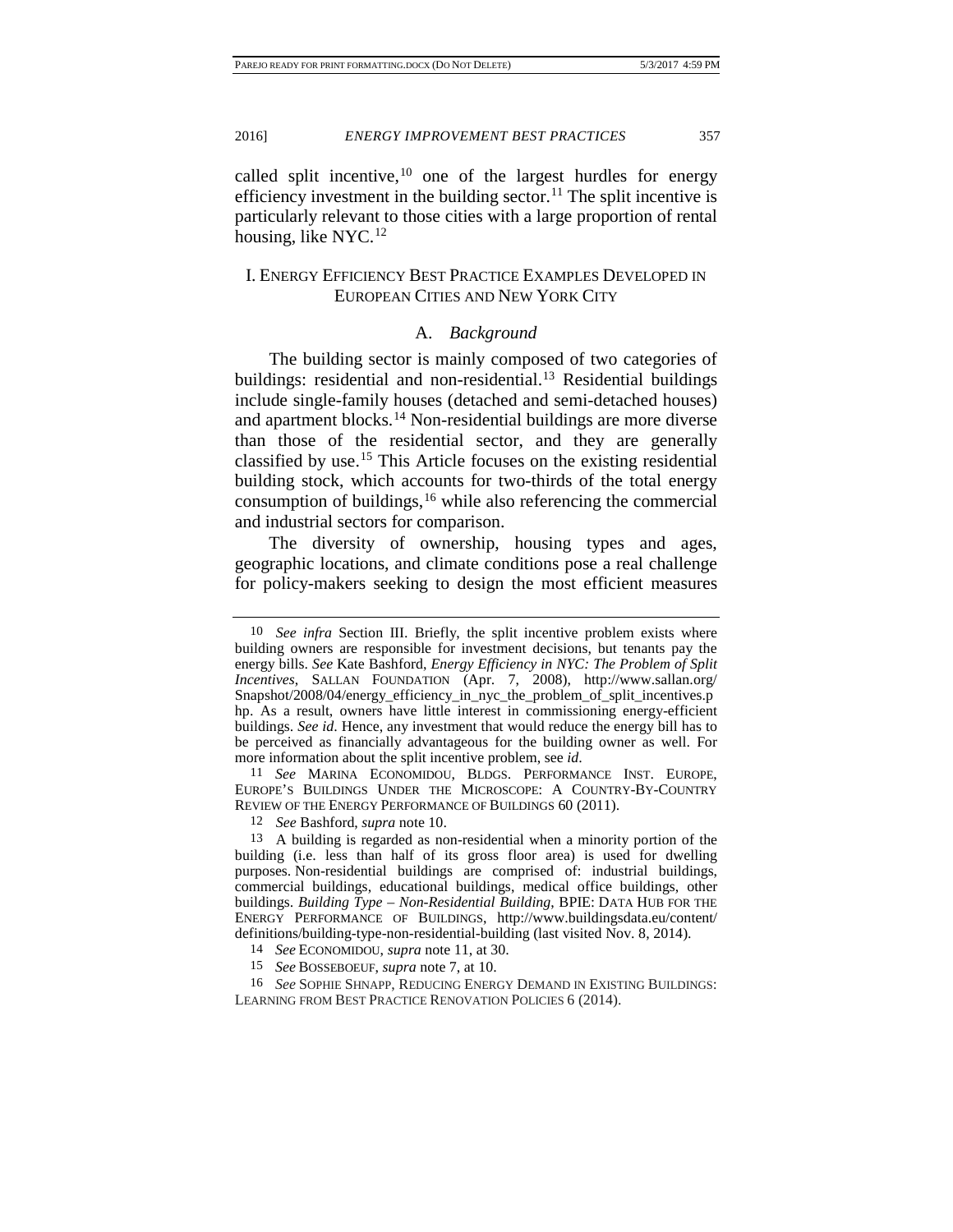called split incentive,[10] one of the largest hurdles for energy efficiency investment in the building sector.[11] The split incentive is particularly relevant to those cities with a large proportion of rental housing, like NYC.[12]

## I. ENERGY EFFICIENCY BEST PRACTICE EXAMPLES DEVELOPED IN EUROPEAN CITIES AND NEW YORK CITY

### A. *Background*

The building sector is mainly composed of two categories of buildings: residential and non-residential.[13] Residential buildings include single-family houses (detached and semi-detached houses) and apartment blocks.[14] Non-residential buildings are more diverse than those of the residential sector, and they are generally classified by use.[15] This Article focuses on the existing residential building stock, which accounts for two-thirds of the total energy consumption of buildings,[16] while also referencing the commercial and industrial sectors for comparison.

The diversity of ownership, housing types and ages, geographic locations, and climate conditions pose a real challenge for policy-makers seeking to design the most efficient measures

---

10 *See infra* Section III. Briefly, the split incentive problem exists where building owners are responsible for investment decisions, but tenants pay the energy bills. *See* Kate Bashford, *Energy Efficiency in NYC: The Problem of Split Incentives*, SALLAN FOUNDATION (Apr. 7, 2008), http://www.sallan.org/Snapshot/2008/04/energy_efficiency_in_nyc_the_problem_of_split_incentives.php. As a result, owners have little interest in commissioning energy-efficient buildings. *See id*. Hence, any investment that would reduce the energy bill has to be perceived as financially advantageous for the building owner as well. For more information about the split incentive problem, see *id*.

11 *See* MARINA ECONOMIDOU, BLDGS. PERFORMANCE INST. EUROPE, EUROPE'S BUILDINGS UNDER THE MICROSCOPE: A COUNTRY-BY-COUNTRY REVIEW OF THE ENERGY PERFORMANCE OF BUILDINGS 60 (2011).

12 *See* Bashford, *supra* note 10.

13 A building is regarded as non-residential when a minority portion of the building (i.e. less than half of its gross floor area) is used for dwelling purposes. Non-residential buildings are comprised of: industrial buildings, commercial buildings, educational buildings, medical office buildings, other buildings. *Building Type – Non-Residential Building*, BPIE: DATA HUB FOR THE ENERGY PERFORMANCE OF BUILDINGS, http://www.buildingsdata.eu/content/definitions/building-type-non-residential-building (last visited Nov. 8, 2014).

14 *See* ECONOMIDOU, *supra* note 11, at 30.

15 *See* BOSSEBOEUF, *supra* note 7, at 10.

16 *See* SOPHIE SHNAPP, REDUCING ENERGY DEMAND IN EXISTING BUILDINGS: LEARNING FROM BEST PRACTICE RENOVATION POLICIES 6 (2014).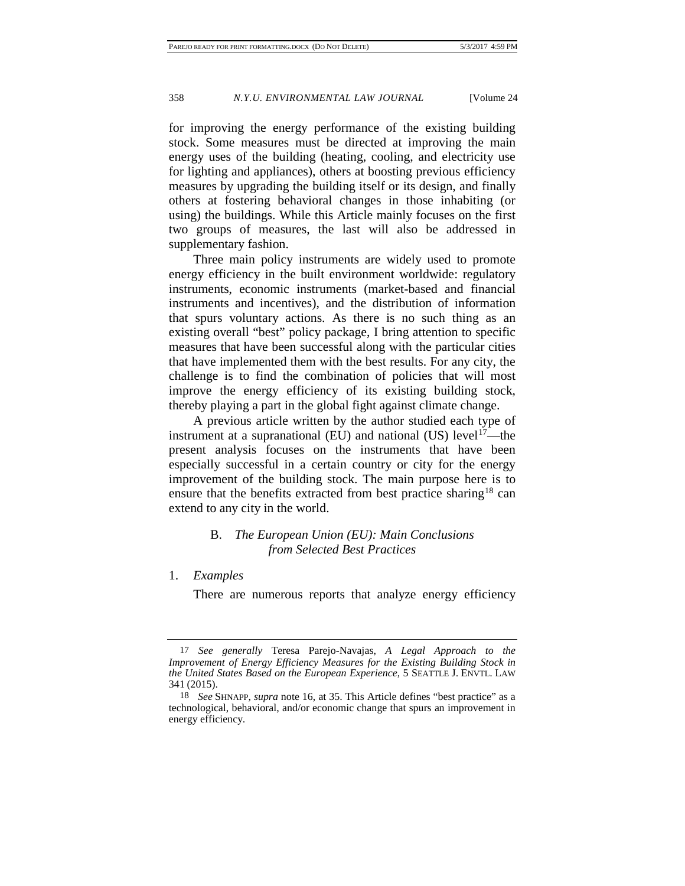for improving the energy performance of the existing building stock. Some measures must be directed at improving the main energy uses of the building (heating, cooling, and electricity use for lighting and appliances), others at boosting previous efficiency measures by upgrading the building itself or its design, and finally others at fostering behavioral changes in those inhabiting (or using) the buildings. While this Article mainly focuses on the first two groups of measures, the last will also be addressed in supplementary fashion.

Three main policy instruments are widely used to promote energy efficiency in the built environment worldwide: regulatory instruments, economic instruments (market-based and financial instruments and incentives), and the distribution of information that spurs voluntary actions. As there is no such thing as an existing overall "best" policy package, I bring attention to specific measures that have been successful along with the particular cities that have implemented them with the best results. For any city, the challenge is to find the combination of policies that will most improve the energy efficiency of its existing building stock, thereby playing a part in the global fight against climate change.

A previous article written by the author studied each type of instrument at a supranational (EU) and national (US) level[17]—the present analysis focuses on the instruments that have been especially successful in a certain country or city for the energy improvement of the building stock. The main purpose here is to ensure that the benefits extracted from best practice sharing[18] can extend to any city in the world.

### B. *The European Union (EU): Main Conclusions from Selected Best Practices*

#### 1. *Examples*

There are numerous reports that analyze energy efficiency

---

[17] *See generally* Teresa Parejo-Navajas, *A Legal Approach to the Improvement of Energy Efficiency Measures for the Existing Building Stock in the United States Based on the European Experience*, 5 SEATTLE J. ENVTL. LAW 341 (2015).

[18] *See* SHNAPP, *supra* note 16, at 35. This Article defines "best practice" as a technological, behavioral, and/or economic change that spurs an improvement in energy efficiency.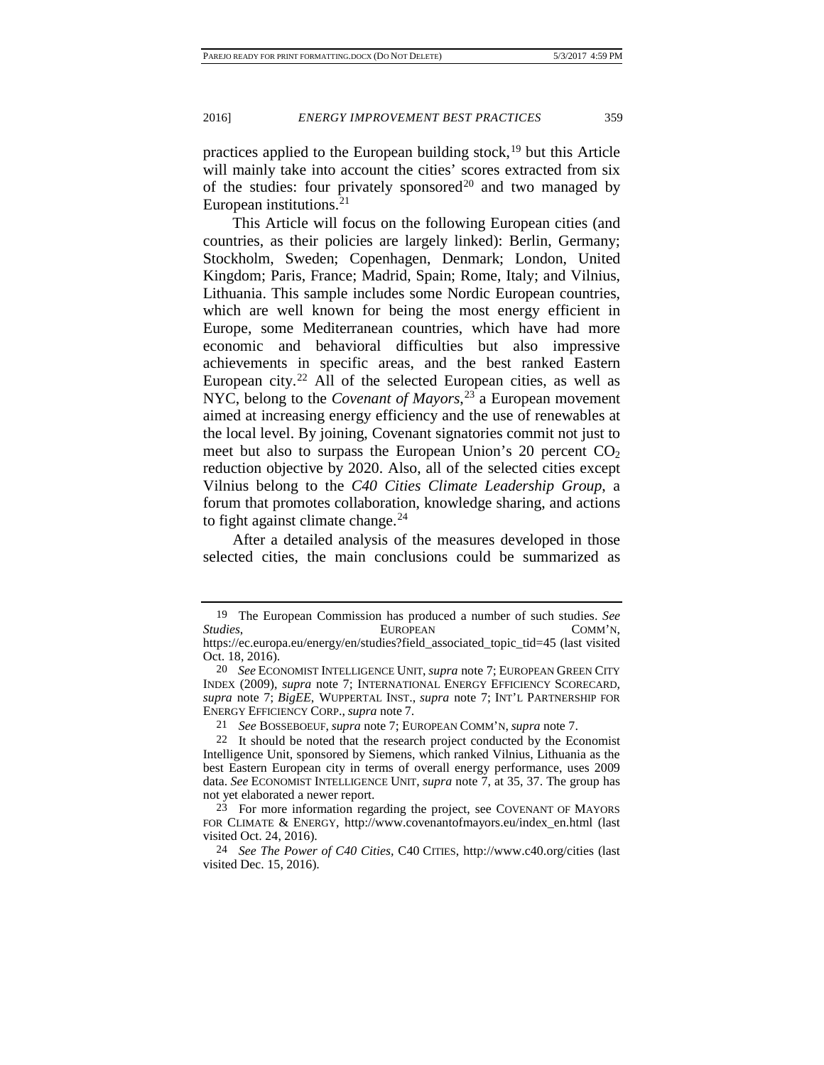practices applied to the European building stock,[19] but this Article will mainly take into account the cities' scores extracted from six of the studies: four privately sponsored[20] and two managed by European institutions.[21]

This Article will focus on the following European cities (and countries, as their policies are largely linked): Berlin, Germany; Stockholm, Sweden; Copenhagen, Denmark; London, United Kingdom; Paris, France; Madrid, Spain; Rome, Italy; and Vilnius, Lithuania. This sample includes some Nordic European countries, which are well known for being the most energy efficient in Europe, some Mediterranean countries, which have had more economic and behavioral difficulties but also impressive achievements in specific areas, and the best ranked Eastern European city.[22] All of the selected European cities, as well as NYC, belong to the *Covenant of Mayors*,[23] a European movement aimed at increasing energy efficiency and the use of renewables at the local level. By joining, Covenant signatories commit not just to meet but also to surpass the European Union's 20 percent $CO_2$ reduction objective by 2020. Also, all of the selected cities except Vilnius belong to the *C40 Cities Climate Leadership Group*, a forum that promotes collaboration, knowledge sharing, and actions to fight against climate change.[24]

After a detailed analysis of the measures developed in those selected cities, the main conclusions could be summarized as

---

19 The European Commission has produced a number of such studies. *See Studies*, EUROPEAN COMM'N, https://ec.europa.eu/energy/en/studies?field_associated_topic_tid=45 (last visited Oct. 18, 2016).

20 *See* ECONOMIST INTELLIGENCE UNIT, *supra* note 7; EUROPEAN GREEN CITY INDEX (2009), *supra* note 7; INTERNATIONAL ENERGY EFFICIENCY SCORECARD, *supra* note 7; *BigEE*, WUPPERTAL INST., *supra* note 7; INT'L PARTNERSHIP FOR ENERGY EFFICIENCY CORP., *supra* note 7.

21 *See* BOSSEBOEUF, *supra* note 7; EUROPEAN COMM'N, *supra* note 7.

22 It should be noted that the research project conducted by the Economist Intelligence Unit, sponsored by Siemens, which ranked Vilnius, Lithuania as the best Eastern European city in terms of overall energy performance, uses 2009 data. *See* ECONOMIST INTELLIGENCE UNIT, *supra* note 7, at 35, 37. The group has not yet elaborated a newer report.

23 For more information regarding the project, see COVENANT OF MAYORS FOR CLIMATE & ENERGY, http://www.covenantofmayors.eu/index_en.html (last visited Oct. 24, 2016).

24 *See The Power of C40 Cities*, C40 CITIES, http://www.c40.org/cities (last visited Dec. 15, 2016).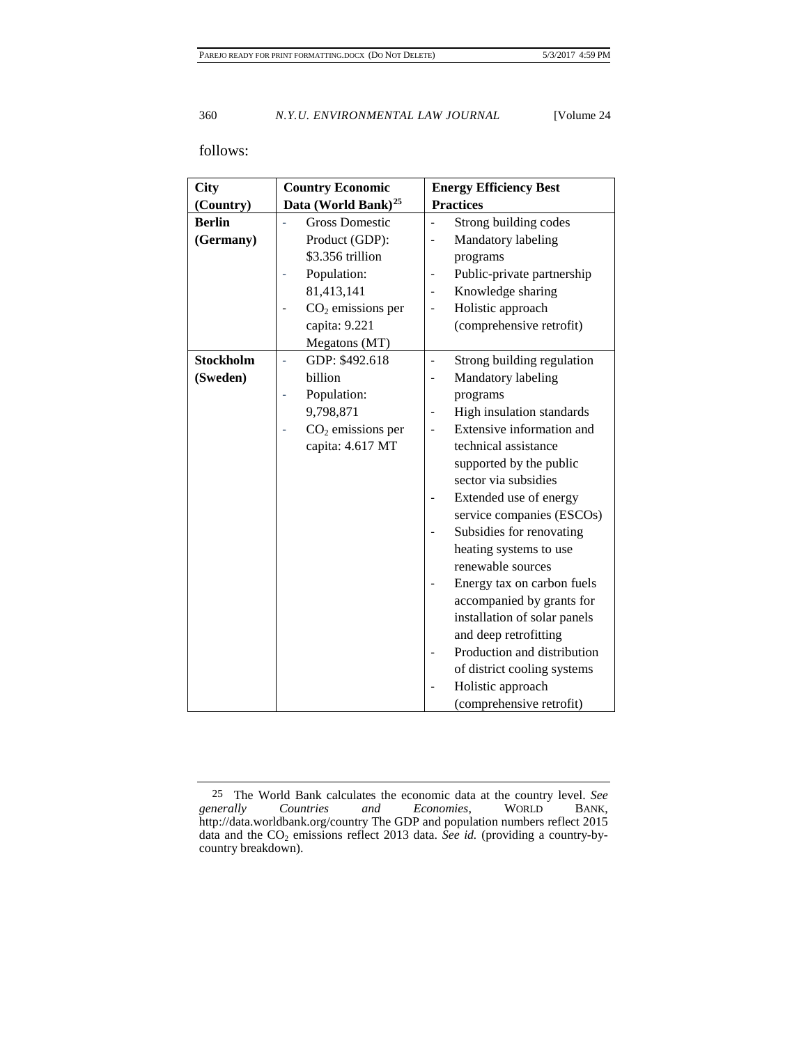follows:

| City (Country) | Country Economic Data (World Bank)[25] | Energy Efficiency Best Practices |
|---|---|---|
| **Berlin (Germany)** | - Gross Domestic Product (GDP): \$3.356 trillion<br>- Population: 81,413,141<br>- $CO_2$ emissions per capita: 9.221 Megatons (MT) | - Strong building codes<br>- Mandatory labeling programs<br>- Public-private partnership<br>- Knowledge sharing<br>- Holistic approach (comprehensive retrofit) |
| **Stockholm (Sweden)** | - GDP: \$492.618 billion<br>- Population: 9,798,871<br>- $CO_2$ emissions per capita: 4.617 MT | - Strong building regulation<br>- Mandatory labeling programs<br>- High insulation standards<br>- Extensive information and technical assistance supported by the public sector via subsidies<br>- Extended use of energy service companies (ESCOs)<br>- Subsidies for renovating heating systems to use renewable sources<br>- Energy tax on carbon fuels accompanied by grants for installation of solar panels and deep retrofitting<br>- Production and distribution of district cooling systems<br>- Holistic approach (comprehensive retrofit) |

25 The World Bank calculates the economic data at the country level. *See generally Countries and Economies*, WORLD BANK, http://data.worldbank.org/country The GDP and population numbers reflect 2015 data and the $CO_2$ emissions reflect 2013 data. *See id.* (providing a country-by-country breakdown).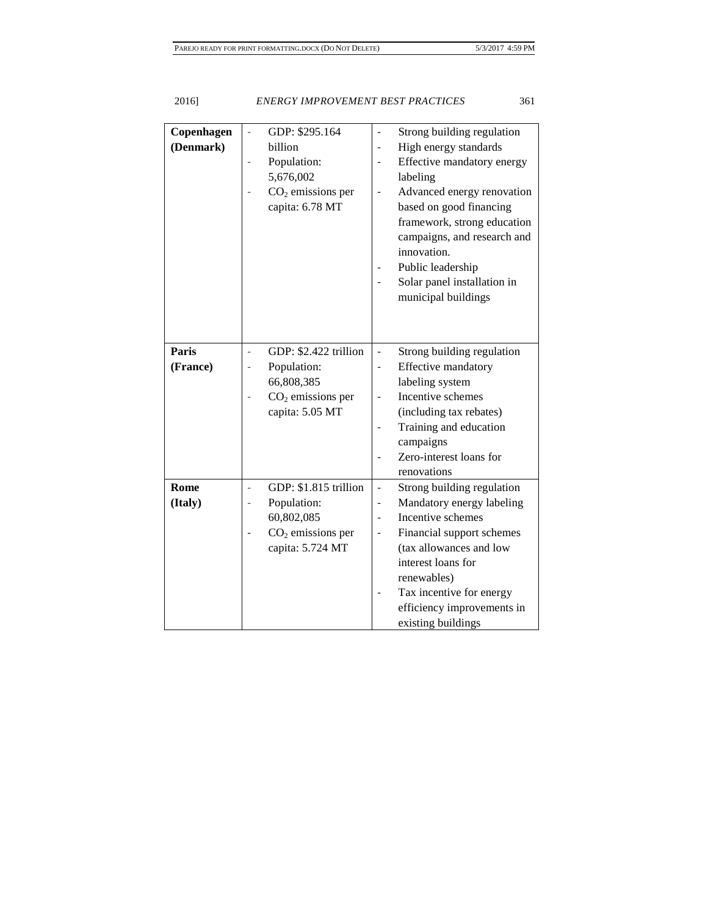| | | |
|---|---|---|
| **Copenhagen (Denmark)** | - GDP: $295.164 billion<br>- Population: 5,676,002<br>- $CO_2$ emissions per capita: 6.78 MT | - Strong building regulation<br>- High energy standards<br>- Effective mandatory energy labeling<br>- Advanced energy renovation based on good financing framework, strong education campaigns, and research and innovation.<br>- Public leadership<br>- Solar panel installation in municipal buildings |
| **Paris (France)** | - GDP: $2.422 trillion<br>- Population: 66,808,385<br>- $CO_2$ emissions per capita: 5.05 MT | - Strong building regulation<br>- Effective mandatory labeling system<br>- Incentive schemes (including tax rebates)<br>- Training and education campaigns<br>- Zero-interest loans for renovations |
| **Rome (Italy)** | - GDP: $1.815 trillion<br>- Population: 60,802,085<br>- $CO_2$ emissions per capita: 5.724 MT | - Strong building regulation<br>- Mandatory energy labeling<br>- Incentive schemes<br>- Financial support schemes (tax allowances and low interest loans for renewables)<br>- Tax incentive for energy efficiency improvements in existing buildings |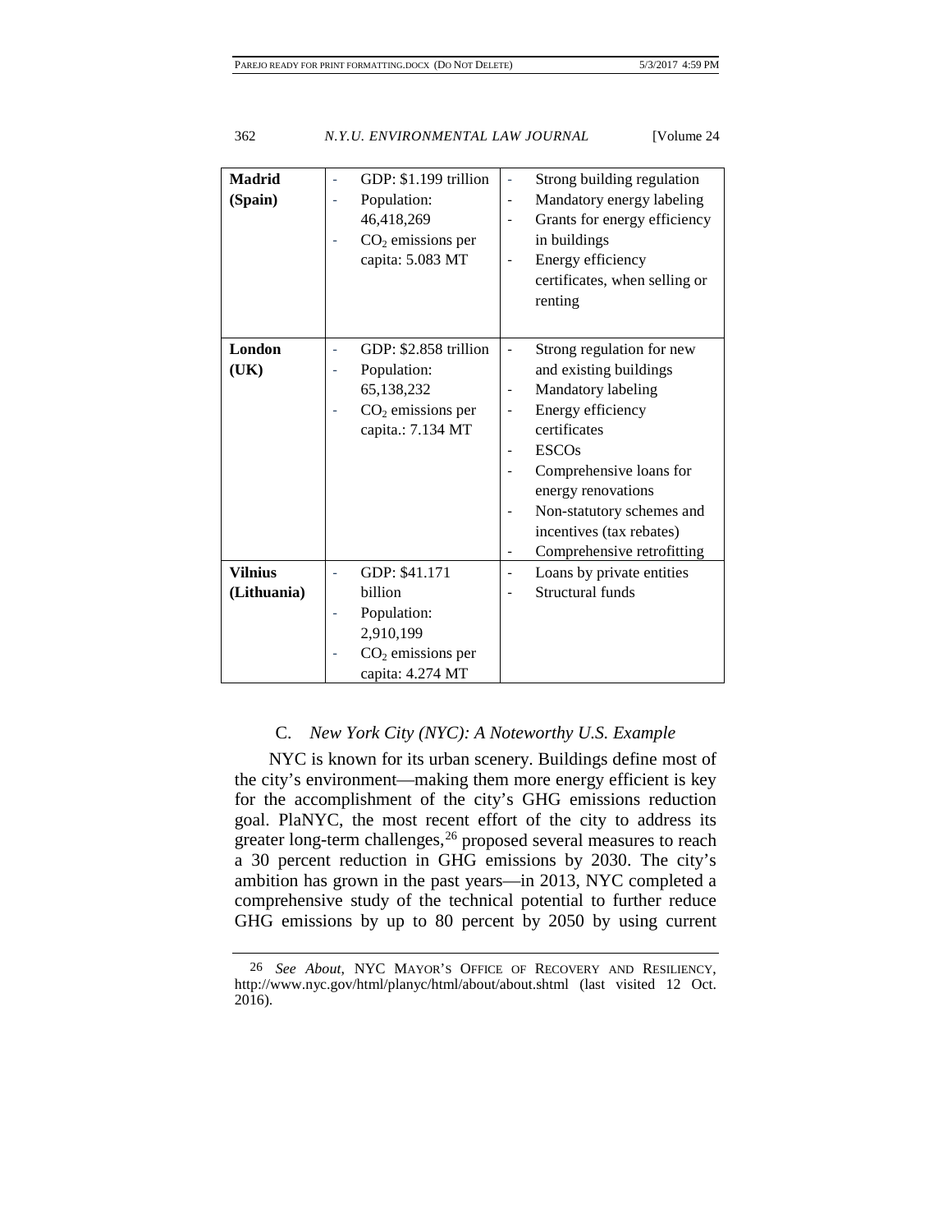| | | |
|---|---|---|
| **Madrid (Spain)** | - GDP: $1.199 trillion<br>- Population: 46,418,269<br>- $CO_2$ emissions per capita: 5.083 MT | - Strong building regulation<br>- Mandatory energy labeling<br>- Grants for energy efficiency in buildings<br>- Energy efficiency certificates, when selling or renting |
| **London (UK)** | - GDP: $2.858 trillion<br>- Population: 65,138,232<br>- $CO_2$ emissions per capita.: 7.134 MT | - Strong regulation for new and existing buildings<br>- Mandatory labeling<br>- Energy efficiency certificates<br>- ESCOs<br>- Comprehensive loans for energy renovations<br>- Non-statutory schemes and incentives (tax rebates)<br>- Comprehensive retrofitting |
| **Vilnius (Lithuania)** | - GDP: $41.171 billion<br>- Population: 2,910,199<br>- $CO_2$ emissions per capita: 4.274 MT | - Loans by private entities<br>- Structural funds |

### C. *New York City (NYC): A Noteworthy U.S. Example*

NYC is known for its urban scenery. Buildings define most of the city's environment—making them more energy efficient is key for the accomplishment of the city's GHG emissions reduction goal. PlaNYC, the most recent effort of the city to address its greater long-term challenges,[26] proposed several measures to reach a 30 percent reduction in GHG emissions by 2030. The city's ambition has grown in the past years—in 2013, NYC completed a comprehensive study of the technical potential to further reduce GHG emissions by up to 80 percent by 2050 by using current

---

26 *See About*, NYC MAYOR'S OFFICE OF RECOVERY AND RESILIENCY, http://www.nyc.gov/html/planyc/html/about/about.shtml (last visited 12 Oct. 2016).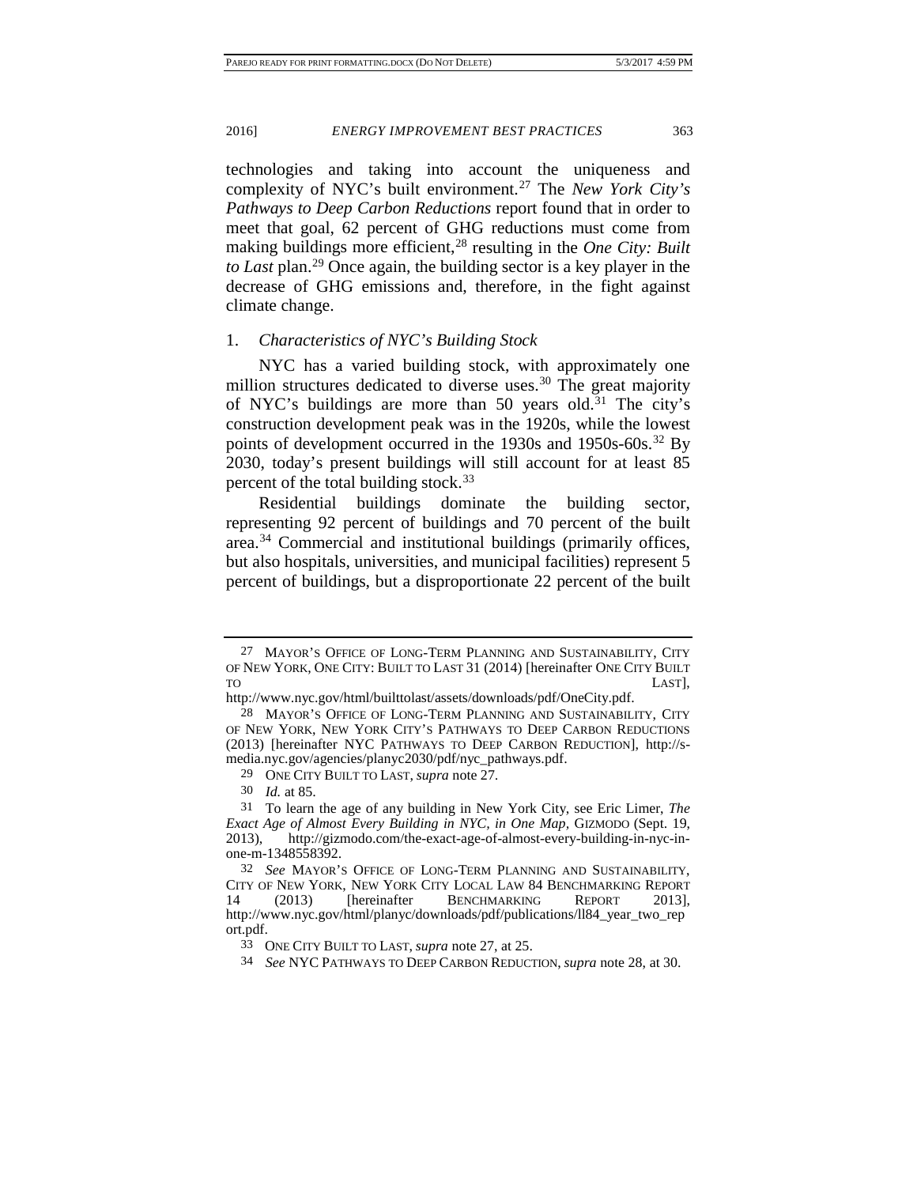technologies and taking into account the uniqueness and complexity of NYC's built environment.[27] The *New York City's Pathways to Deep Carbon Reductions* report found that in order to meet that goal, 62 percent of GHG reductions must come from making buildings more efficient,[28] resulting in the *One City: Built to Last* plan.[29] Once again, the building sector is a key player in the decrease of GHG emissions and, therefore, in the fight against climate change.

### 1. *Characteristics of NYC's Building Stock*

NYC has a varied building stock, with approximately one million structures dedicated to diverse uses.[30] The great majority of NYC's buildings are more than 50 years old.[31] The city's construction development peak was in the 1920s, while the lowest points of development occurred in the 1930s and 1950s-60s.[32] By 2030, today's present buildings will still account for at least 85 percent of the total building stock.[33]

Residential buildings dominate the building sector, representing 92 percent of buildings and 70 percent of the built area.[34] Commercial and institutional buildings (primarily offices, but also hospitals, universities, and municipal facilities) represent 5 percent of buildings, but a disproportionate 22 percent of the built

---

27 MAYOR'S OFFICE OF LONG-TERM PLANNING AND SUSTAINABILITY, CITY OF NEW YORK, ONE CITY: BUILT TO LAST 31 (2014) [hereinafter ONE CITY BUILT TO LAST], http://www.nyc.gov/html/builttolast/assets/downloads/pdf/OneCity.pdf.

28 MAYOR'S OFFICE OF LONG-TERM PLANNING AND SUSTAINABILITY, CITY OF NEW YORK, NEW YORK CITY'S PATHWAYS TO DEEP CARBON REDUCTIONS (2013) [hereinafter NYC PATHWAYS TO DEEP CARBON REDUCTION], http://s-media.nyc.gov/agencies/planyc2030/pdf/nyc_pathways.pdf.

29 ONE CITY BUILT TO LAST, *supra* note 27.

30 *Id.* at 85.

31 To learn the age of any building in New York City, see Eric Limer, *The Exact Age of Almost Every Building in NYC, in One Map*, GIZMODO (Sept. 19, 2013), http://gizmodo.com/the-exact-age-of-almost-every-building-in-nyc-in-one-m-1348558392.

32 *See* MAYOR'S OFFICE OF LONG-TERM PLANNING AND SUSTAINABILITY, CITY OF NEW YORK, NEW YORK CITY LOCAL LAW 84 BENCHMARKING REPORT 14 (2013) [hereinafter BENCHMARKING REPORT 2013], http://www.nyc.gov/html/planyc/downloads/pdf/publications/ll84_year_two_report.pdf.

33 ONE CITY BUILT TO LAST, *supra* note 27, at 25.

34 *See* NYC PATHWAYS TO DEEP CARBON REDUCTION, *supra* note 28, at 30.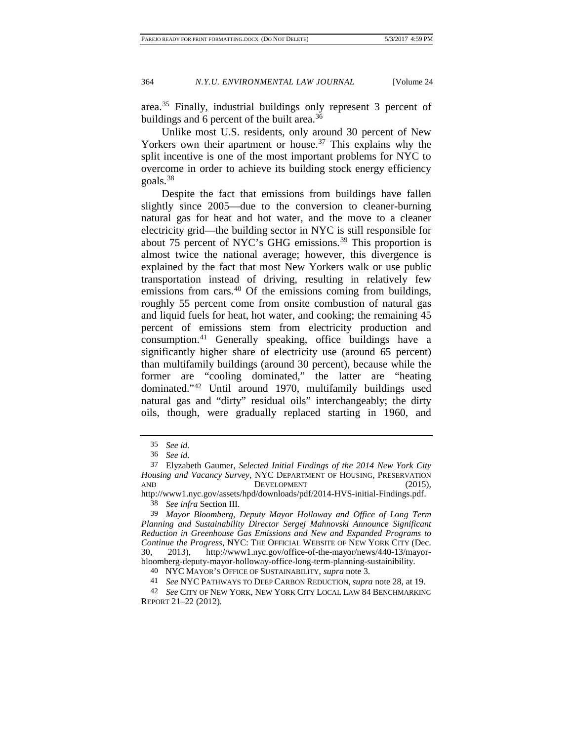area.[35] Finally, industrial buildings only represent 3 percent of buildings and 6 percent of the built area.[36]

Unlike most U.S. residents, only around 30 percent of New Yorkers own their apartment or house.[37] This explains why the split incentive is one of the most important problems for NYC to overcome in order to achieve its building stock energy efficiency goals.[38]

Despite the fact that emissions from buildings have fallen slightly since 2005—due to the conversion to cleaner-burning natural gas for heat and hot water, and the move to a cleaner electricity grid—the building sector in NYC is still responsible for about 75 percent of NYC's GHG emissions.[39] This proportion is almost twice the national average; however, this divergence is explained by the fact that most New Yorkers walk or use public transportation instead of driving, resulting in relatively few emissions from cars.[40] Of the emissions coming from buildings, roughly 55 percent come from onsite combustion of natural gas and liquid fuels for heat, hot water, and cooking; the remaining 45 percent of emissions stem from electricity production and consumption.[41] Generally speaking, office buildings have a significantly higher share of electricity use (around 65 percent) than multifamily buildings (around 30 percent), because while the former are "cooling dominated," the latter are "heating dominated."[42] Until around 1970, multifamily buildings used natural gas and "dirty" residual oils" interchangeably; the dirty oils, though, were gradually replaced starting in 1960, and

---

35 *See id.*

36 *See id.*

37 Elyzabeth Gaumer, *Selected Initial Findings of the 2014 New York City Housing and Vacancy Survey*, NYC DEPARTMENT OF HOUSING, PRESERVATION AND DEVELOPMENT (2015), http://www1.nyc.gov/assets/hpd/downloads/pdf/2014-HVS-initial-Findings.pdf.

38 *See infra* Section III.

39 *Mayor Bloomberg, Deputy Mayor Holloway and Office of Long Term Planning and Sustainability Director Sergej Mahnovski Announce Significant Reduction in Greenhouse Gas Emissions and New and Expanded Programs to Continue the Progress*, NYC: THE OFFICIAL WEBSITE OF NEW YORK CITY (Dec. 30, 2013), http://www1.nyc.gov/office-of-the-mayor/news/440-13/mayor-bloomberg-deputy-mayor-holloway-office-long-term-planning-sustainibility.

40 NYC MAYOR'S OFFICE OF SUSTAINABILITY, *supra* note 3.

41 *See* NYC PATHWAYS TO DEEP CARBON REDUCTION, *supra* note 28, at 19.

42 *See* CITY OF NEW YORK, NEW YORK CITY LOCAL LAW 84 BENCHMARKING REPORT 21–22 (2012).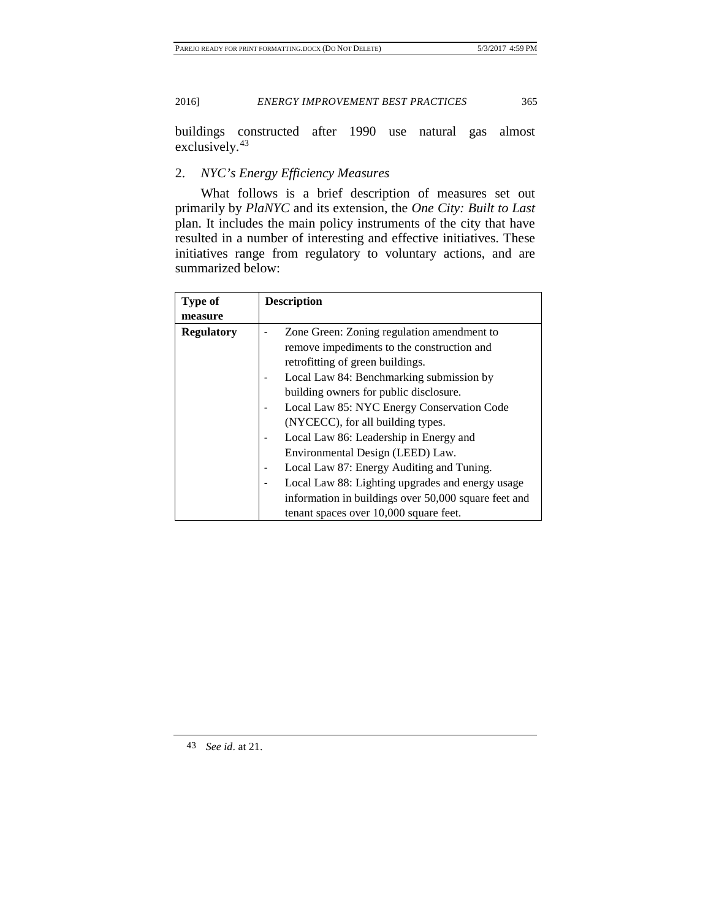buildings constructed after 1990 use natural gas almost exclusively.[43]

### 2. *NYC's Energy Efficiency Measures*

What follows is a brief description of measures set out primarily by *PlaNYC* and its extension, the *One City: Built to Last* plan. It includes the main policy instruments of the city that have resulted in a number of interesting and effective initiatives. These initiatives range from regulatory to voluntary actions, and are summarized below:

| **Type of measure** | **Description** |
|---|---|
| **Regulatory** | - Zone Green: Zoning regulation amendment to remove impediments to the construction and retrofitting of green buildings.<br>- Local Law 84: Benchmarking submission by building owners for public disclosure.<br>- Local Law 85: NYC Energy Conservation Code (NYCECC), for all building types.<br>- Local Law 86: Leadership in Energy and Environmental Design (LEED) Law.<br>- Local Law 87: Energy Auditing and Tuning.<br>- Local Law 88: Lighting upgrades and energy usage information in buildings over 50,000 square feet and tenant spaces over 10,000 square feet. |

[43] *See id*. at 21.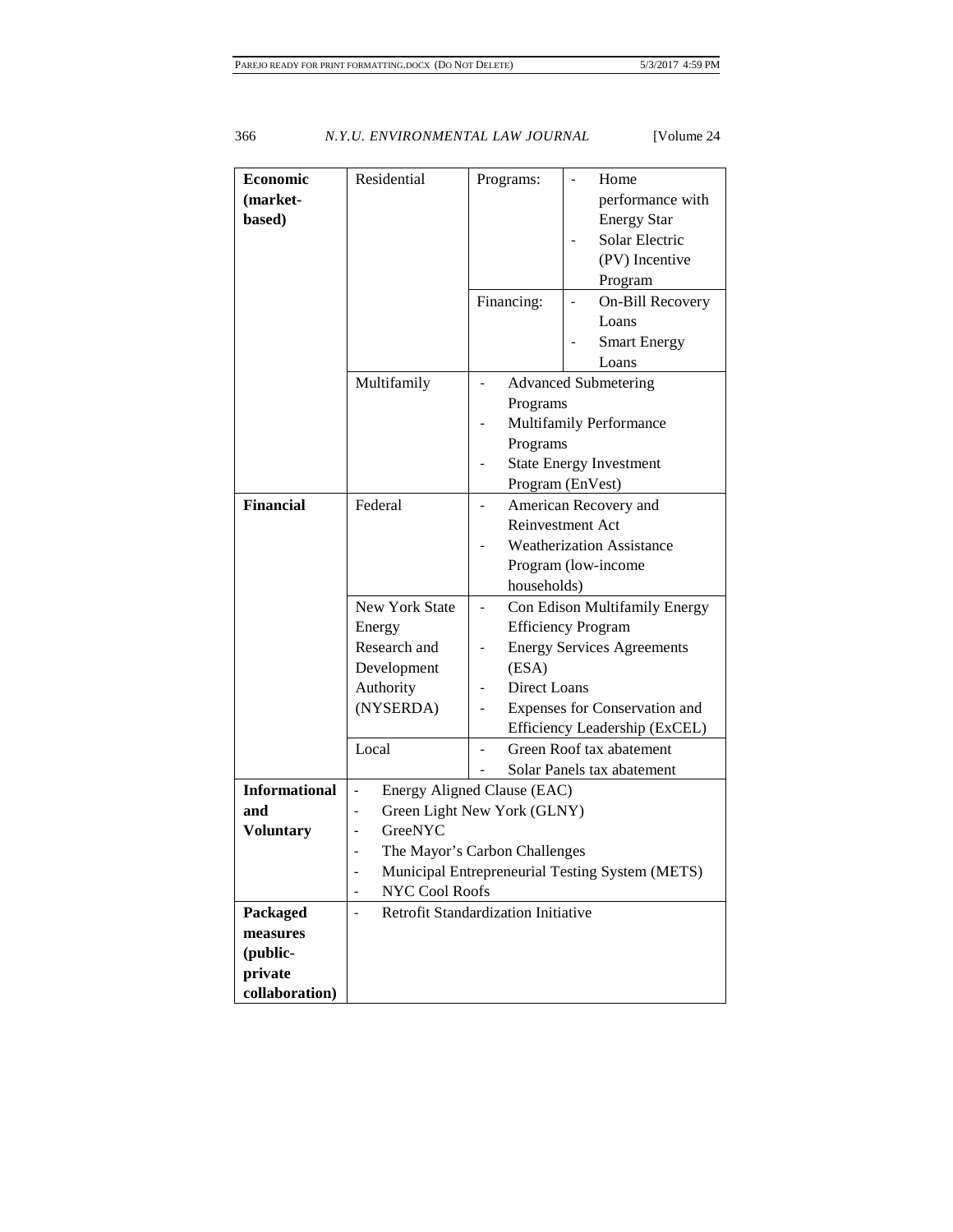| | | | |
|---|---|---|---|
| **Economic (market-based)** | Residential | Programs: | - Home performance with Energy Star<br>- Solar Electric (PV) Incentive Program |
| | | Financing: | - On-Bill Recovery Loans<br>- Smart Energy Loans |
| | Multifamily | - Advanced Submetering Programs<br>- Multifamily Performance Programs<br>- State Energy Investment Program (EnVest) | |
| **Financial** | Federal | - American Recovery and Reinvestment Act<br>- Weatherization Assistance Program (low-income households) | |
| | New York State Energy Research and Development Authority (NYSERDA) | - Con Edison Multifamily Energy Efficiency Program<br>- Energy Services Agreements (ESA)<br>- Direct Loans<br>- Expenses for Conservation and Efficiency Leadership (ExCEL) | |
| | Local | - Green Roof tax abatement<br>- Solar Panels tax abatement | |
| **Informational and Voluntary** | - Energy Aligned Clause (EAC)<br>- Green Light New York (GLNY)<br>- GreeNYC<br>- The Mayor's Carbon Challenges<br>- Municipal Entrepreneurial Testing System (METS)<br>- NYC Cool Roofs | | |
| **Packaged measures (public-private collaboration)** | - Retrofit Standardization Initiative | | |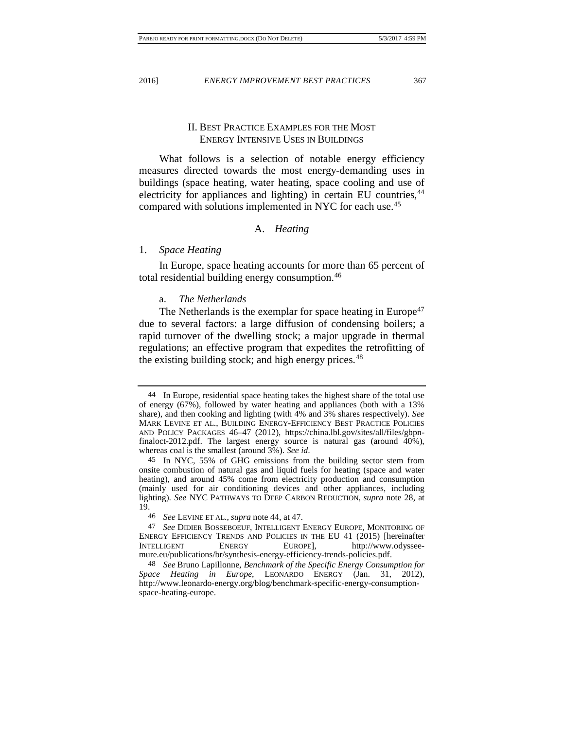## II. Best Practice Examples for the Most Energy Intensive Uses in Buildings

What follows is a selection of notable energy efficiency measures directed towards the most energy-demanding uses in buildings (space heating, water heating, space cooling and use of electricity for appliances and lighting) in certain EU countries,[44] compared with solutions implemented in NYC for each use.[45]

### A. *Heating*

#### 1. *Space Heating*

In Europe, space heating accounts for more than 65 percent of total residential building energy consumption.[46]

##### a. *The Netherlands*

The Netherlands is the exemplar for space heating in Europe[47] due to several factors: a large diffusion of condensing boilers; a rapid turnover of the dwelling stock; a major upgrade in thermal regulations; an effective program that expedites the retrofitting of the existing building stock; and high energy prices.[48]

---

44 In Europe, residential space heating takes the highest share of the total use of energy (67%), followed by water heating and appliances (both with a 13% share), and then cooking and lighting (with 4% and 3% shares respectively). *See* MARK LEVINE ET AL., BUILDING ENERGY-EFFICIENCY BEST PRACTICE POLICIES AND POLICY PACKAGES 46–47 (2012), https://china.lbl.gov/sites/all/files/gbpn-finaloct-2012.pdf. The largest energy source is natural gas (around 40%), whereas coal is the smallest (around 3%). *See id.*

45 In NYC, 55% of GHG emissions from the building sector stem from onsite combustion of natural gas and liquid fuels for heating (space and water heating), and around 45% come from electricity production and consumption (mainly used for air conditioning devices and other appliances, including lighting). *See* NYC PATHWAYS TO DEEP CARBON REDUCTION, *supra* note 28, at 19.

46 *See* LEVINE ET AL., *supra* note 44, at 47.

47 *See* DIDIER BOSSEBOEUF, INTELLIGENT ENERGY EUROPE, MONITORING OF ENERGY EFFICIENCY TRENDS AND POLICIES IN THE EU 41 (2015) [hereinafter INTELLIGENT ENERGY EUROPE], http://www.odyssee-mure.eu/publications/br/synthesis-energy-efficiency-trends-policies.pdf.

48 *See* Bruno Lapillonne, *Benchmark of the Specific Energy Consumption for Space Heating in Europe*, LEONARDO ENERGY (Jan. 31, 2012), http://www.leonardo-energy.org/blog/benchmark-specific-energy-consumption-space-heating-europe.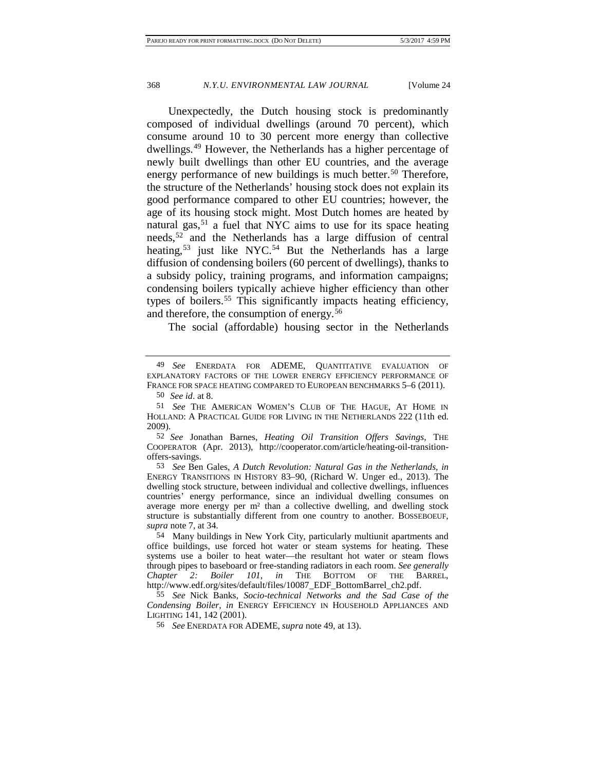Unexpectedly, the Dutch housing stock is predominantly composed of individual dwellings (around 70 percent), which consume around 10 to 30 percent more energy than collective dwellings.[49] However, the Netherlands has a higher percentage of newly built dwellings than other EU countries, and the average energy performance of new buildings is much better.[50] Therefore, the structure of the Netherlands' housing stock does not explain its good performance compared to other EU countries; however, the age of its housing stock might. Most Dutch homes are heated by natural gas,[51] a fuel that NYC aims to use for its space heating needs,[52] and the Netherlands has a large diffusion of central heating,[53] just like NYC.[54] But the Netherlands has a large diffusion of condensing boilers (60 percent of dwellings), thanks to a subsidy policy, training programs, and information campaigns; condensing boilers typically achieve higher efficiency than other types of boilers.[55] This significantly impacts heating efficiency, and therefore, the consumption of energy.[56]

The social (affordable) housing sector in the Netherlands

---

49 *See* ENERDATA FOR ADEME, QUANTITATIVE EVALUATION OF EXPLANATORY FACTORS OF THE LOWER ENERGY EFFICIENCY PERFORMANCE OF FRANCE FOR SPACE HEATING COMPARED TO EUROPEAN BENCHMARKS 5–6 (2011).

50 *See id*. at 8.

51 *See* THE AMERICAN WOMEN'S CLUB OF THE HAGUE, AT HOME IN HOLLAND: A PRACTICAL GUIDE FOR LIVING IN THE NETHERLANDS 222 (11th ed. 2009).

52 *See* Jonathan Barnes, *Heating Oil Transition Offers Savings*, THE COOPERATOR (Apr. 2013), http://cooperator.com/article/heating-oil-transition-offers-savings.

53 *See* Ben Gales, *A Dutch Revolution: Natural Gas in the Netherlands*, *in* ENERGY TRANSITIONS IN HISTORY 83–90, (Richard W. Unger ed., 2013). The dwelling stock structure, between individual and collective dwellings, influences countries' energy performance, since an individual dwelling consumes on average more energy per m² than a collective dwelling, and dwelling stock structure is substantially different from one country to another. BOSSEBOEUF, *supra* note 7, at 34.

54 Many buildings in New York City, particularly multiunit apartments and office buildings, use forced hot water or steam systems for heating. These systems use a boiler to heat water—the resultant hot water or steam flows through pipes to baseboard or free-standing radiators in each room. *See generally Chapter 2: Boiler 101*, *in* THE BOTTOM OF THE BARREL, http://www.edf.org/sites/default/files/10087_EDF_BottomBarrel_ch2.pdf.

55 *See* Nick Banks, *Socio-technical Networks and the Sad Case of the Condensing Boiler*, *in* ENERGY EFFICIENCY IN HOUSEHOLD APPLIANCES AND LIGHTING 141, 142 (2001).

56 *See* ENERDATA FOR ADEME, *supra* note 49, at 13).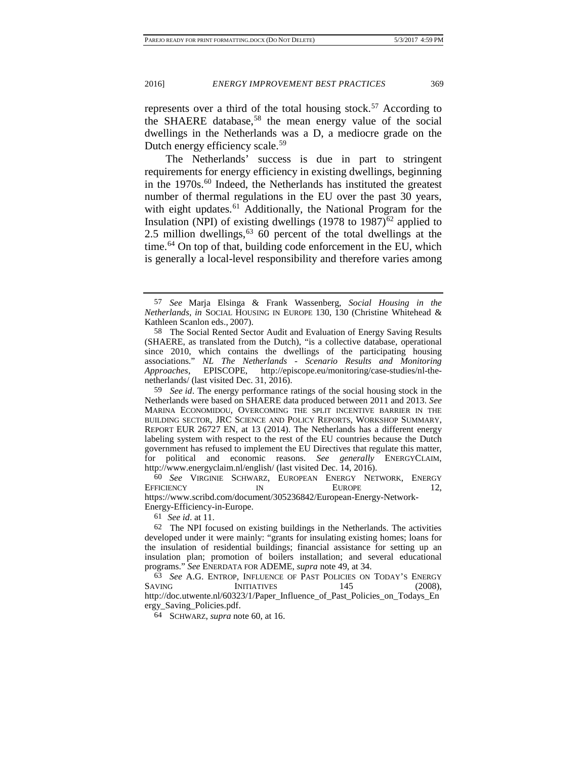represents over a third of the total housing stock.[57] According to the SHAERE database,[58] the mean energy value of the social dwellings in the Netherlands was a D, a mediocre grade on the Dutch energy efficiency scale.[59]

The Netherlands' success is due in part to stringent requirements for energy efficiency in existing dwellings, beginning in the 1970s.[60] Indeed, the Netherlands has instituted the greatest number of thermal regulations in the EU over the past 30 years, with eight updates.[61] Additionally, the National Program for the Insulation (NPI) of existing dwellings (1978 to 1987)[62] applied to 2.5 million dwellings,[63] 60 percent of the total dwellings at the time.[64] On top of that, building code enforcement in the EU, which is generally a local-level responsibility and therefore varies among

---

57 *See* Marja Elsinga & Frank Wassenberg, *Social Housing in the Netherlands*, *in* SOCIAL HOUSING IN EUROPE 130, 130 (Christine Whitehead & Kathleen Scanlon eds., 2007).

58 The Social Rented Sector Audit and Evaluation of Energy Saving Results (SHAERE, as translated from the Dutch), "is a collective database, operational since 2010, which contains the dwellings of the participating housing associations." *NL The Netherlands - Scenario Results and Monitoring Approaches*, EPISCOPE, http://episcope.eu/monitoring/case-studies/nl-the-netherlands/ (last visited Dec. 31, 2016).

59 *See id*. The energy performance ratings of the social housing stock in the Netherlands were based on SHAERE data produced between 2011 and 2013. *See* MARINA ECONOMIDOU, OVERCOMING THE SPLIT INCENTIVE BARRIER IN THE BUILDING SECTOR, JRC SCIENCE AND POLICY REPORTS, WORKSHOP SUMMARY, REPORT EUR 26727 EN, at 13 (2014). The Netherlands has a different energy labeling system with respect to the rest of the EU countries because the Dutch government has refused to implement the EU Directives that regulate this matter, for political and economic reasons. *See generally* ENERGYCLAIM, http://www.energyclaim.nl/english/ (last visited Dec. 14, 2016).

60 *See* VIRGINIE SCHWARZ, EUROPEAN ENERGY NETWORK, ENERGY EFFICIENCY IN EUROPE 12, https://www.scribd.com/document/305236842/European-Energy-Network-Energy-Efficiency-in-Europe.

61 *See id*. at 11.

62 The NPI focused on existing buildings in the Netherlands. The activities developed under it were mainly: "grants for insulating existing homes; loans for the insulation of residential buildings; financial assistance for setting up an insulation plan; promotion of boilers installation; and several educational programs." *See* ENERDATA FOR ADEME, *supra* note 49, at 34.

63 *See* A.G. ENTROP, INFLUENCE OF PAST POLICIES ON TODAY'S ENERGY SAVING INITIATIVES 145 (2008), http://doc.utwente.nl/60323/1/Paper_Influence_of_Past_Policies_on_Todays_Energy_Saving_Policies.pdf.

64 SCHWARZ, *supra* note 60, at 16.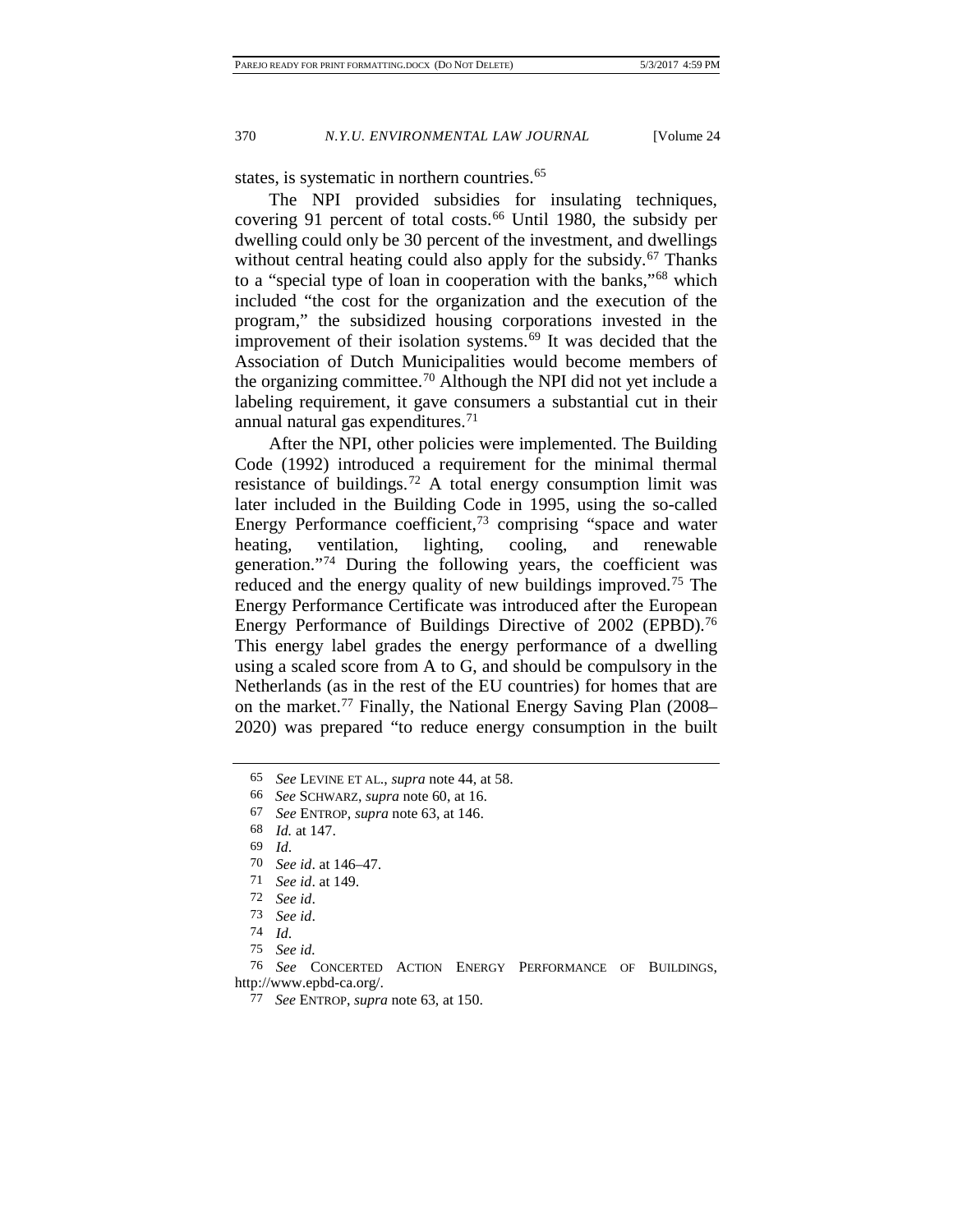states, is systematic in northern countries.[65]

The NPI provided subsidies for insulating techniques, covering 91 percent of total costs.[66] Until 1980, the subsidy per dwelling could only be 30 percent of the investment, and dwellings without central heating could also apply for the subsidy.[67] Thanks to a "special type of loan in cooperation with the banks,"[68] which included "the cost for the organization and the execution of the program," the subsidized housing corporations invested in the improvement of their isolation systems.[69] It was decided that the Association of Dutch Municipalities would become members of the organizing committee.[70] Although the NPI did not yet include a labeling requirement, it gave consumers a substantial cut in their annual natural gas expenditures.[71]

After the NPI, other policies were implemented. The Building Code (1992) introduced a requirement for the minimal thermal resistance of buildings.[72] A total energy consumption limit was later included in the Building Code in 1995, using the so-called Energy Performance coefficient,[73] comprising "space and water heating, ventilation, lighting, cooling, and renewable generation."[74] During the following years, the coefficient was reduced and the energy quality of new buildings improved.[75] The Energy Performance Certificate was introduced after the European Energy Performance of Buildings Directive of 2002 (EPBD).[76] This energy label grades the energy performance of a dwelling using a scaled score from A to G, and should be compulsory in the Netherlands (as in the rest of the EU countries) for homes that are on the market.[77] Finally, the National Energy Saving Plan (2008–2020) was prepared "to reduce energy consumption in the built

---

65 *See* LEVINE ET AL., *supra* note 44, at 58.

66 *See* SCHWARZ, *supra* note 60, at 16.

67 *See* ENTROP, *supra* note 63, at 146.

68 *Id.* at 147.

69 *Id*.

70 *See id*. at 146–47.

71 *See id*. at 149.

72 *See id*.

73 *See id*.

74 *Id*.

75 *See id.*

76 *See* CONCERTED ACTION ENERGY PERFORMANCE OF BUILDINGS, http://www.epbd-ca.org/.

77 *See* ENTROP, *supra* note 63, at 150.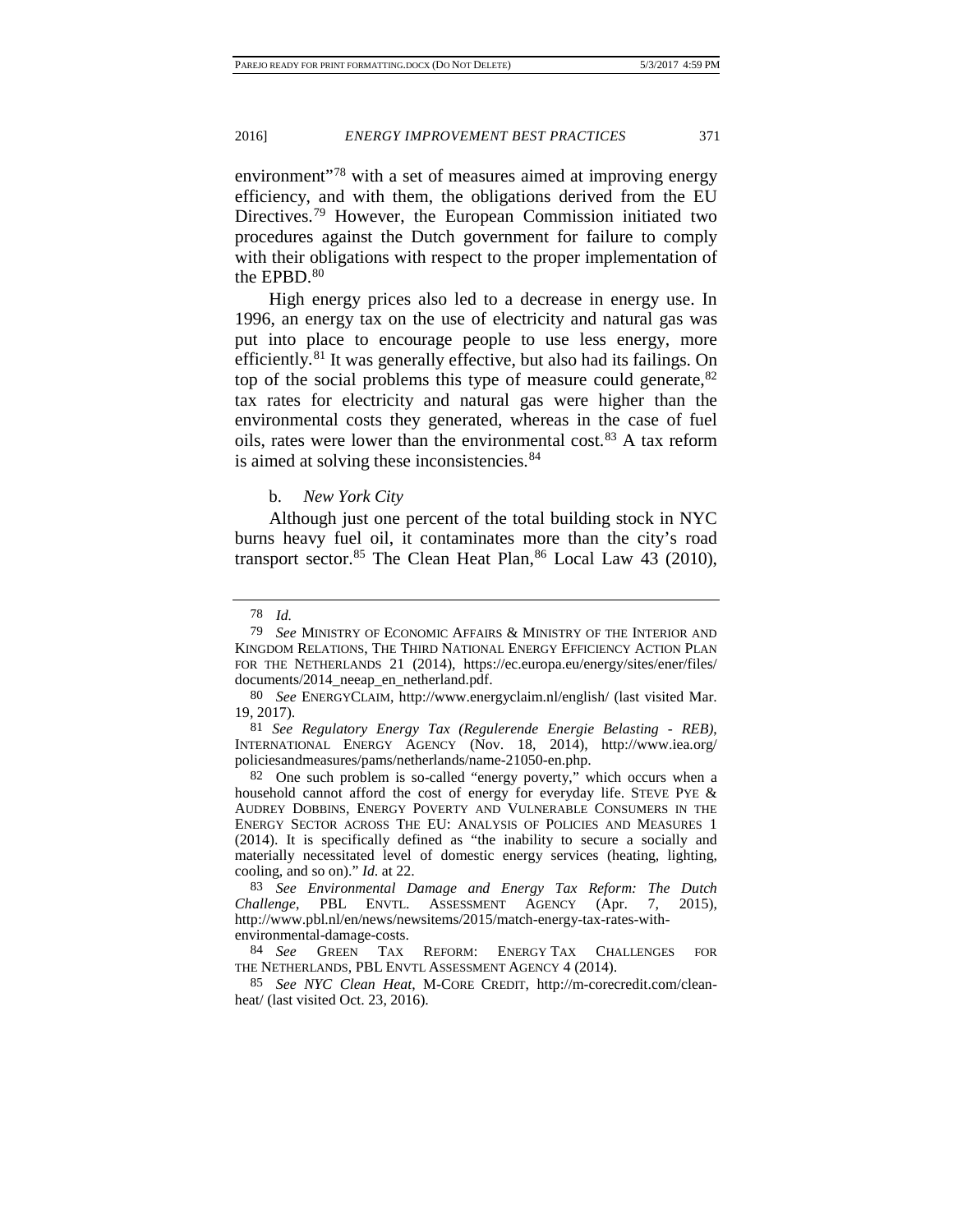environment"[78] with a set of measures aimed at improving energy efficiency, and with them, the obligations derived from the EU Directives.[79] However, the European Commission initiated two procedures against the Dutch government for failure to comply with their obligations with respect to the proper implementation of the EPBD.[80]

High energy prices also led to a decrease in energy use. In 1996, an energy tax on the use of electricity and natural gas was put into place to encourage people to use less energy, more efficiently.[81] It was generally effective, but also had its failings. On top of the social problems this type of measure could generate,[82] tax rates for electricity and natural gas were higher than the environmental costs they generated, whereas in the case of fuel oils, rates were lower than the environmental cost.[83] A tax reform is aimed at solving these inconsistencies.[84]

b. *New York City*

Although just one percent of the total building stock in NYC burns heavy fuel oil, it contaminates more than the city's road transport sector.[85] The Clean Heat Plan,[86] Local Law 43 (2010),

---

78 *Id.*

79 *See* MINISTRY OF ECONOMIC AFFAIRS & MINISTRY OF THE INTERIOR AND KINGDOM RELATIONS, THE THIRD NATIONAL ENERGY EFFICIENCY ACTION PLAN FOR THE NETHERLANDS 21 (2014), https://ec.europa.eu/energy/sites/ener/files/documents/2014_neeap_en_netherland.pdf.

80 *See* ENERGYCLAIM, http://www.energyclaim.nl/english/ (last visited Mar. 19, 2017).

81 *See Regulatory Energy Tax (Regulerende Energie Belasting - REB)*, INTERNATIONAL ENERGY AGENCY (Nov. 18, 2014), http://www.iea.org/policiesandmeasures/pams/netherlands/name-21050-en.php.

82 One such problem is so-called "energy poverty," which occurs when a household cannot afford the cost of energy for everyday life. STEVE PYE & AUDREY DOBBINS, ENERGY POVERTY AND VULNERABLE CONSUMERS IN THE ENERGY SECTOR ACROSS THE EU: ANALYSIS OF POLICIES AND MEASURES 1 (2014). It is specifically defined as "the inability to secure a socially and materially necessitated level of domestic energy services (heating, lighting, cooling, and so on)." *Id.* at 22.

83 *See Environmental Damage and Energy Tax Reform: The Dutch Challenge*, PBL ENVTL. ASSESSMENT AGENCY (Apr. 7, 2015), http://www.pbl.nl/en/news/newsitems/2015/match-energy-tax-rates-with-environmental-damage-costs.

84 *See* GREEN TAX REFORM: ENERGY TAX CHALLENGES FOR THE NETHERLANDS, PBL ENVTL ASSESSMENT AGENCY 4 (2014).

85 *See NYC Clean Heat*, M-CORE CREDIT, http://m-corecredit.com/clean-heat/ (last visited Oct. 23, 2016).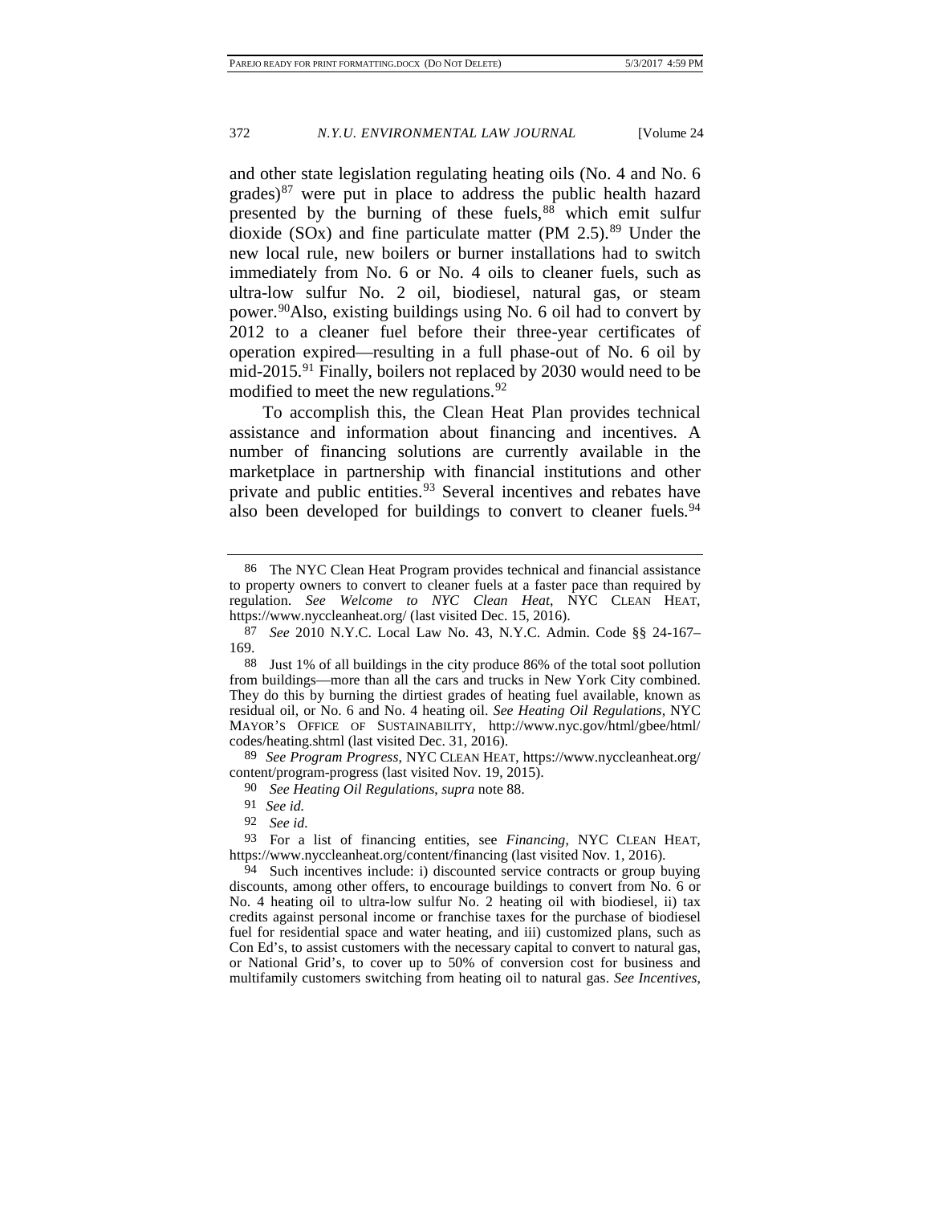and other state legislation regulating heating oils (No. 4 and No. 6 grades)[87] were put in place to address the public health hazard presented by the burning of these fuels,[88] which emit sulfur dioxide (SOx) and fine particulate matter (PM 2.5).[89] Under the new local rule, new boilers or burner installations had to switch immediately from No. 6 or No. 4 oils to cleaner fuels, such as ultra-low sulfur No. 2 oil, biodiesel, natural gas, or steam power.[90]Also, existing buildings using No. 6 oil had to convert by 2012 to a cleaner fuel before their three-year certificates of operation expired—resulting in a full phase-out of No. 6 oil by mid-2015.[91] Finally, boilers not replaced by 2030 would need to be modified to meet the new regulations.[92]

To accomplish this, the Clean Heat Plan provides technical assistance and information about financing and incentives. A number of financing solutions are currently available in the marketplace in partnership with financial institutions and other private and public entities.[93] Several incentives and rebates have also been developed for buildings to convert to cleaner fuels.[94]

---

86 The NYC Clean Heat Program provides technical and financial assistance to property owners to convert to cleaner fuels at a faster pace than required by regulation. *See Welcome to NYC Clean Heat*, NYC CLEAN HEAT, https://www.nyccleanheat.org/ (last visited Dec. 15, 2016).

87 *See* 2010 N.Y.C. Local Law No. 43, N.Y.C. Admin. Code §§ 24-167–169.

88 Just 1% of all buildings in the city produce 86% of the total soot pollution from buildings—more than all the cars and trucks in New York City combined. They do this by burning the dirtiest grades of heating fuel available, known as residual oil, or No. 6 and No. 4 heating oil. *See Heating Oil Regulations*, NYC MAYOR'S OFFICE OF SUSTAINABILITY, http://www.nyc.gov/html/gbee/html/codes/heating.shtml (last visited Dec. 31, 2016).

89 *See Program Progress*, NYC CLEAN HEAT, https://www.nyccleanheat.org/content/program-progress (last visited Nov. 19, 2015).

90 *See Heating Oil Regulations*, *supra* note 88.

91 *See id.*

92 *See id.*

93 For a list of financing entities, see *Financing*, NYC CLEAN HEAT, https://www.nyccleanheat.org/content/financing (last visited Nov. 1, 2016).

94 Such incentives include: i) discounted service contracts or group buying discounts, among other offers, to encourage buildings to convert from No. 6 or No. 4 heating oil to ultra-low sulfur No. 2 heating oil with biodiesel, ii) tax credits against personal income or franchise taxes for the purchase of biodiesel fuel for residential space and water heating, and iii) customized plans, such as Con Ed's, to assist customers with the necessary capital to convert to natural gas, or National Grid's, to cover up to 50% of conversion cost for business and multifamily customers switching from heating oil to natural gas. *See Incentives*,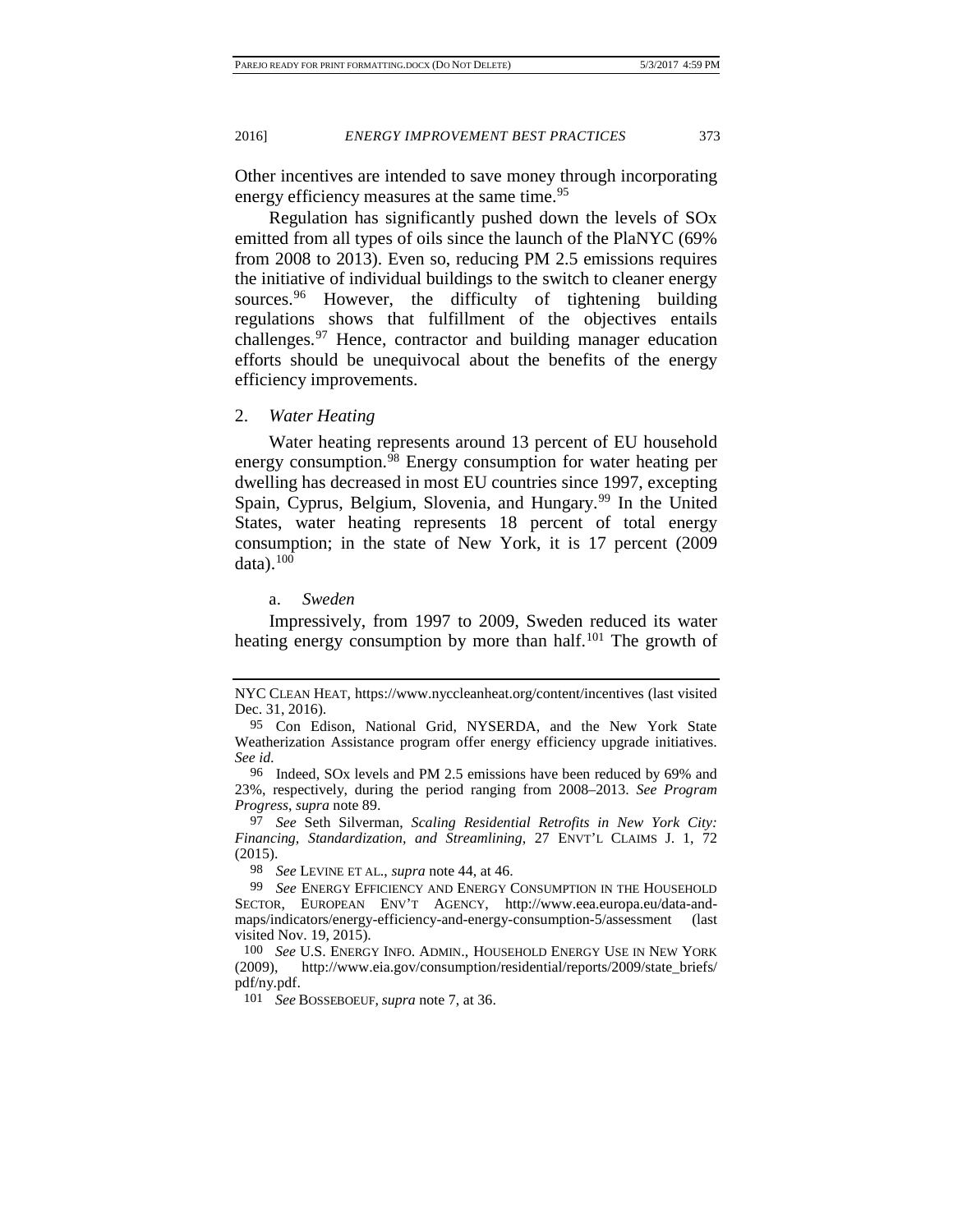Other incentives are intended to save money through incorporating energy efficiency measures at the same time.[95]

Regulation has significantly pushed down the levels of SOx emitted from all types of oils since the launch of the PlaNYC (69% from 2008 to 2013). Even so, reducing PM 2.5 emissions requires the initiative of individual buildings to the switch to cleaner energy sources.[96] However, the difficulty of tightening building regulations shows that fulfillment of the objectives entails challenges.[97] Hence, contractor and building manager education efforts should be unequivocal about the benefits of the energy efficiency improvements.

### 2. *Water Heating*

Water heating represents around 13 percent of EU household energy consumption.[98] Energy consumption for water heating per dwelling has decreased in most EU countries since 1997, excepting Spain, Cyprus, Belgium, Slovenia, and Hungary.[99] In the United States, water heating represents 18 percent of total energy consumption; in the state of New York, it is 17 percent (2009 data).[100]

#### a. *Sweden*

Impressively, from 1997 to 2009, Sweden reduced its water heating energy consumption by more than half.[101] The growth of

---

NYC CLEAN HEAT, https://www.nyccleanheat.org/content/incentives (last visited Dec. 31, 2016).

95 Con Edison, National Grid, NYSERDA, and the New York State Weatherization Assistance program offer energy efficiency upgrade initiatives. *See id.*

96 Indeed, SOx levels and PM 2.5 emissions have been reduced by 69% and 23%, respectively, during the period ranging from 2008–2013. *See Program Progress*, *supra* note 89.

97 *See* Seth Silverman, *Scaling Residential Retrofits in New York City: Financing, Standardization, and Streamlining*, 27 ENVT'L CLAIMS J. 1, 72 (2015).

98 *See* LEVINE ET AL., *supra* note 44, at 46.

99 *See* ENERGY EFFICIENCY AND ENERGY CONSUMPTION IN THE HOUSEHOLD SECTOR, EUROPEAN ENV'T AGENCY, http://www.eea.europa.eu/data-and-maps/indicators/energy-efficiency-and-energy-consumption-5/assessment (last visited Nov. 19, 2015).

100 *See* U.S. ENERGY INFO. ADMIN., HOUSEHOLD ENERGY USE IN NEW YORK (2009), http://www.eia.gov/consumption/residential/reports/2009/state_briefs/pdf/ny.pdf.

101 *See* BOSSEBOEUF, *supra* note 7, at 36.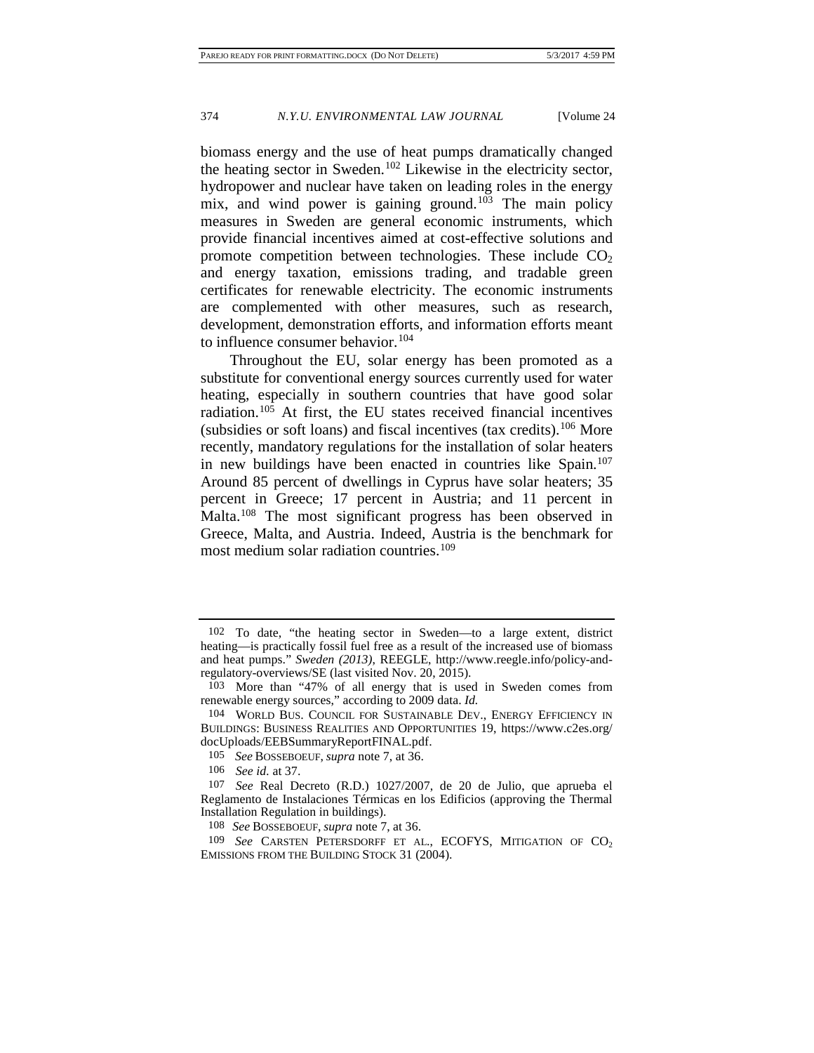biomass energy and the use of heat pumps dramatically changed the heating sector in Sweden.[102] Likewise in the electricity sector, hydropower and nuclear have taken on leading roles in the energy mix, and wind power is gaining ground.[103] The main policy measures in Sweden are general economic instruments, which provide financial incentives aimed at cost-effective solutions and promote competition between technologies. These include $CO_2$ and energy taxation, emissions trading, and tradable green certificates for renewable electricity. The economic instruments are complemented with other measures, such as research, development, demonstration efforts, and information efforts meant to influence consumer behavior.[104]

Throughout the EU, solar energy has been promoted as a substitute for conventional energy sources currently used for water heating, especially in southern countries that have good solar radiation.[105] At first, the EU states received financial incentives (subsidies or soft loans) and fiscal incentives (tax credits).[106] More recently, mandatory regulations for the installation of solar heaters in new buildings have been enacted in countries like Spain.[107] Around 85 percent of dwellings in Cyprus have solar heaters; 35 percent in Greece; 17 percent in Austria; and 11 percent in Malta.[108] The most significant progress has been observed in Greece, Malta, and Austria. Indeed, Austria is the benchmark for most medium solar radiation countries.[109]

---

102 To date, "the heating sector in Sweden—to a large extent, district heating—is practically fossil fuel free as a result of the increased use of biomass and heat pumps." *Sweden (2013)*, REEGLE, http://www.reegle.info/policy-and-regulatory-overviews/SE (last visited Nov. 20, 2015).

103 More than "47% of all energy that is used in Sweden comes from renewable energy sources," according to 2009 data. *Id.*

104 WORLD BUS. COUNCIL FOR SUSTAINABLE DEV., ENERGY EFFICIENCY IN BUILDINGS: BUSINESS REALITIES AND OPPORTUNITIES 19, https://www.c2es.org/docUploads/EEBSummaryReportFINAL.pdf.

105 *See* BOSSEBOEUF, *supra* note 7, at 36.

106 *See id.* at 37.

107 *See* Real Decreto (R.D.) 1027/2007, de 20 de Julio, que aprueba el Reglamento de Instalaciones Térmicas en los Edificios (approving the Thermal Installation Regulation in buildings).

108 *See* BOSSEBOEUF, *supra* note 7, at 36.

109 *See* CARSTEN PETERSDORFF ET AL., ECOFYS, MITIGATION OF $CO_2$ EMISSIONS FROM THE BUILDING STOCK 31 (2004).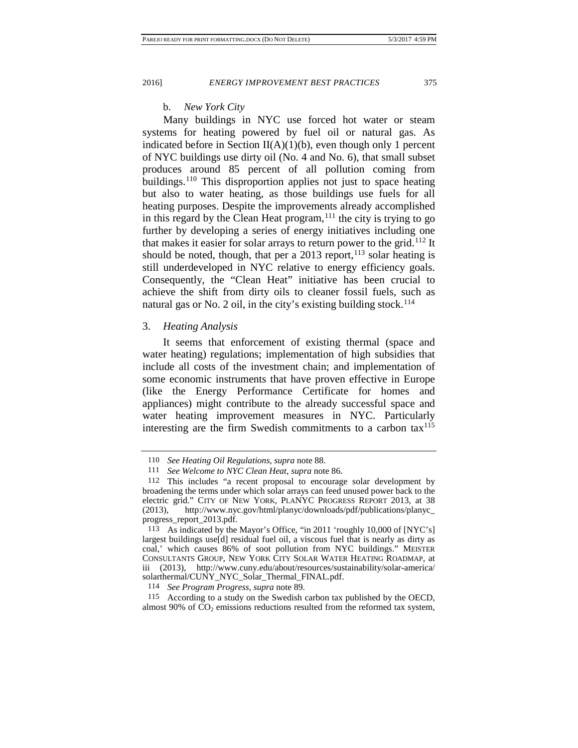b. *New York City*

Many buildings in NYC use forced hot water or steam systems for heating powered by fuel oil or natural gas. As indicated before in Section II(A)(1)(b), even though only 1 percent of NYC buildings use dirty oil (No. 4 and No. 6), that small subset produces around 85 percent of all pollution coming from buildings.[110] This disproportion applies not just to space heating but also to water heating, as those buildings use fuels for all heating purposes. Despite the improvements already accomplished in this regard by the Clean Heat program,[111] the city is trying to go further by developing a series of energy initiatives including one that makes it easier for solar arrays to return power to the grid.[112] It should be noted, though, that per a 2013 report,[113] solar heating is still underdeveloped in NYC relative to energy efficiency goals. Consequently, the "Clean Heat" initiative has been crucial to achieve the shift from dirty oils to cleaner fossil fuels, such as natural gas or No. 2 oil, in the city's existing building stock.[114]

3. *Heating Analysis*

It seems that enforcement of existing thermal (space and water heating) regulations; implementation of high subsidies that include all costs of the investment chain; and implementation of some economic instruments that have proven effective in Europe (like the Energy Performance Certificate for homes and appliances) might contribute to the already successful space and water heating improvement measures in NYC. Particularly interesting are the firm Swedish commitments to a carbon tax[115]

---

110 *See Heating Oil Regulations*, *supra* note 88.

111 *See Welcome to NYC Clean Heat*, *supra* note 86.

112 This includes "a recent proposal to encourage solar development by broadening the terms under which solar arrays can feed unused power back to the electric grid." CITY OF NEW YORK, PLANYC PROGRESS REPORT 2013, at 38 (2013), http://www.nyc.gov/html/planyc/downloads/pdf/publications/planyc_progress_report_2013.pdf.

113 As indicated by the Mayor's Office, "in 2011 'roughly 10,000 of [NYC's] largest buildings use[d] residual fuel oil, a viscous fuel that is nearly as dirty as coal,' which causes 86% of soot pollution from NYC buildings." MEISTER CONSULTANTS GROUP, NEW YORK CITY SOLAR WATER HEATING ROADMAP, at iii (2013), http://www.cuny.edu/about/resources/sustainability/solar-america/solarthermal/CUNY_NYC_Solar_Thermal_FINAL.pdf.

114 *See Program Progress*, *supra* note 89.

115 According to a study on the Swedish carbon tax published by the OECD, almost 90% of $CO_2$ emissions reductions resulted from the reformed tax system,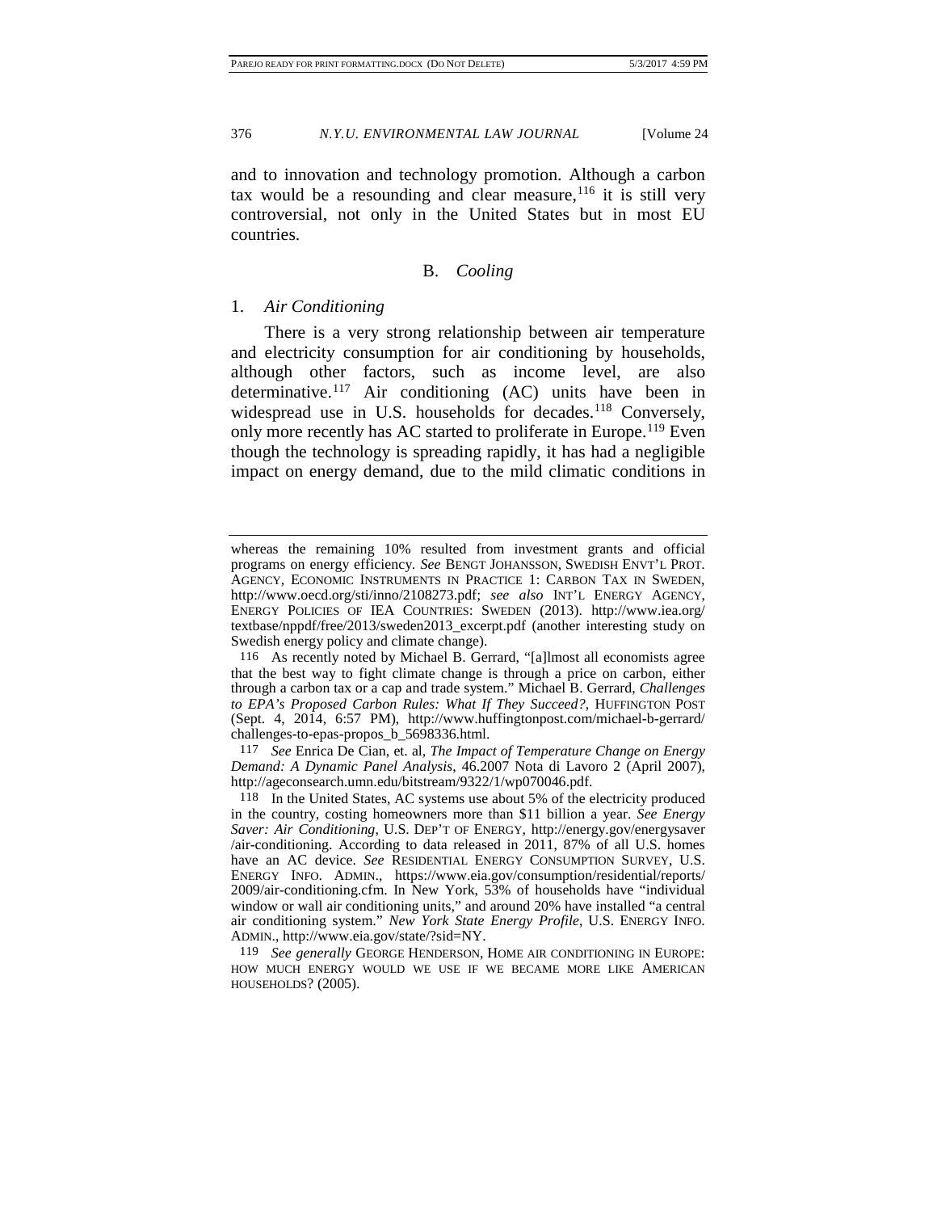and to innovation and technology promotion. Although a carbon tax would be a resounding and clear measure,[116] it is still very controversial, not only in the United States but in most EU countries.

## B. *Cooling*

### 1. *Air Conditioning*

There is a very strong relationship between air temperature and electricity consumption for air conditioning by households, although other factors, such as income level, are also determinative.[117] Air conditioning (AC) units have been in widespread use in U.S. households for decades.[118] Conversely, only more recently has AC started to proliferate in Europe.[119] Even though the technology is spreading rapidly, it has had a negligible impact on energy demand, due to the mild climatic conditions in

---

whereas the remaining 10% resulted from investment grants and official programs on energy efficiency. *See* BENGT JOHANSSON, SWEDISH ENVT'L PROT. AGENCY, ECONOMIC INSTRUMENTS IN PRACTICE 1: CARBON TAX IN SWEDEN, http://www.oecd.org/sti/inno/2108273.pdf; *see also* INT'L ENERGY AGENCY, ENERGY POLICIES OF IEA COUNTRIES: SWEDEN (2013). http://www.iea.org/textbase/nppdf/free/2013/sweden2013_excerpt.pdf (another interesting study on Swedish energy policy and climate change).

116 As recently noted by Michael B. Gerrard, "[a]lmost all economists agree that the best way to fight climate change is through a price on carbon, either through a carbon tax or a cap and trade system." Michael B. Gerrard, *Challenges to EPA's Proposed Carbon Rules: What If They Succeed?*, HUFFINGTON POST (Sept. 4, 2014, 6:57 PM), http://www.huffingtonpost.com/michael-b-gerrard/challenges-to-epas-propos_b_5698336.html.

117 *See* Enrica De Cian, et. al, *The Impact of Temperature Change on Energy Demand: A Dynamic Panel Analysis*, 46.2007 Nota di Lavoro 2 (April 2007), http://ageconsearch.umn.edu/bitstream/9322/1/wp070046.pdf.

118 In the United States, AC systems use about 5% of the electricity produced in the country, costing homeowners more than $11 billion a year. *See Energy Saver: Air Conditioning*, U.S. DEP'T OF ENERGY, http://energy.gov/energysaver/air-conditioning. According to data released in 2011, 87% of all U.S. homes have an AC device. *See* RESIDENTIAL ENERGY CONSUMPTION SURVEY, U.S. ENERGY INFO. ADMIN., https://www.eia.gov/consumption/residential/reports/2009/air-conditioning.cfm. In New York, 53% of households have "individual window or wall air conditioning units," and around 20% have installed "a central air conditioning system." *New York State Energy Profile*, U.S. ENERGY INFO. ADMIN., http://www.eia.gov/state/?sid=NY.

119 *See generally* GEORGE HENDERSON, HOME AIR CONDITIONING IN EUROPE: HOW MUCH ENERGY WOULD WE USE IF WE BECAME MORE LIKE AMERICAN HOUSEHOLDS? (2005).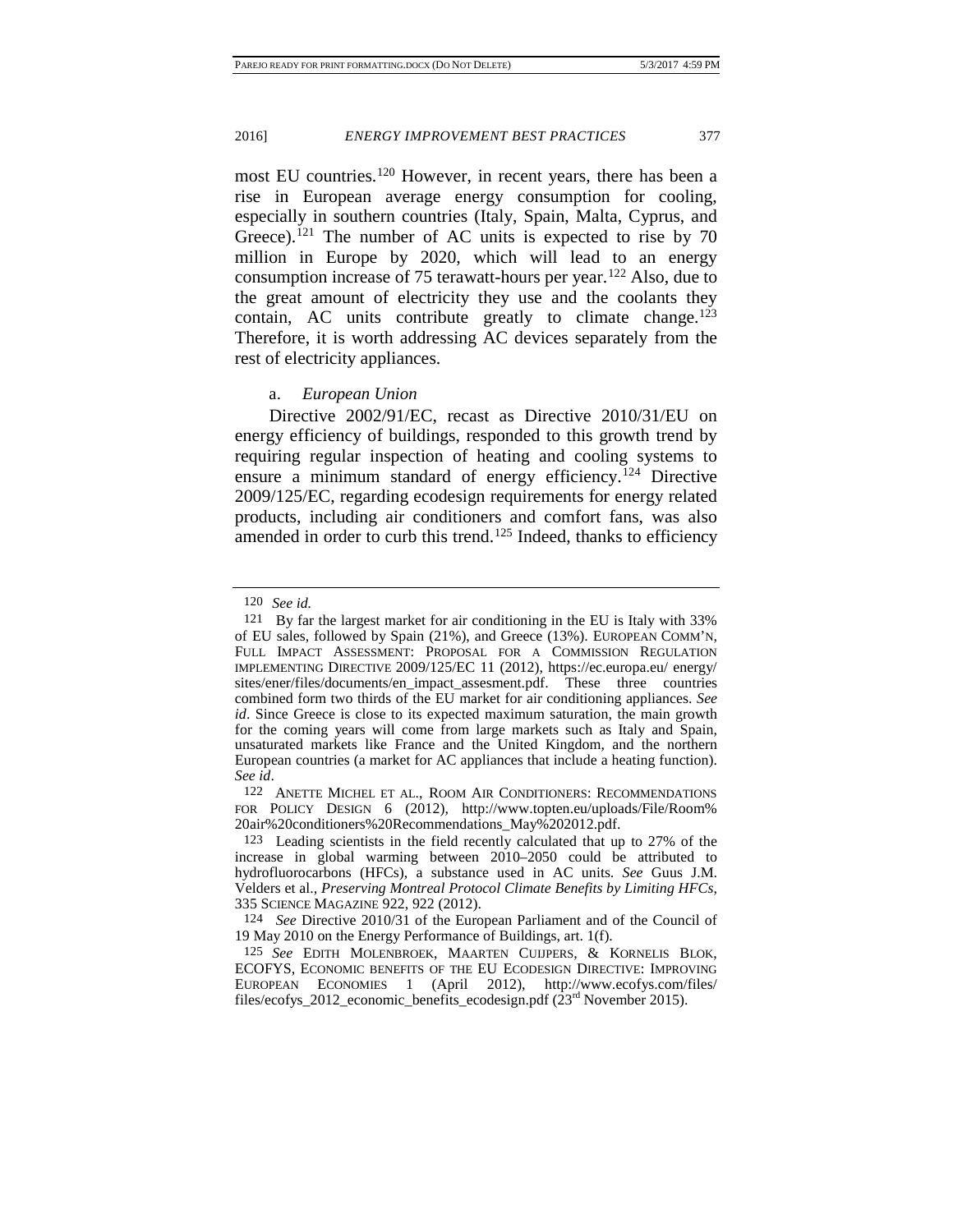most EU countries.[120] However, in recent years, there has been a rise in European average energy consumption for cooling, especially in southern countries (Italy, Spain, Malta, Cyprus, and Greece).[121] The number of AC units is expected to rise by 70 million in Europe by 2020, which will lead to an energy consumption increase of 75 terawatt-hours per year.[122] Also, due to the great amount of electricity they use and the coolants they contain, AC units contribute greatly to climate change.[123] Therefore, it is worth addressing AC devices separately from the rest of electricity appliances.

a. *European Union*

Directive 2002/91/EC, recast as Directive 2010/31/EU on energy efficiency of buildings, responded to this growth trend by requiring regular inspection of heating and cooling systems to ensure a minimum standard of energy efficiency.[124] Directive 2009/125/EC, regarding ecodesign requirements for energy related products, including air conditioners and comfort fans, was also amended in order to curb this trend.[125] Indeed, thanks to efficiency

---

120 *See id.*

121 By far the largest market for air conditioning in the EU is Italy with 33% of EU sales, followed by Spain (21%), and Greece (13%). EUROPEAN COMM'N, FULL IMPACT ASSESSMENT: PROPOSAL FOR A COMMISSION REGULATION IMPLEMENTING DIRECTIVE 2009/125/EC 11 (2012), https://ec.europa.eu/ energy/ sites/ener/files/documents/en_impact_assesment.pdf. These three countries combined form two thirds of the EU market for air conditioning appliances. *See id*. Since Greece is close to its expected maximum saturation, the main growth for the coming years will come from large markets such as Italy and Spain, unsaturated markets like France and the United Kingdom, and the northern European countries (a market for AC appliances that include a heating function). *See id*.

122 ANETTE MICHEL ET AL., ROOM AIR CONDITIONERS: RECOMMENDATIONS FOR POLICY DESIGN 6 (2012), http://www.topten.eu/uploads/File/Room%20air%20conditioners%20Recommendations_May%202012.pdf.

123 Leading scientists in the field recently calculated that up to 27% of the increase in global warming between 2010–2050 could be attributed to hydrofluorocarbons (HFCs), a substance used in AC units. *See* Guus J.M. Velders et al., *Preserving Montreal Protocol Climate Benefits by Limiting HFCs*, 335 SCIENCE MAGAZINE 922, 922 (2012).

124 *See* Directive 2010/31 of the European Parliament and of the Council of 19 May 2010 on the Energy Performance of Buildings, art. 1(f).

125 *See* EDITH MOLENBROEK, MAARTEN CUIJPERS, & KORNELIS BLOK, ECOFYS, ECONOMIC BENEFITS OF THE EU ECODESIGN DIRECTIVE: IMPROVING EUROPEAN ECONOMIES 1 (April 2012), http://www.ecofys.com/files/ files/ecofys_2012_economic_benefits_ecodesign.pdf (23rd November 2015).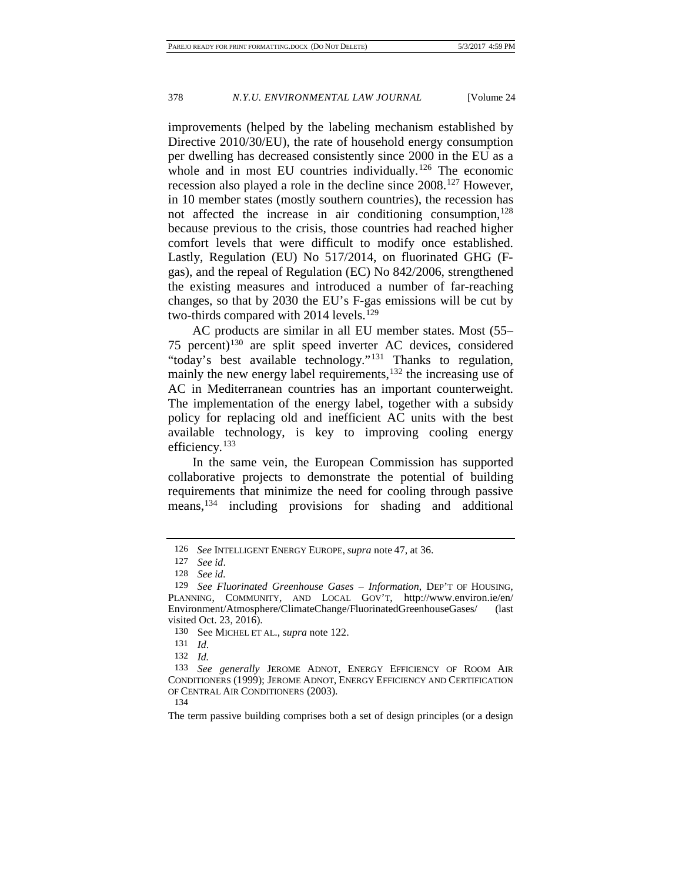improvements (helped by the labeling mechanism established by Directive 2010/30/EU), the rate of household energy consumption per dwelling has decreased consistently since 2000 in the EU as a whole and in most EU countries individually.[126] The economic recession also played a role in the decline since 2008.[127] However, in 10 member states (mostly southern countries), the recession has not affected the increase in air conditioning consumption,[128] because previous to the crisis, those countries had reached higher comfort levels that were difficult to modify once established. Lastly, Regulation (EU) No 517/2014, on fluorinated GHG (F-gas), and the repeal of Regulation (EC) No 842/2006, strengthened the existing measures and introduced a number of far-reaching changes, so that by 2030 the EU's F-gas emissions will be cut by two-thirds compared with 2014 levels.[129]

AC products are similar in all EU member states. Most (55–75 percent)[130] are split speed inverter AC devices, considered "today's best available technology."[131] Thanks to regulation, mainly the new energy label requirements,[132] the increasing use of AC in Mediterranean countries has an important counterweight. The implementation of the energy label, together with a subsidy policy for replacing old and inefficient AC units with the best available technology, is key to improving cooling energy efficiency.[133]

In the same vein, the European Commission has supported collaborative projects to demonstrate the potential of building requirements that minimize the need for cooling through passive means,[134] including provisions for shading and additional

---

126 *See* INTELLIGENT ENERGY EUROPE, *supra* note 47, at 36.

127 *See id*.

128 *See id.*

129 *See Fluorinated Greenhouse Gases – Information*, DEP'T OF HOUSING, PLANNING, COMMUNITY, AND LOCAL GOV'T, http://www.environ.ie/en/Environment/Atmosphere/ClimateChange/FluorinatedGreenhouseGases/ (last visited Oct. 23, 2016).

130 See MICHEL ET AL., *supra* note 122.

131 *Id*.

132 *Id.*

133 *See generally* JEROME ADNOT, ENERGY EFFICIENCY OF ROOM AIR CONDITIONERS (1999); JEROME ADNOT, ENERGY EFFICIENCY AND CERTIFICATION OF CENTRAL AIR CONDITIONERS (2003).

134

The term passive building comprises both a set of design principles (or a design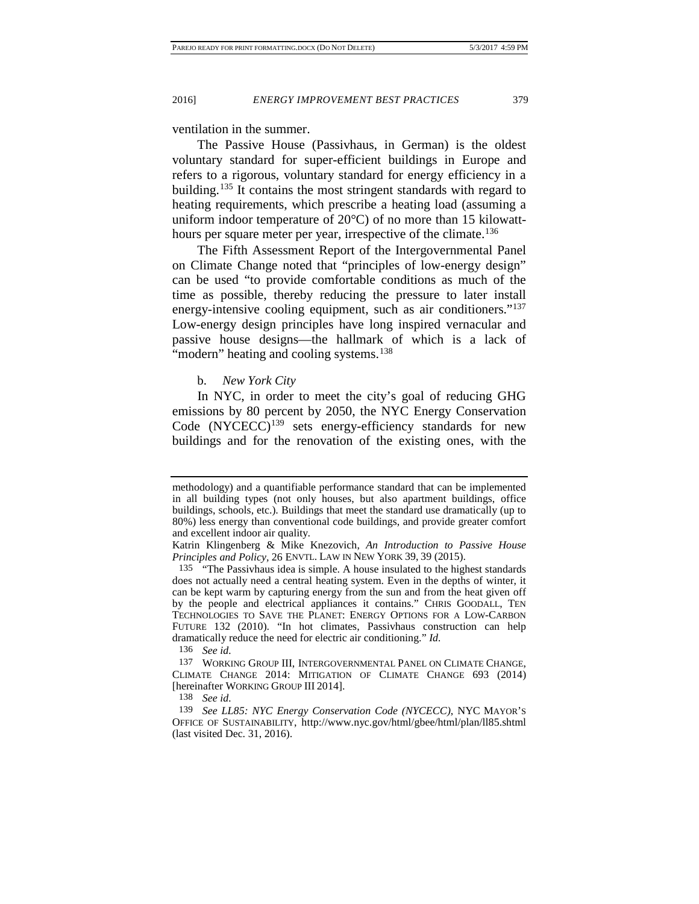ventilation in the summer.

The Passive House (Passivhaus, in German) is the oldest voluntary standard for super-efficient buildings in Europe and refers to a rigorous, voluntary standard for energy efficiency in a building.[135] It contains the most stringent standards with regard to heating requirements, which prescribe a heating load (assuming a uniform indoor temperature of 20°C) of no more than 15 kilowatt-hours per square meter per year, irrespective of the climate.[136]

The Fifth Assessment Report of the Intergovernmental Panel on Climate Change noted that "principles of low-energy design" can be used "to provide comfortable conditions as much of the time as possible, thereby reducing the pressure to later install energy-intensive cooling equipment, such as air conditioners."[137] Low-energy design principles have long inspired vernacular and passive house designs—the hallmark of which is a lack of "modern" heating and cooling systems.[138]

b. *New York City*

In NYC, in order to meet the city's goal of reducing GHG emissions by 80 percent by 2050, the NYC Energy Conservation Code (NYCECC)[139] sets energy-efficiency standards for new buildings and for the renovation of the existing ones, with the

---

methodology) and a quantifiable performance standard that can be implemented in all building types (not only houses, but also apartment buildings, office buildings, schools, etc.). Buildings that meet the standard use dramatically (up to 80%) less energy than conventional code buildings, and provide greater comfort and excellent indoor air quality.

Katrin Klingenberg & Mike Knezovich, *An Introduction to Passive House Principles and Policy*, 26 ENVTL. LAW IN NEW YORK 39, 39 (2015).

135 "The Passivhaus idea is simple. A house insulated to the highest standards does not actually need a central heating system. Even in the depths of winter, it can be kept warm by capturing energy from the sun and from the heat given off by the people and electrical appliances it contains." CHRIS GOODALL, TEN TECHNOLOGIES TO SAVE THE PLANET: ENERGY OPTIONS FOR A LOW-CARBON FUTURE 132 (2010). "In hot climates, Passivhaus construction can help dramatically reduce the need for electric air conditioning." *Id.*

136 *See id.*

137 WORKING GROUP III, INTERGOVERNMENTAL PANEL ON CLIMATE CHANGE, CLIMATE CHANGE 2014: MITIGATION OF CLIMATE CHANGE 693 (2014) [hereinafter WORKING GROUP III 2014].

138 *See id.*

139 *See LL85: NYC Energy Conservation Code (NYCECC)*, NYC MAYOR'S OFFICE OF SUSTAINABILITY, http://www.nyc.gov/html/gbee/html/plan/ll85.shtml (last visited Dec. 31, 2016).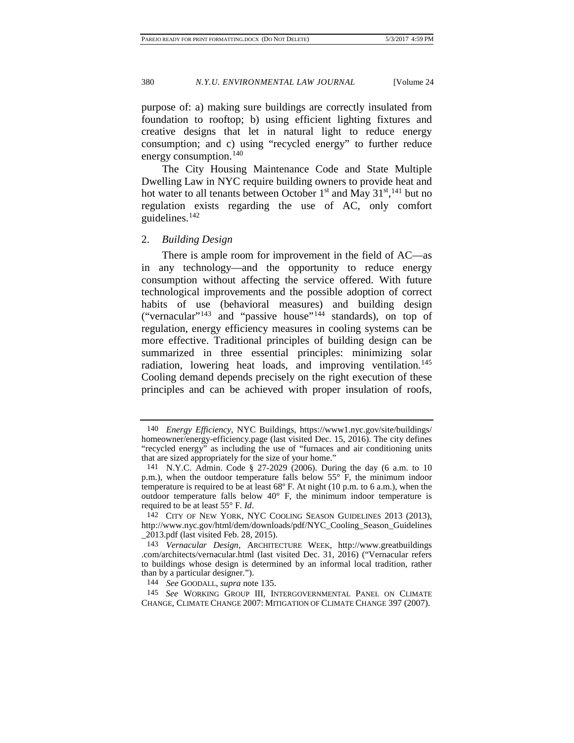purpose of: a) making sure buildings are correctly insulated from foundation to rooftop; b) using efficient lighting fixtures and creative designs that let in natural light to reduce energy consumption; and c) using "recycled energy" to further reduce energy consumption.[140]

The City Housing Maintenance Code and State Multiple Dwelling Law in NYC require building owners to provide heat and hot water to all tenants between October 1st and May 31st,[141] but no regulation exists regarding the use of AC, only comfort guidelines.[142]

### 2. *Building Design*

There is ample room for improvement in the field of AC—as in any technology—and the opportunity to reduce energy consumption without affecting the service offered. With future technological improvements and the possible adoption of correct habits of use (behavioral measures) and building design ("vernacular"[143] and "passive house"[144] standards), on top of regulation, energy efficiency measures in cooling systems can be more effective. Traditional principles of building design can be summarized in three essential principles: minimizing solar radiation, lowering heat loads, and improving ventilation.[145] Cooling demand depends precisely on the right execution of these principles and can be achieved with proper insulation of roofs,

---

140 *Energy Efficiency*, NYC Buildings, https://www1.nyc.gov/site/buildings/homeowner/energy-efficiency.page (last visited Dec. 15, 2016). The city defines "recycled energy" as including the use of "furnaces and air conditioning units that are sized appropriately for the size of your home."

141 N.Y.C. Admin. Code § 27-2029 (2006). During the day (6 a.m. to 10 p.m.), when the outdoor temperature falls below 55° F, the minimum indoor temperature is required to be at least 68º F. At night (10 p.m. to 6 a.m.), when the outdoor temperature falls below 40° F, the minimum indoor temperature is required to be at least 55° F. *Id*.

142 CITY OF NEW YORK, NYC COOLING SEASON GUIDELINES 2013 (2013), http://www.nyc.gov/html/dem/downloads/pdf/NYC_Cooling_Season_Guidelines_2013.pdf (last visited Feb. 28, 2015).

143 *Vernacular Design*, ARCHITECTURE WEEK, http://www.greatbuildings.com/architects/vernacular.html (last visited Dec. 31, 2016) ("Vernacular refers to buildings whose design is determined by an informal local tradition, rather than by a particular designer.").

144 *See* GOODALL, *supra* note 135.

145 *See* WORKING GROUP III, INTERGOVERNMENTAL PANEL ON CLIMATE CHANGE, CLIMATE CHANGE 2007: MITIGATION OF CLIMATE CHANGE 397 (2007).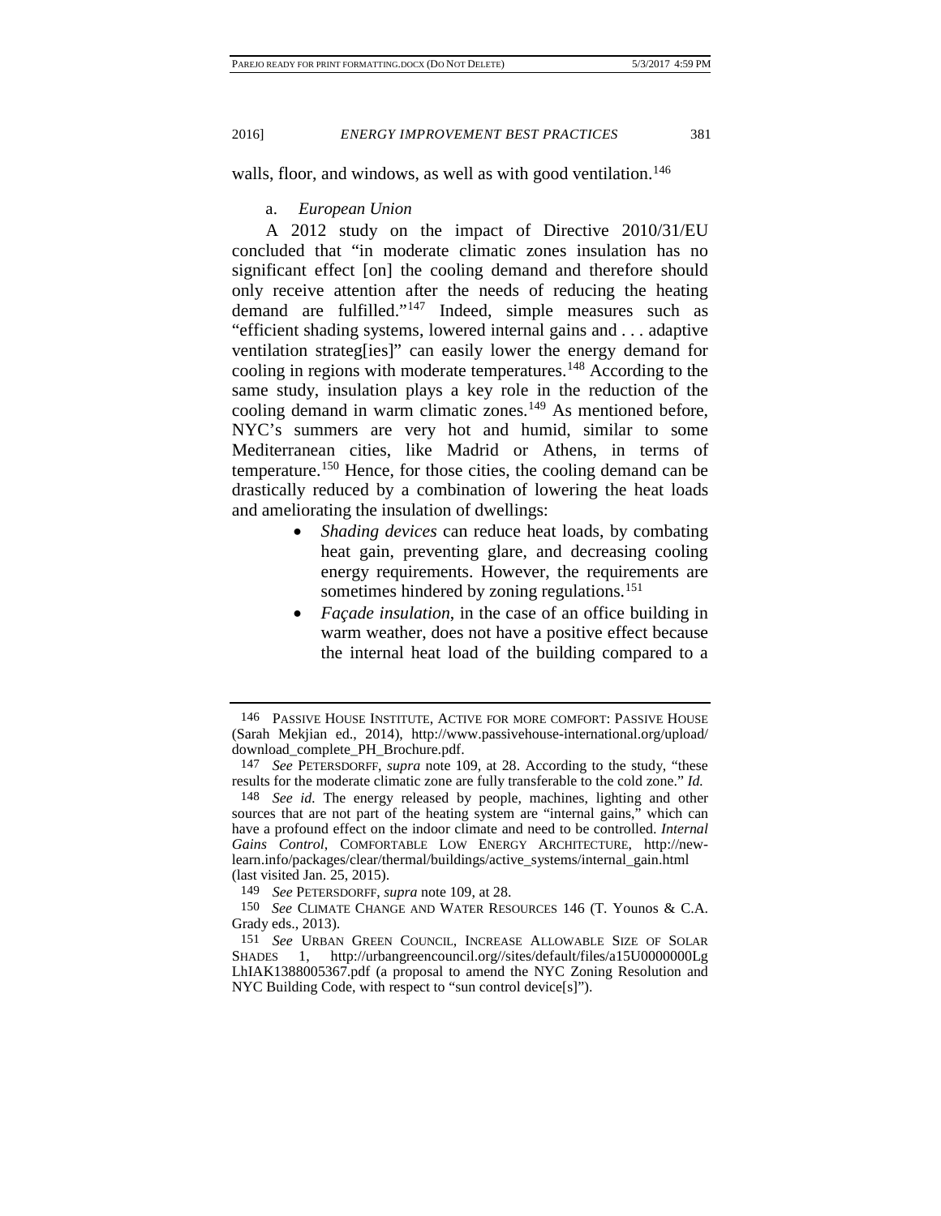walls, floor, and windows, as well as with good ventilation.[146]

a. *European Union*

A 2012 study on the impact of Directive 2010/31/EU concluded that "in moderate climatic zones insulation has no significant effect [on] the cooling demand and therefore should only receive attention after the needs of reducing the heating demand are fulfilled."[147] Indeed, simple measures such as "efficient shading systems, lowered internal gains and . . . adaptive ventilation strateg[ies]" can easily lower the energy demand for cooling in regions with moderate temperatures.[148] According to the same study, insulation plays a key role in the reduction of the cooling demand in warm climatic zones.[149] As mentioned before, NYC's summers are very hot and humid, similar to some Mediterranean cities, like Madrid or Athens, in terms of temperature.[150] Hence, for those cities, the cooling demand can be drastically reduced by a combination of lowering the heat loads and ameliorating the insulation of dwellings:

- *Shading devices* can reduce heat loads, by combating heat gain, preventing glare, and decreasing cooling energy requirements. However, the requirements are sometimes hindered by zoning regulations.[151]
- *Façade insulation*, in the case of an office building in warm weather, does not have a positive effect because the internal heat load of the building compared to a

---

146 PASSIVE HOUSE INSTITUTE, ACTIVE FOR MORE COMFORT: PASSIVE HOUSE (Sarah Mekjian ed., 2014), http://www.passivehouse-international.org/upload/download_complete_PH_Brochure.pdf.

147 *See* PETERSDORFF, *supra* note 109, at 28. According to the study, "these results for the moderate climatic zone are fully transferable to the cold zone." *Id.*

148 *See id.* The energy released by people, machines, lighting and other sources that are not part of the heating system are "internal gains," which can have a profound effect on the indoor climate and need to be controlled. *Internal Gains Control*, COMFORTABLE LOW ENERGY ARCHITECTURE, http://new-learn.info/packages/clear/thermal/buildings/active_systems/internal_gain.html (last visited Jan. 25, 2015).

149 *See* PETERSDORFF, *supra* note 109, at 28.

150 *See* CLIMATE CHANGE AND WATER RESOURCES 146 (T. Younos & C.A. Grady eds., 2013).

151 *See* URBAN GREEN COUNCIL, INCREASE ALLOWABLE SIZE OF SOLAR SHADES 1, http://urbangreencouncil.org//sites/default/files/a15U0000000LgLhIAK1388005367.pdf (a proposal to amend the NYC Zoning Resolution and NYC Building Code, with respect to "sun control device[s]").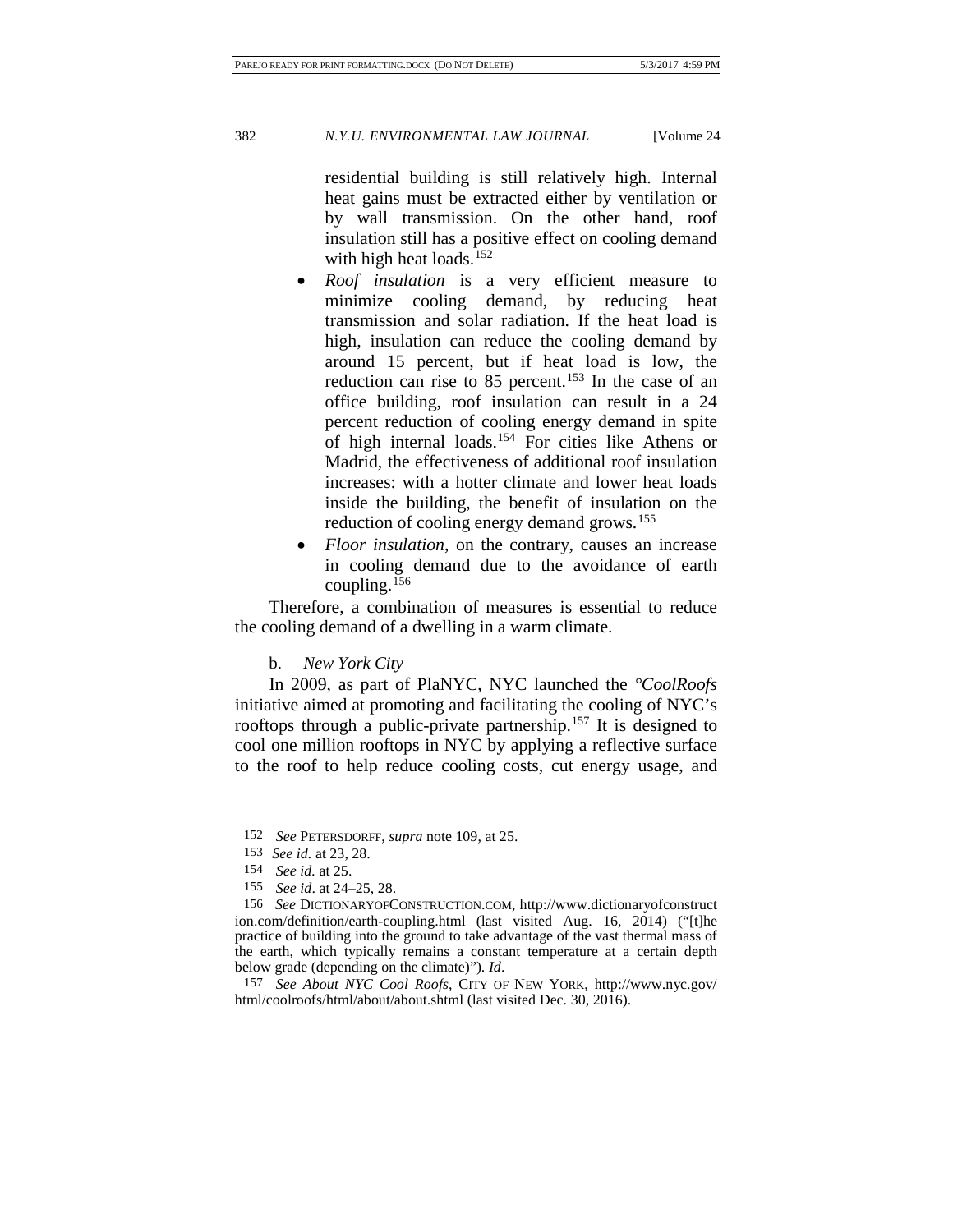residential building is still relatively high. Internal heat gains must be extracted either by ventilation or by wall transmission. On the other hand, roof insulation still has a positive effect on cooling demand with high heat loads.[152]

- *Roof insulation* is a very efficient measure to minimize cooling demand, by reducing heat transmission and solar radiation. If the heat load is high, insulation can reduce the cooling demand by around 15 percent, but if heat load is low, the reduction can rise to 85 percent.[153] In the case of an office building, roof insulation can result in a 24 percent reduction of cooling energy demand in spite of high internal loads.[154] For cities like Athens or Madrid, the effectiveness of additional roof insulation increases: with a hotter climate and lower heat loads inside the building, the benefit of insulation on the reduction of cooling energy demand grows.[155]
- *Floor insulation*, on the contrary, causes an increase in cooling demand due to the avoidance of earth coupling.[156]

Therefore, a combination of measures is essential to reduce the cooling demand of a dwelling in a warm climate.

b. *New York City*

In 2009, as part of PlaNYC, NYC launched the *°CoolRoofs* initiative aimed at promoting and facilitating the cooling of NYC's rooftops through a public-private partnership.[157] It is designed to cool one million rooftops in NYC by applying a reflective surface to the roof to help reduce cooling costs, cut energy usage, and

---

152 *See* PETERSDORFF, *supra* note 109, at 25.

153 *See id.* at 23, 28.

154 *See id.* at 25.

155 *See id*. at 24–25, 28.

156 *See* DICTIONARYOFCONSTRUCTION.COM, http://www.dictionaryofconstruction.com/definition/earth-coupling.html (last visited Aug. 16, 2014) ("[t]he practice of building into the ground to take advantage of the vast thermal mass of the earth, which typically remains a constant temperature at a certain depth below grade (depending on the climate)"). *Id*.

157 *See About NYC Cool Roofs*, CITY OF NEW YORK, http://www.nyc.gov/html/coolroofs/html/about/about.shtml (last visited Dec. 30, 2016).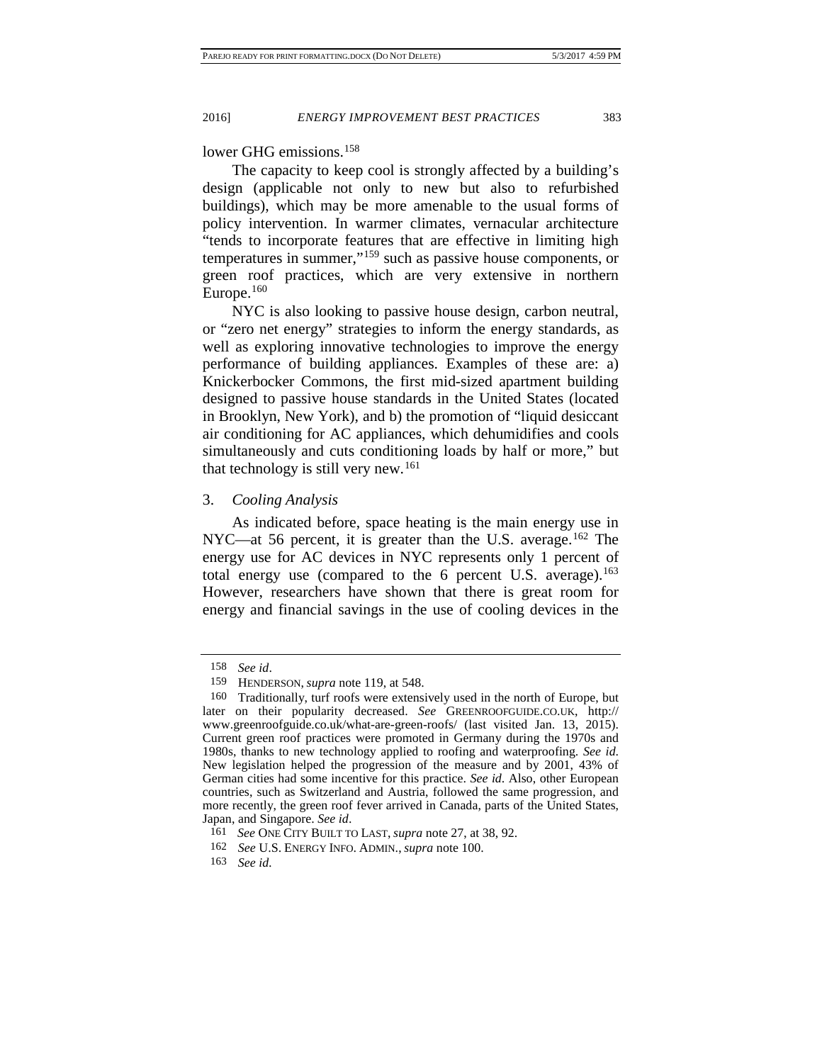lower GHG emissions.[158]

The capacity to keep cool is strongly affected by a building's design (applicable not only to new but also to refurbished buildings), which may be more amenable to the usual forms of policy intervention. In warmer climates, vernacular architecture "tends to incorporate features that are effective in limiting high temperatures in summer,"[159] such as passive house components, or green roof practices, which are very extensive in northern Europe.[160]

NYC is also looking to passive house design, carbon neutral, or "zero net energy" strategies to inform the energy standards, as well as exploring innovative technologies to improve the energy performance of building appliances. Examples of these are: a) Knickerbocker Commons, the first mid-sized apartment building designed to passive house standards in the United States (located in Brooklyn, New York), and b) the promotion of "liquid desiccant air conditioning for AC appliances, which dehumidifies and cools simultaneously and cuts conditioning loads by half or more," but that technology is still very new.[161]

### 3. *Cooling Analysis*

As indicated before, space heating is the main energy use in NYC—at 56 percent, it is greater than the U.S. average.[162] The energy use for AC devices in NYC represents only 1 percent of total energy use (compared to the 6 percent U.S. average).[163] However, researchers have shown that there is great room for energy and financial savings in the use of cooling devices in the

---

158 *See id*.

159 HENDERSON, *supra* note 119, at 548.

160 Traditionally, turf roofs were extensively used in the north of Europe, but later on their popularity decreased. *See* GREENROOFGUIDE.CO.UK, http://www.greenroofguide.co.uk/what-are-green-roofs/ (last visited Jan. 13, 2015). Current green roof practices were promoted in Germany during the 1970s and 1980s, thanks to new technology applied to roofing and waterproofing. *See id*. New legislation helped the progression of the measure and by 2001, 43% of German cities had some incentive for this practice. *See id*. Also, other European countries, such as Switzerland and Austria, followed the same progression, and more recently, the green roof fever arrived in Canada, parts of the United States, Japan, and Singapore. *See id*.

161 *See* ONE CITY BUILT TO LAST, *supra* note 27, at 38, 92.

162 *See* U.S. ENERGY INFO. ADMIN., *supra* note 100.

163 *See id*.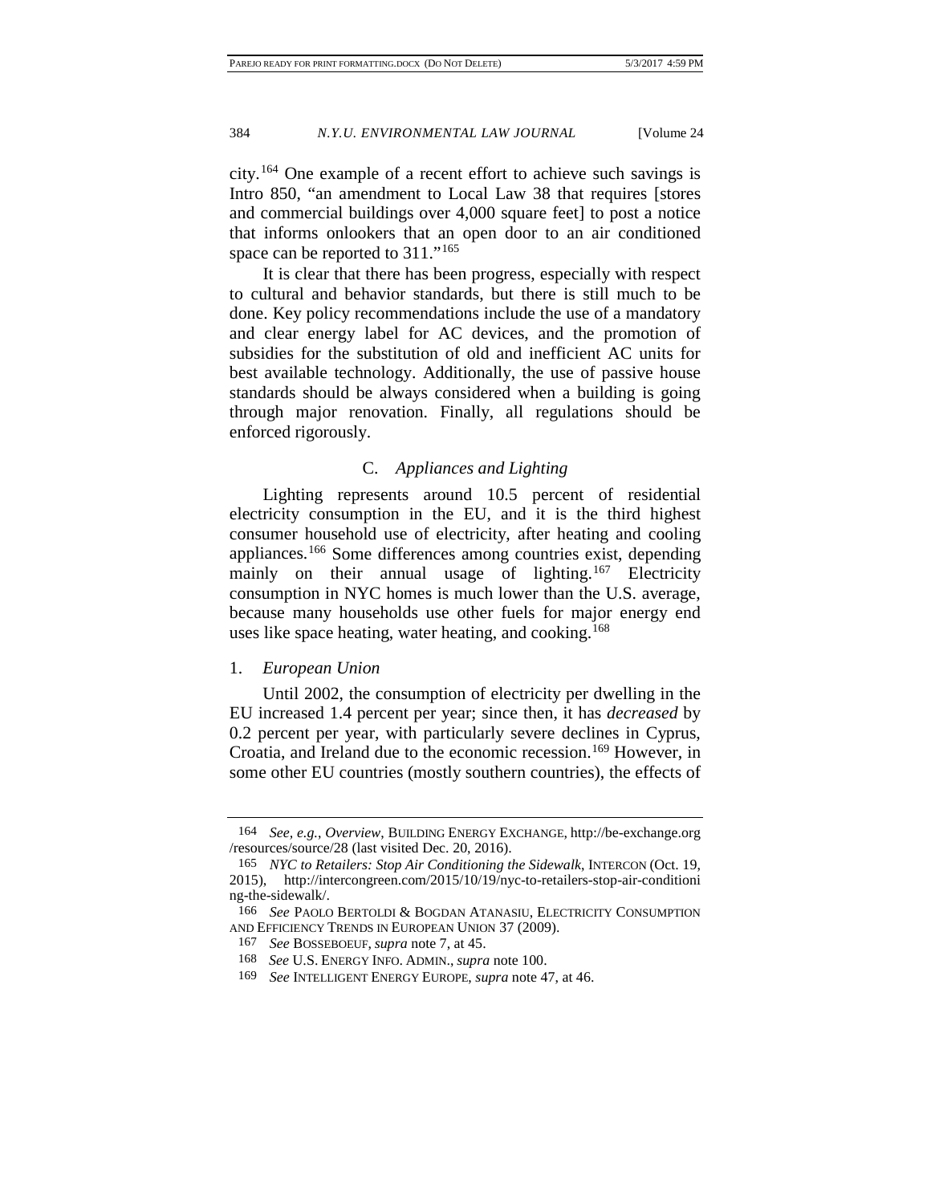city.[164] One example of a recent effort to achieve such savings is Intro 850, "an amendment to Local Law 38 that requires [stores and commercial buildings over 4,000 square feet] to post a notice that informs onlookers that an open door to an air conditioned space can be reported to 311."[165]

It is clear that there has been progress, especially with respect to cultural and behavior standards, but there is still much to be done. Key policy recommendations include the use of a mandatory and clear energy label for AC devices, and the promotion of subsidies for the substitution of old and inefficient AC units for best available technology. Additionally, the use of passive house standards should be always considered when a building is going through major renovation. Finally, all regulations should be enforced rigorously.

### C. *Appliances and Lighting*

Lighting represents around 10.5 percent of residential electricity consumption in the EU, and it is the third highest consumer household use of electricity, after heating and cooling appliances.[166] Some differences among countries exist, depending mainly on their annual usage of lighting.[167] Electricity consumption in NYC homes is much lower than the U.S. average, because many households use other fuels for major energy end uses like space heating, water heating, and cooking.[168]

#### 1. *European Union*

Until 2002, the consumption of electricity per dwelling in the EU increased 1.4 percent per year; since then, it has *decreased* by 0.2 percent per year, with particularly severe declines in Cyprus, Croatia, and Ireland due to the economic recession.[169] However, in some other EU countries (mostly southern countries), the effects of

---

164 *See, e.g.*, *Overview*, BUILDING ENERGY EXCHANGE, http://be-exchange.org/resources/source/28 (last visited Dec. 20, 2016).

165 *NYC to Retailers: Stop Air Conditioning the Sidewalk*, INTERCON (Oct. 19, 2015), http://intercongreen.com/2015/10/19/nyc-to-retailers-stop-air-conditioning-the-sidewalk/.

166 *See* PAOLO BERTOLDI & BOGDAN ATANASIU, ELECTRICITY CONSUMPTION AND EFFICIENCY TRENDS IN EUROPEAN UNION 37 (2009).

167 *See* BOSSEBOEUF, *supra* note 7, at 45.

168 *See* U.S. ENERGY INFO. ADMIN., *supra* note 100.

169 *See* INTELLIGENT ENERGY EUROPE, *supra* note 47, at 46.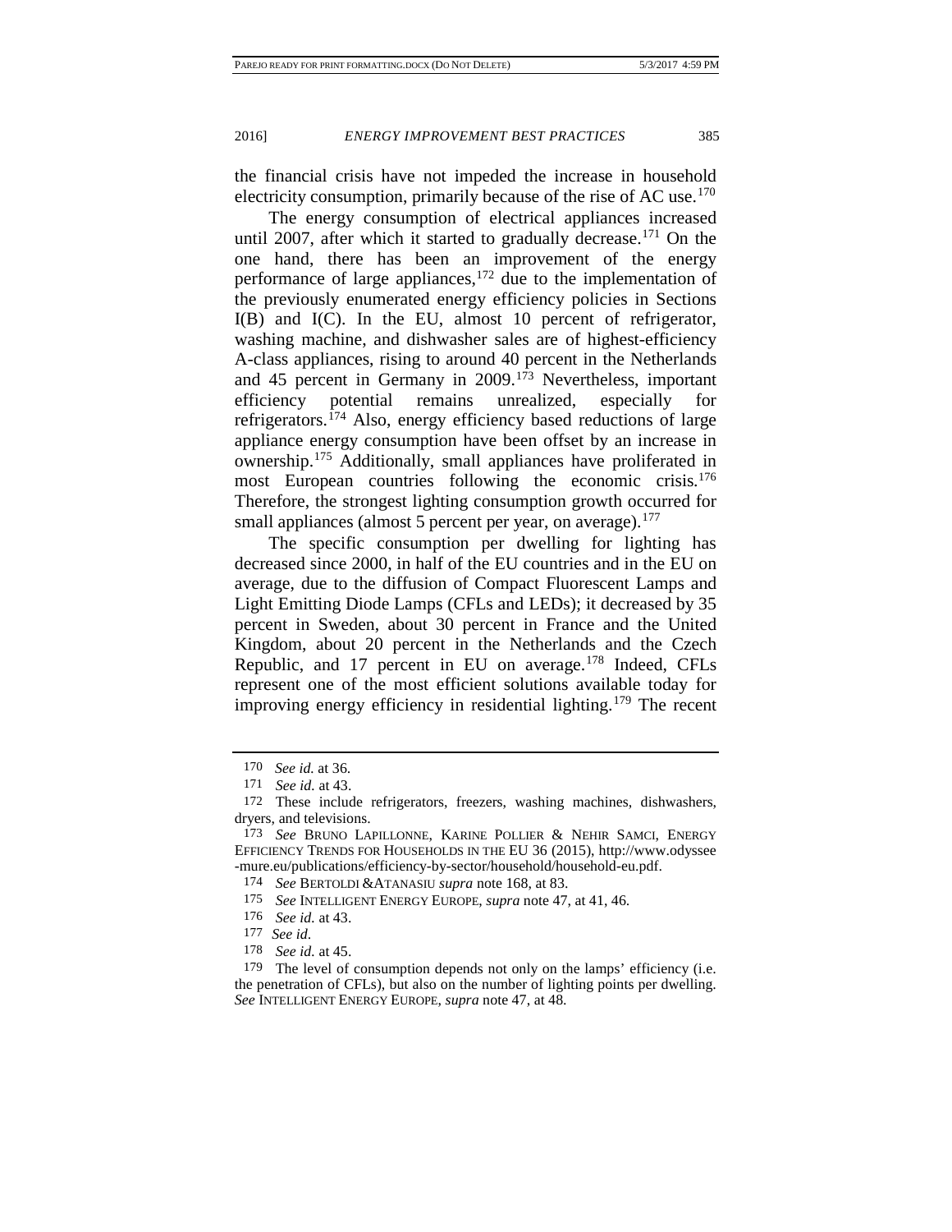the financial crisis have not impeded the increase in household electricity consumption, primarily because of the rise of AC use.[170]

The energy consumption of electrical appliances increased until 2007, after which it started to gradually decrease.[171] On the one hand, there has been an improvement of the energy performance of large appliances,[172] due to the implementation of the previously enumerated energy efficiency policies in Sections I(B) and I(C). In the EU, almost 10 percent of refrigerator, washing machine, and dishwasher sales are of highest-efficiency A-class appliances, rising to around 40 percent in the Netherlands and 45 percent in Germany in 2009.[173] Nevertheless, important efficiency potential remains unrealized, especially for refrigerators.[174] Also, energy efficiency based reductions of large appliance energy consumption have been offset by an increase in ownership.[175] Additionally, small appliances have proliferated in most European countries following the economic crisis.[176] Therefore, the strongest lighting consumption growth occurred for small appliances (almost 5 percent per year, on average).[177]

The specific consumption per dwelling for lighting has decreased since 2000, in half of the EU countries and in the EU on average, due to the diffusion of Compact Fluorescent Lamps and Light Emitting Diode Lamps (CFLs and LEDs); it decreased by 35 percent in Sweden, about 30 percent in France and the United Kingdom, about 20 percent in the Netherlands and the Czech Republic, and 17 percent in EU on average.[178] Indeed, CFLs represent one of the most efficient solutions available today for improving energy efficiency in residential lighting.[179] The recent

---

170 *See id.* at 36.

171 *See id.* at 43.

172 These include refrigerators, freezers, washing machines, dishwashers, dryers, and televisions.

173 *See* BRUNO LAPILLONNE, KARINE POLLIER & NEHIR SAMCI, ENERGY EFFICIENCY TRENDS FOR HOUSEHOLDS IN THE EU 36 (2015), http://www.odyssee-mure.eu/publications/efficiency-by-sector/household/household-eu.pdf.

174 *See* BERTOLDI & ATANASIU *supra* note 168, at 83.

175 *See* INTELLIGENT ENERGY EUROPE, *supra* note 47, at 41, 46.

176 *See id.* at 43.

177 *See id*.

178 *See id.* at 45.

179 The level of consumption depends not only on the lamps' efficiency (i.e. the penetration of CFLs), but also on the number of lighting points per dwelling. *See* INTELLIGENT ENERGY EUROPE, *supra* note 47, at 48.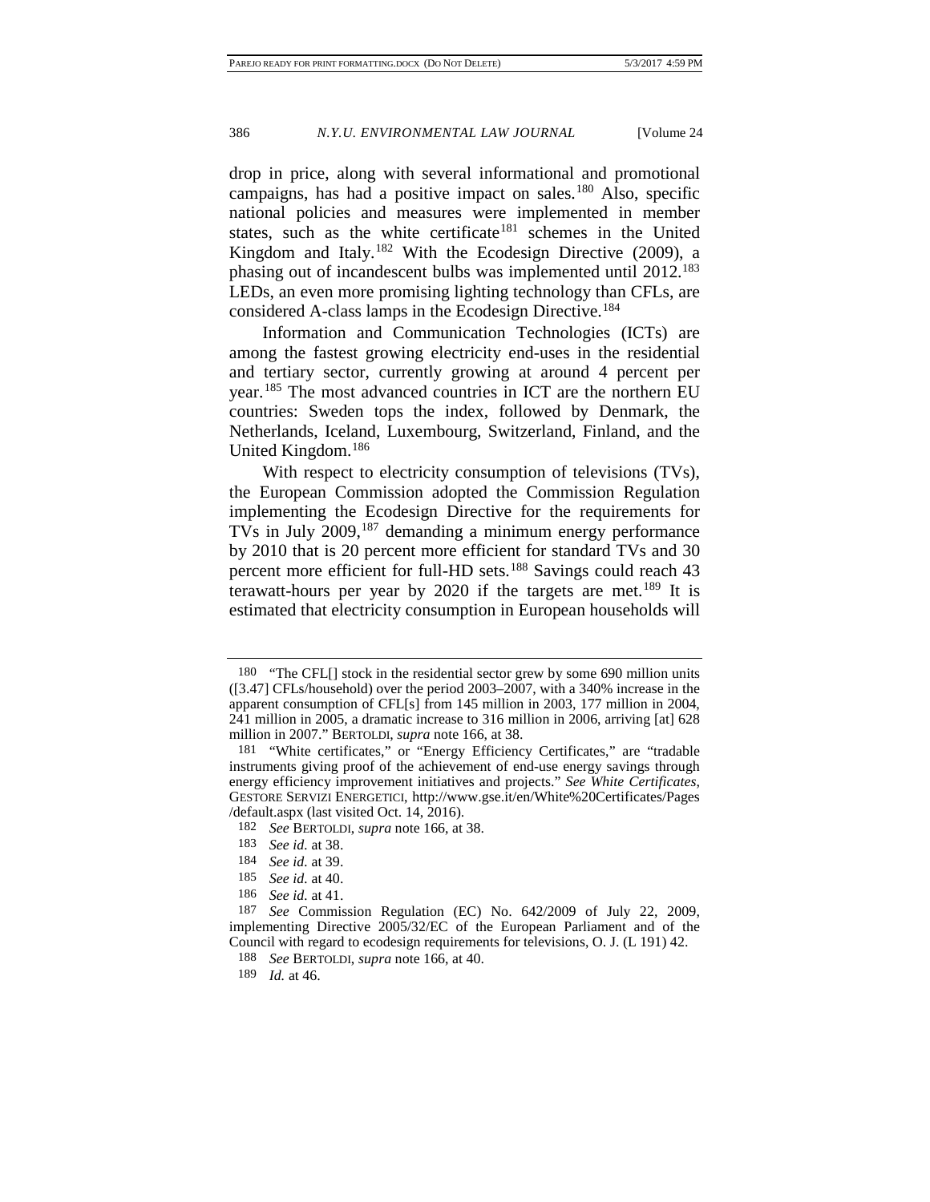drop in price, along with several informational and promotional campaigns, has had a positive impact on sales.[180] Also, specific national policies and measures were implemented in member states, such as the white certificate[181] schemes in the United Kingdom and Italy.[182] With the Ecodesign Directive (2009), a phasing out of incandescent bulbs was implemented until 2012.[183] LEDs, an even more promising lighting technology than CFLs, are considered A-class lamps in the Ecodesign Directive.[184]

Information and Communication Technologies (ICTs) are among the fastest growing electricity end-uses in the residential and tertiary sector, currently growing at around 4 percent per year.[185] The most advanced countries in ICT are the northern EU countries: Sweden tops the index, followed by Denmark, the Netherlands, Iceland, Luxembourg, Switzerland, Finland, and the United Kingdom.[186]

With respect to electricity consumption of televisions (TVs), the European Commission adopted the Commission Regulation implementing the Ecodesign Directive for the requirements for TVs in July 2009,[187] demanding a minimum energy performance by 2010 that is 20 percent more efficient for standard TVs and 30 percent more efficient for full-HD sets.[188] Savings could reach 43 terawatt-hours per year by 2020 if the targets are met.[189] It is estimated that electricity consumption in European households will

---

180 "The CFL[] stock in the residential sector grew by some 690 million units ([3.47] CFLs/household) over the period 2003–2007, with a 340% increase in the apparent consumption of CFL[s] from 145 million in 2003, 177 million in 2004, 241 million in 2005, a dramatic increase to 316 million in 2006, arriving [at] 628 million in 2007." BERTOLDI, *supra* note 166, at 38.

181 "White certificates," or "Energy Efficiency Certificates," are "tradable instruments giving proof of the achievement of end-use energy savings through energy efficiency improvement initiatives and projects." *See White Certificates*, GESTORE SERVIZI ENERGETICI, http://www.gse.it/en/White%20Certificates/Pages/default.aspx (last visited Oct. 14, 2016).

182 *See* BERTOLDI, *supra* note 166, at 38.

183 *See id.* at 38.

184 *See id.* at 39.

185 *See id.* at 40.

186 *See id.* at 41.

187 *See* Commission Regulation (EC) No. 642/2009 of July 22, 2009, implementing Directive 2005/32/EC of the European Parliament and of the Council with regard to ecodesign requirements for televisions, O. J. (L 191) 42.

188 *See* BERTOLDI, *supra* note 166, at 40.

189 *Id.* at 46.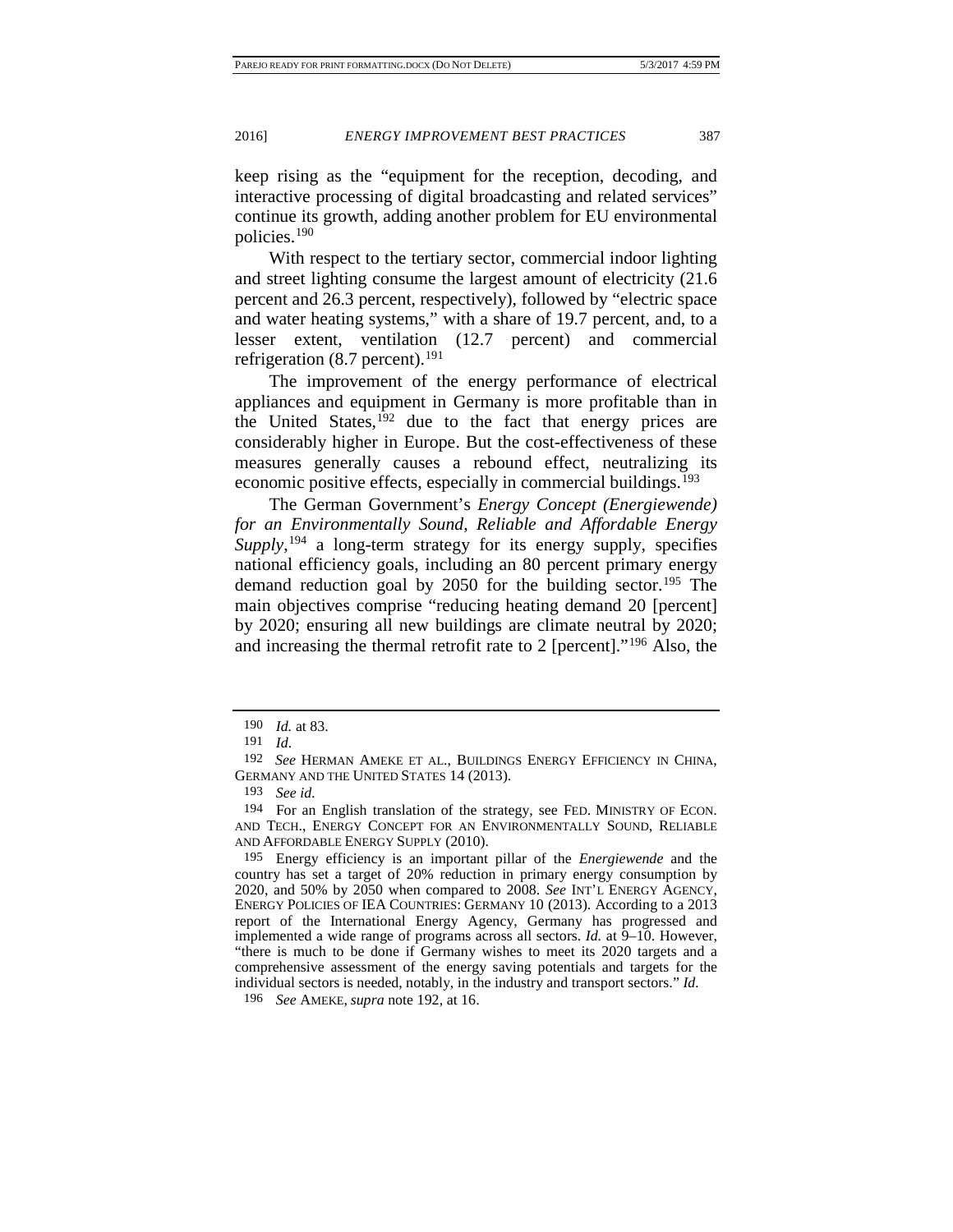keep rising as the "equipment for the reception, decoding, and interactive processing of digital broadcasting and related services" continue its growth, adding another problem for EU environmental policies.[190]

With respect to the tertiary sector, commercial indoor lighting and street lighting consume the largest amount of electricity (21.6 percent and 26.3 percent, respectively), followed by "electric space and water heating systems," with a share of 19.7 percent, and, to a lesser extent, ventilation (12.7 percent) and commercial refrigeration (8.7 percent).[191]

The improvement of the energy performance of electrical appliances and equipment in Germany is more profitable than in the United States,[192] due to the fact that energy prices are considerably higher in Europe. But the cost-effectiveness of these measures generally causes a rebound effect, neutralizing its economic positive effects, especially in commercial buildings.[193]

The German Government's *Energy Concept (Energiewende) for an Environmentally Sound, Reliable and Affordable Energy Supply*,[194] a long-term strategy for its energy supply, specifies national efficiency goals, including an 80 percent primary energy demand reduction goal by 2050 for the building sector.[195] The main objectives comprise "reducing heating demand 20 [percent] by 2020; ensuring all new buildings are climate neutral by 2020; and increasing the thermal retrofit rate to 2 [percent]."[196] Also, the

---

190 *Id.* at 83.

191 *Id.*

192 *See* HERMAN AMEKE ET AL., BUILDINGS ENERGY EFFICIENCY IN CHINA, GERMANY AND THE UNITED STATES 14 (2013).

193 *See id.*

194 For an English translation of the strategy, see FED. MINISTRY OF ECON. AND TECH., ENERGY CONCEPT FOR AN ENVIRONMENTALLY SOUND, RELIABLE AND AFFORDABLE ENERGY SUPPLY (2010).

195 Energy efficiency is an important pillar of the *Energiewende* and the country has set a target of 20% reduction in primary energy consumption by 2020, and 50% by 2050 when compared to 2008. *See* INT'L ENERGY AGENCY, ENERGY POLICIES OF IEA COUNTRIES: GERMANY 10 (2013). According to a 2013 report of the International Energy Agency, Germany has progressed and implemented a wide range of programs across all sectors. *Id.* at 9–10. However, "there is much to be done if Germany wishes to meet its 2020 targets and a comprehensive assessment of the energy saving potentials and targets for the individual sectors is needed, notably, in the industry and transport sectors." *Id.*

196 *See* AMEKE, *supra* note 192, at 16.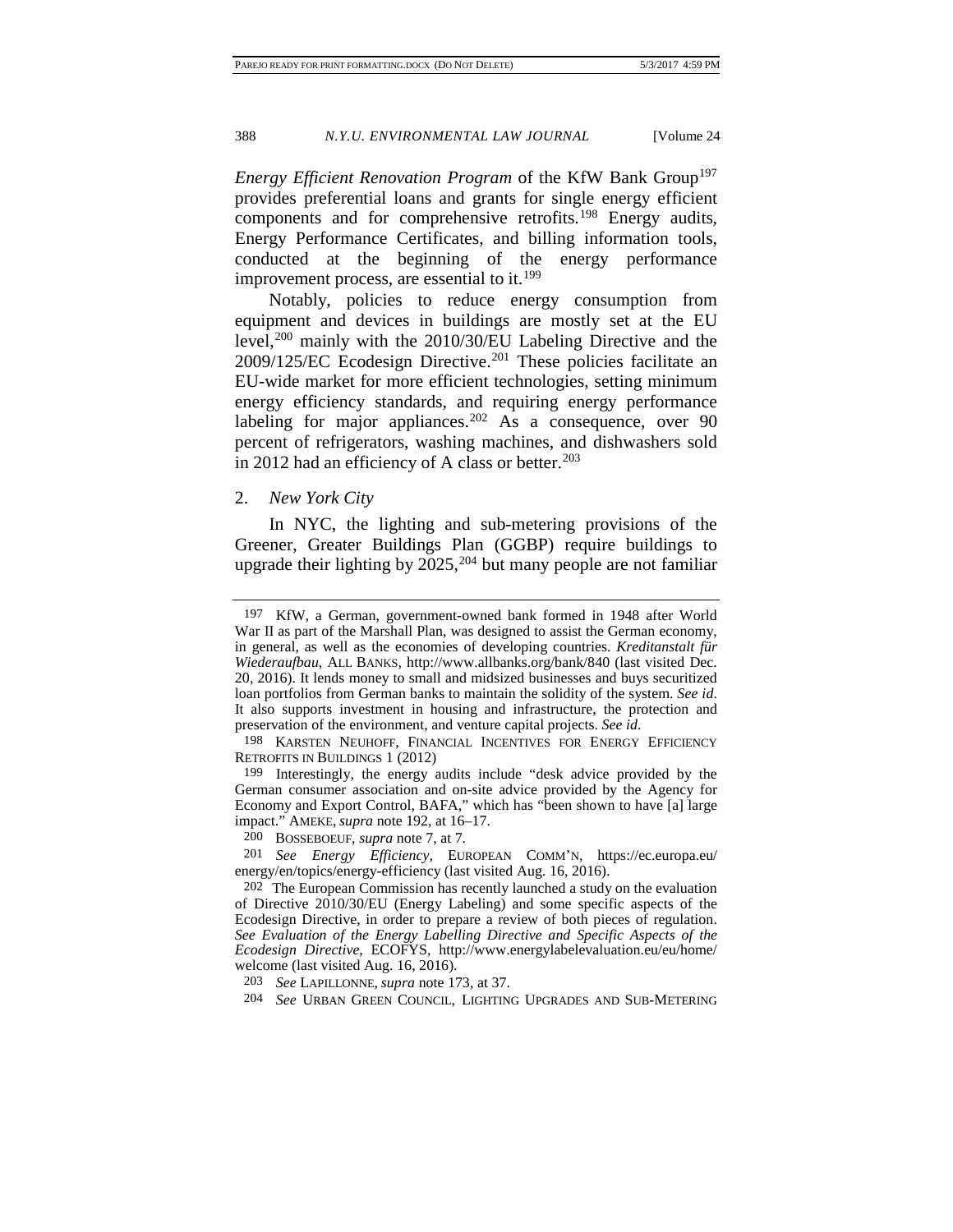*Energy Efficient Renovation Program* of the KfW Bank Group[197] provides preferential loans and grants for single energy efficient components and for comprehensive retrofits.[198] Energy audits, Energy Performance Certificates, and billing information tools, conducted at the beginning of the energy performance improvement process, are essential to it.[199]

Notably, policies to reduce energy consumption from equipment and devices in buildings are mostly set at the EU level,[200] mainly with the 2010/30/EU Labeling Directive and the 2009/125/EC Ecodesign Directive.[201] These policies facilitate an EU-wide market for more efficient technologies, setting minimum energy efficiency standards, and requiring energy performance labeling for major appliances.[202] As a consequence, over 90 percent of refrigerators, washing machines, and dishwashers sold in 2012 had an efficiency of A class or better.[203]

2. *New York City*

In NYC, the lighting and sub-metering provisions of the Greener, Greater Buildings Plan (GGBP) require buildings to upgrade their lighting by 2025,[204] but many people are not familiar

---

197 KfW, a German, government-owned bank formed in 1948 after World War II as part of the Marshall Plan, was designed to assist the German economy, in general, as well as the economies of developing countries. *Kreditanstalt für Wiederaufbau*, ALL BANKS, http://www.allbanks.org/bank/840 (last visited Dec. 20, 2016). It lends money to small and midsized businesses and buys securitized loan portfolios from German banks to maintain the solidity of the system. *See id*. It also supports investment in housing and infrastructure, the protection and preservation of the environment, and venture capital projects. *See id*.

198 KARSTEN NEUHOFF, FINANCIAL INCENTIVES FOR ENERGY EFFICIENCY RETROFITS IN BUILDINGS 1 (2012)

199 Interestingly, the energy audits include "desk advice provided by the German consumer association and on-site advice provided by the Agency for Economy and Export Control, BAFA," which has "been shown to have [a] large impact." AMEKE, *supra* note 192, at 16–17.

200 BOSSEBOEUF, *supra* note 7, at 7.

201 *See Energy Efficiency*, EUROPEAN COMM'N, https://ec.europa.eu/energy/en/topics/energy-efficiency (last visited Aug. 16, 2016).

202 The European Commission has recently launched a study on the evaluation of Directive 2010/30/EU (Energy Labeling) and some specific aspects of the Ecodesign Directive, in order to prepare a review of both pieces of regulation. *See Evaluation of the Energy Labelling Directive and Specific Aspects of the Ecodesign Directive*, ECOFYS, http://www.energylabelevaluation.eu/eu/home/welcome (last visited Aug. 16, 2016).

203 *See* LAPILLONNE, *supra* note 173, at 37.

204 *See* URBAN GREEN COUNCIL, LIGHTING UPGRADES AND SUB-METERING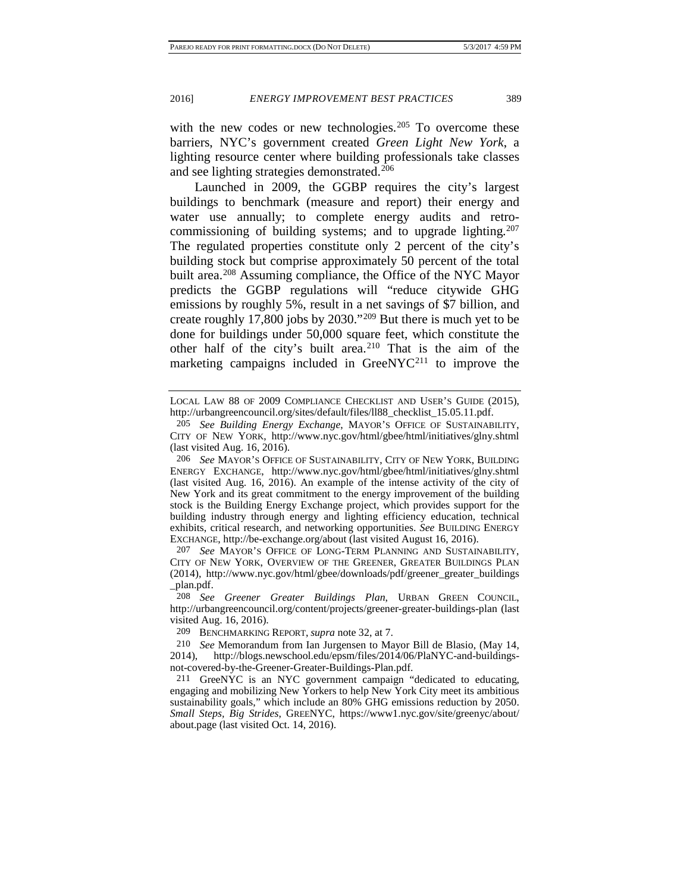with the new codes or new technologies.[205] To overcome these barriers, NYC's government created *Green Light New York*, a lighting resource center where building professionals take classes and see lighting strategies demonstrated.[206]

Launched in 2009, the GGBP requires the city's largest buildings to benchmark (measure and report) their energy and water use annually; to complete energy audits and retro-commissioning of building systems; and to upgrade lighting.[207] The regulated properties constitute only 2 percent of the city's building stock but comprise approximately 50 percent of the total built area.[208] Assuming compliance, the Office of the NYC Mayor predicts the GGBP regulations will "reduce citywide GHG emissions by roughly 5%, result in a net savings of $7 billion, and create roughly 17,800 jobs by 2030."[209] But there is much yet to be done for buildings under 50,000 square feet, which constitute the other half of the city's built area.[210] That is the aim of the marketing campaigns included in GreeNYC[211] to improve the

---

LOCAL LAW 88 OF 2009 COMPLIANCE CHECKLIST AND USER'S GUIDE (2015), http://urbangreencouncil.org/sites/default/files/ll88_checklist_15.05.11.pdf.

205 *See Building Energy Exchange*, MAYOR'S OFFICE OF SUSTAINABILITY, CITY OF NEW YORK, http://www.nyc.gov/html/gbee/html/initiatives/glny.shtml (last visited Aug. 16, 2016).

206 *See* MAYOR'S OFFICE OF SUSTAINABILITY, CITY OF NEW YORK, BUILDING ENERGY EXCHANGE, http://www.nyc.gov/html/gbee/html/initiatives/glny.shtml (last visited Aug. 16, 2016). An example of the intense activity of the city of New York and its great commitment to the energy improvement of the building stock is the Building Energy Exchange project, which provides support for the building industry through energy and lighting efficiency education, technical exhibits, critical research, and networking opportunities. *See* BUILDING ENERGY EXCHANGE, http://be-exchange.org/about (last visited August 16, 2016).

207 *See* MAYOR'S OFFICE OF LONG-TERM PLANNING AND SUSTAINABILITY, CITY OF NEW YORK, OVERVIEW OF THE GREENER, GREATER BUILDINGS PLAN (2014), http://www.nyc.gov/html/gbee/downloads/pdf/greener_greater_buildings_plan.pdf.

208 *See Greener Greater Buildings Plan*, URBAN GREEN COUNCIL, http://urbangreencouncil.org/content/projects/greener-greater-buildings-plan (last visited Aug. 16, 2016).

209 BENCHMARKING REPORT, *supra* note 32, at 7.

210 *See* Memorandum from Ian Jurgensen to Mayor Bill de Blasio, (May 14, 2014), http://blogs.newschool.edu/epsm/files/2014/06/PlaNYC-and-buildings-not-covered-by-the-Greener-Greater-Buildings-Plan.pdf.

211 GreeNYC is an NYC government campaign "dedicated to educating, engaging and mobilizing New Yorkers to help New York City meet its ambitious sustainability goals," which include an 80% GHG emissions reduction by 2050. *Small Steps, Big Strides*, GREENYC, https://www1.nyc.gov/site/greenyc/about/about.page (last visited Oct. 14, 2016).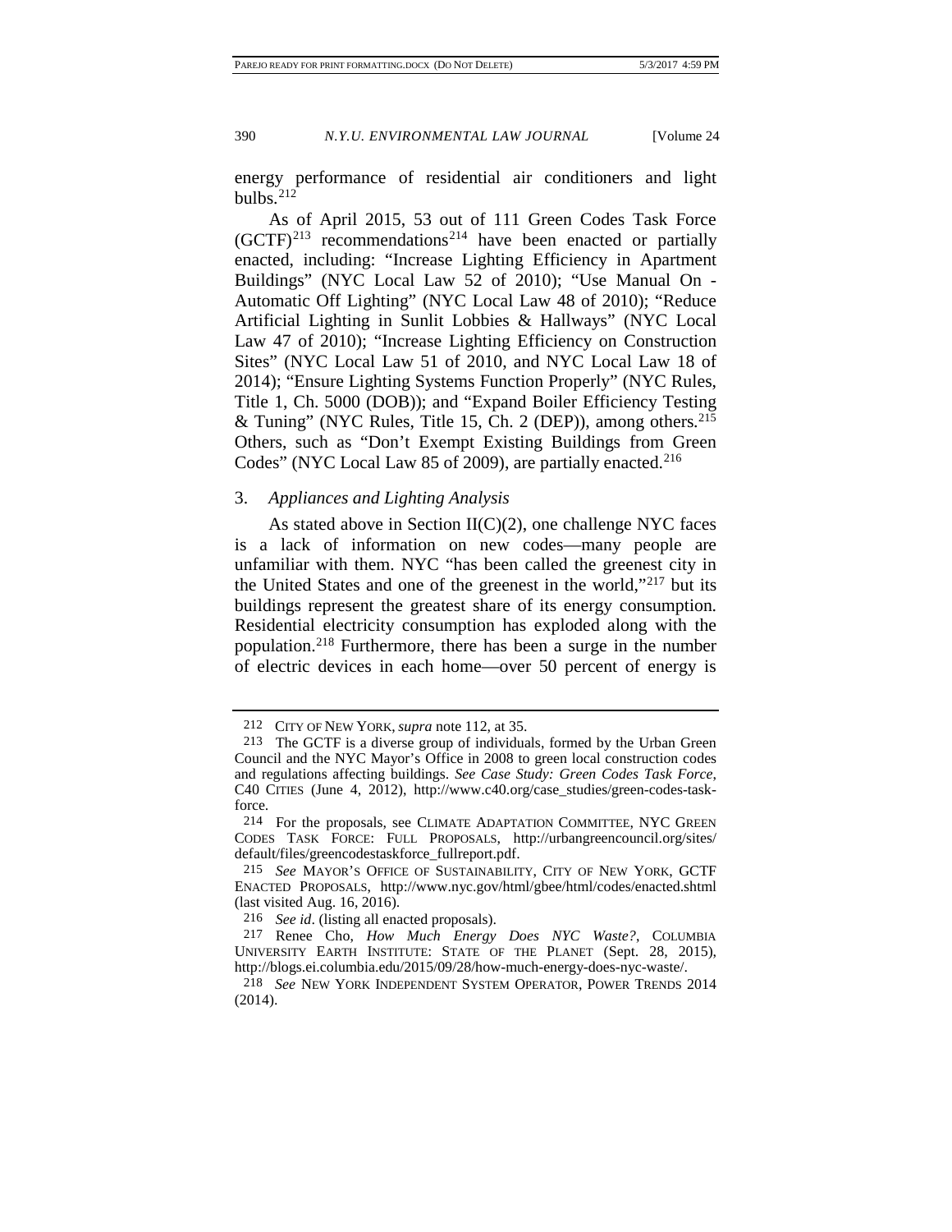energy performance of residential air conditioners and light bulbs.[212]

As of April 2015, 53 out of 111 Green Codes Task Force (GCTF)[213] recommendations[214] have been enacted or partially enacted, including: "Increase Lighting Efficiency in Apartment Buildings" (NYC Local Law 52 of 2010); "Use Manual On - Automatic Off Lighting" (NYC Local Law 48 of 2010); "Reduce Artificial Lighting in Sunlit Lobbies & Hallways" (NYC Local Law 47 of 2010); "Increase Lighting Efficiency on Construction Sites" (NYC Local Law 51 of 2010, and NYC Local Law 18 of 2014); "Ensure Lighting Systems Function Properly" (NYC Rules, Title 1, Ch. 5000 (DOB)); and "Expand Boiler Efficiency Testing & Tuning" (NYC Rules, Title 15, Ch. 2 (DEP)), among others.[215] Others, such as "Don't Exempt Existing Buildings from Green Codes" (NYC Local Law 85 of 2009), are partially enacted.[216]

### 3. *Appliances and Lighting Analysis*

As stated above in Section II(C)(2), one challenge NYC faces is a lack of information on new codes—many people are unfamiliar with them. NYC "has been called the greenest city in the United States and one of the greenest in the world,"[217] but its buildings represent the greatest share of its energy consumption. Residential electricity consumption has exploded along with the population.[218] Furthermore, there has been a surge in the number of electric devices in each home—over 50 percent of energy is

---

212 CITY OF NEW YORK, *supra* note 112, at 35.

213 The GCTF is a diverse group of individuals, formed by the Urban Green Council and the NYC Mayor's Office in 2008 to green local construction codes and regulations affecting buildings. *See Case Study: Green Codes Task Force*, C40 CITIES (June 4, 2012), http://www.c40.org/case_studies/green-codes-task-force.

214 For the proposals, see CLIMATE ADAPTATION COMMITTEE, NYC GREEN CODES TASK FORCE: FULL PROPOSALS, http://urbangreencouncil.org/sites/default/files/greencodestaskforce_fullreport.pdf.

215 *See* MAYOR'S OFFICE OF SUSTAINABILITY, CITY OF NEW YORK, GCTF ENACTED PROPOSALS, http://www.nyc.gov/html/gbee/html/codes/enacted.shtml (last visited Aug. 16, 2016).

216 *See id*. (listing all enacted proposals).

217 Renee Cho, *How Much Energy Does NYC Waste?*, COLUMBIA UNIVERSITY EARTH INSTITUTE: STATE OF THE PLANET (Sept. 28, 2015), http://blogs.ei.columbia.edu/2015/09/28/how-much-energy-does-nyc-waste/.

218 *See* NEW YORK INDEPENDENT SYSTEM OPERATOR, POWER TRENDS 2014 (2014).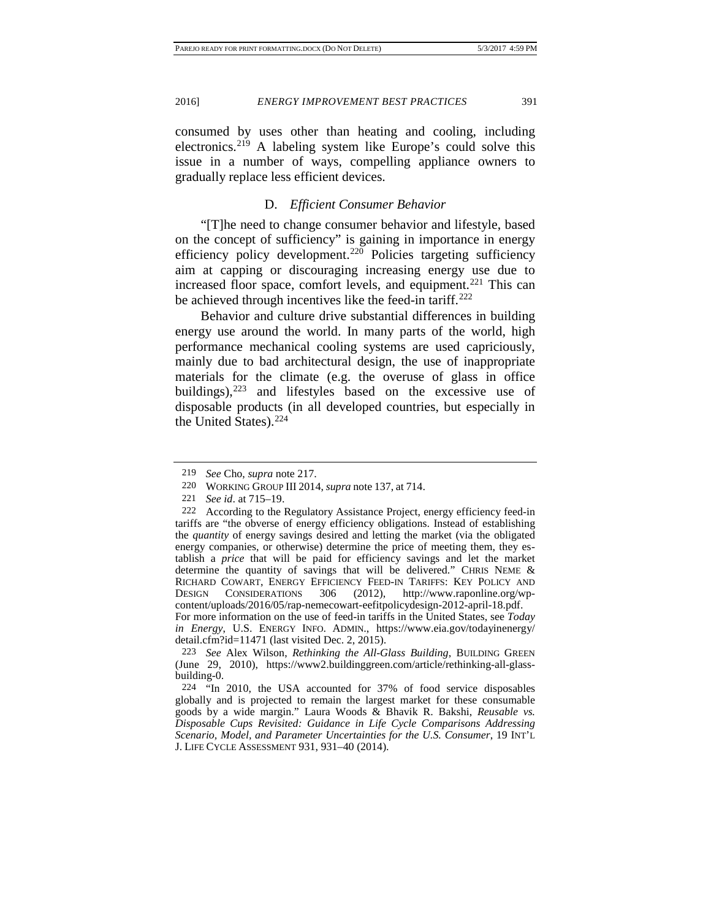consumed by uses other than heating and cooling, including electronics.[219] A labeling system like Europe's could solve this issue in a number of ways, compelling appliance owners to gradually replace less efficient devices.

### D. *Efficient Consumer Behavior*

"[T]he need to change consumer behavior and lifestyle, based on the concept of sufficiency" is gaining in importance in energy efficiency policy development.[220] Policies targeting sufficiency aim at capping or discouraging increasing energy use due to increased floor space, comfort levels, and equipment.[221] This can be achieved through incentives like the feed-in tariff.[222]

Behavior and culture drive substantial differences in building energy use around the world. In many parts of the world, high performance mechanical cooling systems are used capriciously, mainly due to bad architectural design, the use of inappropriate materials for the climate (e.g. the overuse of glass in office buildings),[223] and lifestyles based on the excessive use of disposable products (in all developed countries, but especially in the United States).[224]

---

219 *See* Cho, *supra* note 217.

220 WORKING GROUP III 2014, *supra* note 137, at 714.

221 *See id*. at 715–19.

222 According to the Regulatory Assistance Project, energy efficiency feed-in tariffs are "the obverse of energy efficiency obligations. Instead of establishing the *quantity* of energy savings desired and letting the market (via the obligated energy companies, or otherwise) determine the price of meeting them, they establish a *price* that will be paid for efficiency savings and let the market determine the quantity of savings that will be delivered." CHRIS NEME & RICHARD COWART, ENERGY EFFICIENCY FEED-IN TARIFFS: KEY POLICY AND DESIGN CONSIDERATIONS 306 (2012), http://www.raponline.org/wp-content/uploads/2016/05/rap-nemecowart-eefitpolicydesign-2012-april-18.pdf. For more information on the use of feed-in tariffs in the United States, see *Today in Energy*, U.S. ENERGY INFO. ADMIN., https://www.eia.gov/todayinenergy/detail.cfm?id=11471 (last visited Dec. 2, 2015).

223 *See* Alex Wilson, *Rethinking the All-Glass Building*, BUILDING GREEN (June 29, 2010), https://www2.buildinggreen.com/article/rethinking-all-glass-building-0.

224 "In 2010, the USA accounted for 37% of food service disposables globally and is projected to remain the largest market for these consumable goods by a wide margin." Laura Woods & Bhavik R. Bakshi, *Reusable vs. Disposable Cups Revisited: Guidance in Life Cycle Comparisons Addressing Scenario, Model, and Parameter Uncertainties for the U.S. Consumer*, 19 INT'L J. LIFE CYCLE ASSESSMENT 931, 931–40 (2014).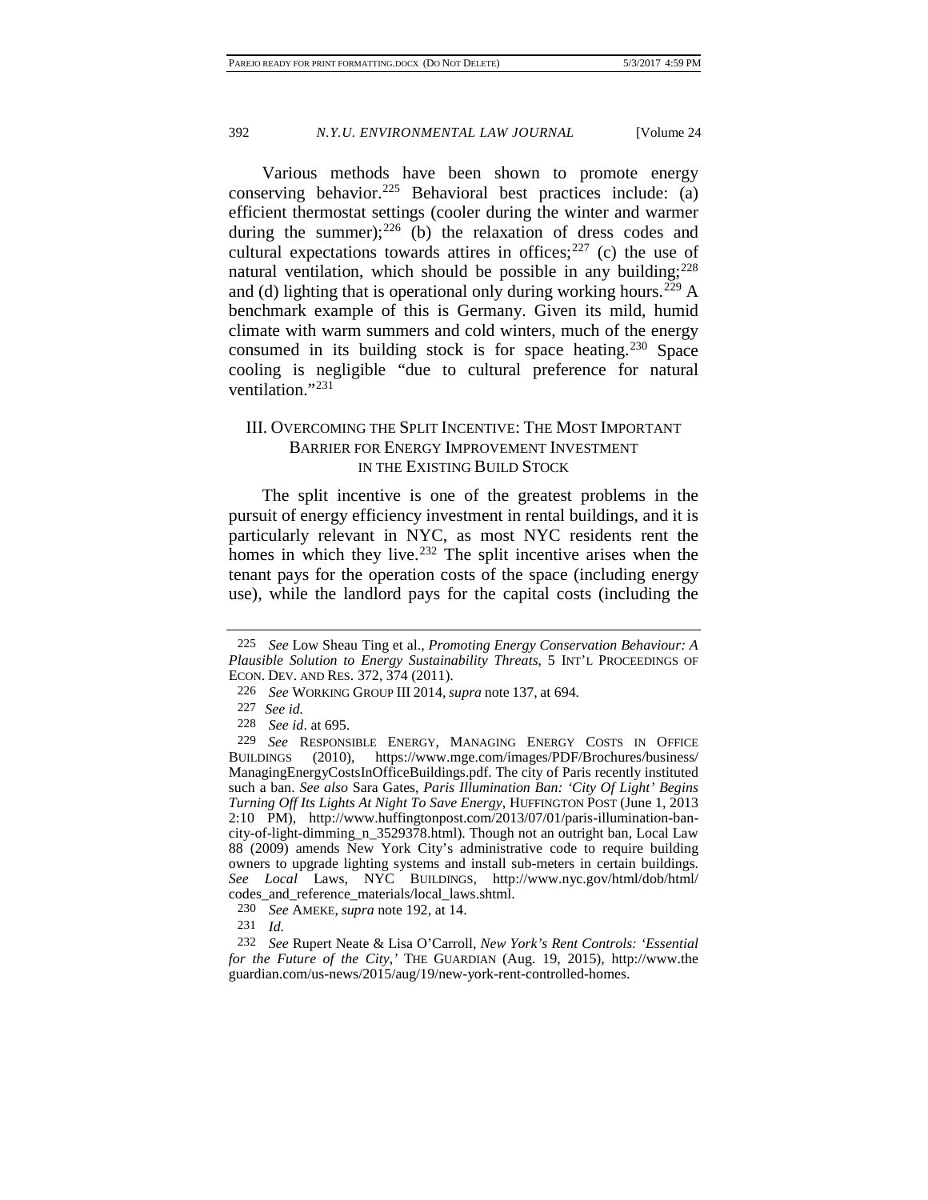Various methods have been shown to promote energy conserving behavior.[225] Behavioral best practices include: (a) efficient thermostat settings (cooler during the winter and warmer during the summer);[226] (b) the relaxation of dress codes and cultural expectations towards attires in offices;[227] (c) the use of natural ventilation, which should be possible in any building;[228] and (d) lighting that is operational only during working hours.[229] A benchmark example of this is Germany. Given its mild, humid climate with warm summers and cold winters, much of the energy consumed in its building stock is for space heating.[230] Space cooling is negligible "due to cultural preference for natural ventilation."[231]

## III. Overcoming the Split Incentive: The Most Important Barrier for Energy Improvement Investment in the Existing Build Stock

The split incentive is one of the greatest problems in the pursuit of energy efficiency investment in rental buildings, and it is particularly relevant in NYC, as most NYC residents rent the homes in which they live.[232] The split incentive arises when the tenant pays for the operation costs of the space (including energy use), while the landlord pays for the capital costs (including the

---

225 *See* Low Sheau Ting et al., *Promoting Energy Conservation Behaviour: A Plausible Solution to Energy Sustainability Threats*, 5 INT'L PROCEEDINGS OF ECON. DEV. AND RES. 372, 374 (2011).

226 *See* WORKING GROUP III 2014, *supra* note 137, at 694.

227 *See id.*

228 *See id*. at 695.

229 *See* RESPONSIBLE ENERGY, MANAGING ENERGY COSTS IN OFFICE BUILDINGS (2010), https://www.mge.com/images/PDF/Brochures/business/ManagingEnergyCostsInOfficeBuildings.pdf. The city of Paris recently instituted such a ban. *See also* Sara Gates, *Paris Illumination Ban: 'City Of Light' Begins Turning Off Its Lights At Night To Save Energy*, HUFFINGTON POST (June 1, 2013 2:10 PM), http://www.huffingtonpost.com/2013/07/01/paris-illumination-ban-city-of-light-dimming_n_3529378.html). Though not an outright ban, Local Law 88 (2009) amends New York City's administrative code to require building owners to upgrade lighting systems and install sub-meters in certain buildings. *See Local* Laws, NYC BUILDINGS, http://www.nyc.gov/html/dob/html/codes_and_reference_materials/local_laws.shtml.

230 *See* AMEKE, *supra* note 192, at 14.

231 *Id.*

232 *See* Rupert Neate & Lisa O'Carroll, *New York's Rent Controls: 'Essential for the Future of the City*,*'* THE GUARDIAN (Aug. 19, 2015), http://www.theguardian.com/us-news/2015/aug/19/new-york-rent-controlled-homes.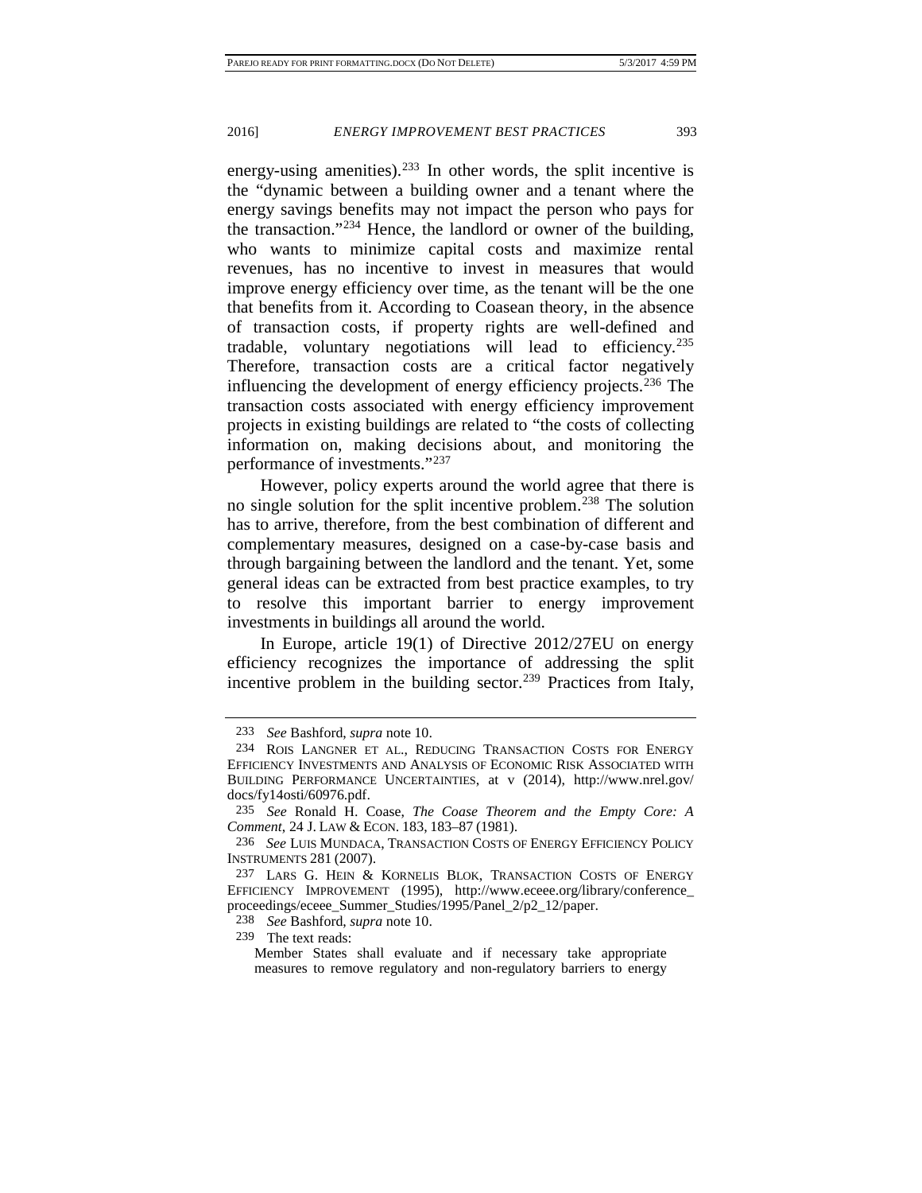energy-using amenities).[233] In other words, the split incentive is the "dynamic between a building owner and a tenant where the energy savings benefits may not impact the person who pays for the transaction."[234] Hence, the landlord or owner of the building, who wants to minimize capital costs and maximize rental revenues, has no incentive to invest in measures that would improve energy efficiency over time, as the tenant will be the one that benefits from it. According to Coasean theory, in the absence of transaction costs, if property rights are well-defined and tradable, voluntary negotiations will lead to efficiency.[235] Therefore, transaction costs are a critical factor negatively influencing the development of energy efficiency projects.[236] The transaction costs associated with energy efficiency improvement projects in existing buildings are related to "the costs of collecting information on, making decisions about, and monitoring the performance of investments."[237]

However, policy experts around the world agree that there is no single solution for the split incentive problem.[238] The solution has to arrive, therefore, from the best combination of different and complementary measures, designed on a case-by-case basis and through bargaining between the landlord and the tenant. Yet, some general ideas can be extracted from best practice examples, to try to resolve this important barrier to energy improvement investments in buildings all around the world.

In Europe, article 19(1) of Directive 2012/27EU on energy efficiency recognizes the importance of addressing the split incentive problem in the building sector.[239] Practices from Italy,

---

233 *See* Bashford, *supra* note 10.

234 ROIS LANGNER ET AL., REDUCING TRANSACTION COSTS FOR ENERGY EFFICIENCY INVESTMENTS AND ANALYSIS OF ECONOMIC RISK ASSOCIATED WITH BUILDING PERFORMANCE UNCERTAINTIES, at v (2014), http://www.nrel.gov/docs/fy14osti/60976.pdf.

235 *See* Ronald H. Coase, *The Coase Theorem and the Empty Core: A Comment*, 24 J. LAW & ECON. 183, 183–87 (1981).

236 *See* LUIS MUNDACA, TRANSACTION COSTS OF ENERGY EFFICIENCY POLICY INSTRUMENTS 281 (2007).

237 LARS G. HEIN & KORNELIS BLOK, TRANSACTION COSTS OF ENERGY EFFICIENCY IMPROVEMENT (1995), http://www.eceee.org/library/conference_proceedings/eceee_Summer_Studies/1995/Panel_2/p2_12/paper.

238 *See* Bashford, *supra* note 10.

239 The text reads:

> Member States shall evaluate and if necessary take appropriate measures to remove regulatory and non-regulatory barriers to energy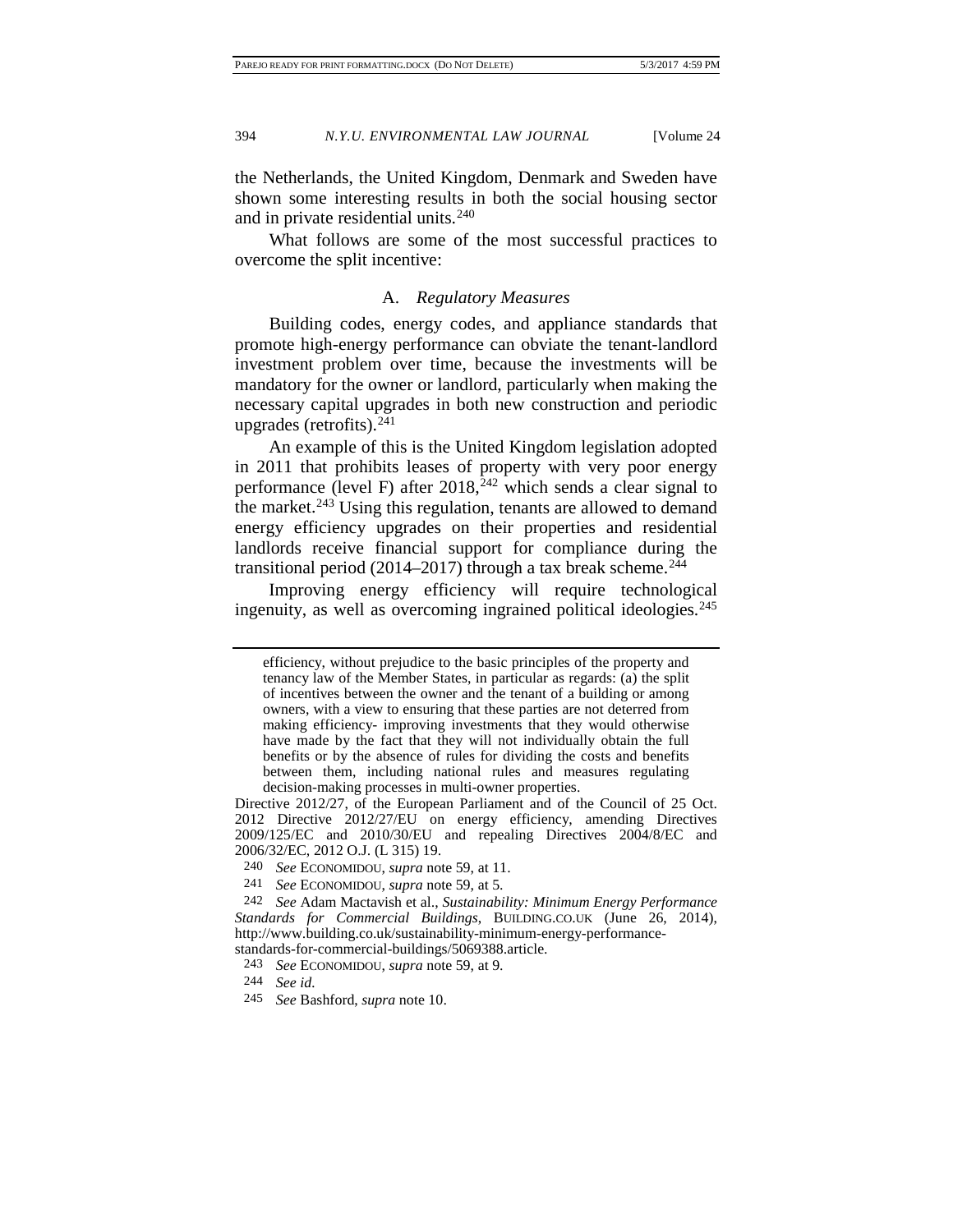the Netherlands, the United Kingdom, Denmark and Sweden have shown some interesting results in both the social housing sector and in private residential units.[240]

What follows are some of the most successful practices to overcome the split incentive:

### A. *Regulatory Measures*

Building codes, energy codes, and appliance standards that promote high-energy performance can obviate the tenant-landlord investment problem over time, because the investments will be mandatory for the owner or landlord, particularly when making the necessary capital upgrades in both new construction and periodic upgrades (retrofits).[241]

An example of this is the United Kingdom legislation adopted in 2011 that prohibits leases of property with very poor energy performance (level F) after 2018,[242] which sends a clear signal to the market.[243] Using this regulation, tenants are allowed to demand energy efficiency upgrades on their properties and residential landlords receive financial support for compliance during the transitional period (2014–2017) through a tax break scheme.[244]

Improving energy efficiency will require technological ingenuity, as well as overcoming ingrained political ideologies.[245]

---

> efficiency, without prejudice to the basic principles of the property and tenancy law of the Member States, in particular as regards: (a) the split of incentives between the owner and the tenant of a building or among owners, with a view to ensuring that these parties are not deterred from making efficiency- improving investments that they would otherwise have made by the fact that they will not individually obtain the full benefits or by the absence of rules for dividing the costs and benefits between them, including national rules and measures regulating decision-making processes in multi-owner properties.

Directive 2012/27, of the European Parliament and of the Council of 25 Oct. 2012 Directive 2012/27/EU on energy efficiency, amending Directives 2009/125/EC and 2010/30/EU and repealing Directives 2004/8/EC and 2006/32/EC, 2012 O.J. (L 315) 19.

240 *See* ECONOMIDOU, *supra* note 59, at 11.

241 *See* ECONOMIDOU, *supra* note 59, at 5.

242 *See* Adam Mactavish et al., *Sustainability: Minimum Energy Performance Standards for Commercial Buildings*, BUILDING.CO.UK (June 26, 2014), http://www.building.co.uk/sustainability-minimum-energy-performance-standards-for-commercial-buildings/5069388.article.

243 *See* ECONOMIDOU, *supra* note 59, at 9.

244 *See id.*

245 *See* Bashford, *supra* note 10.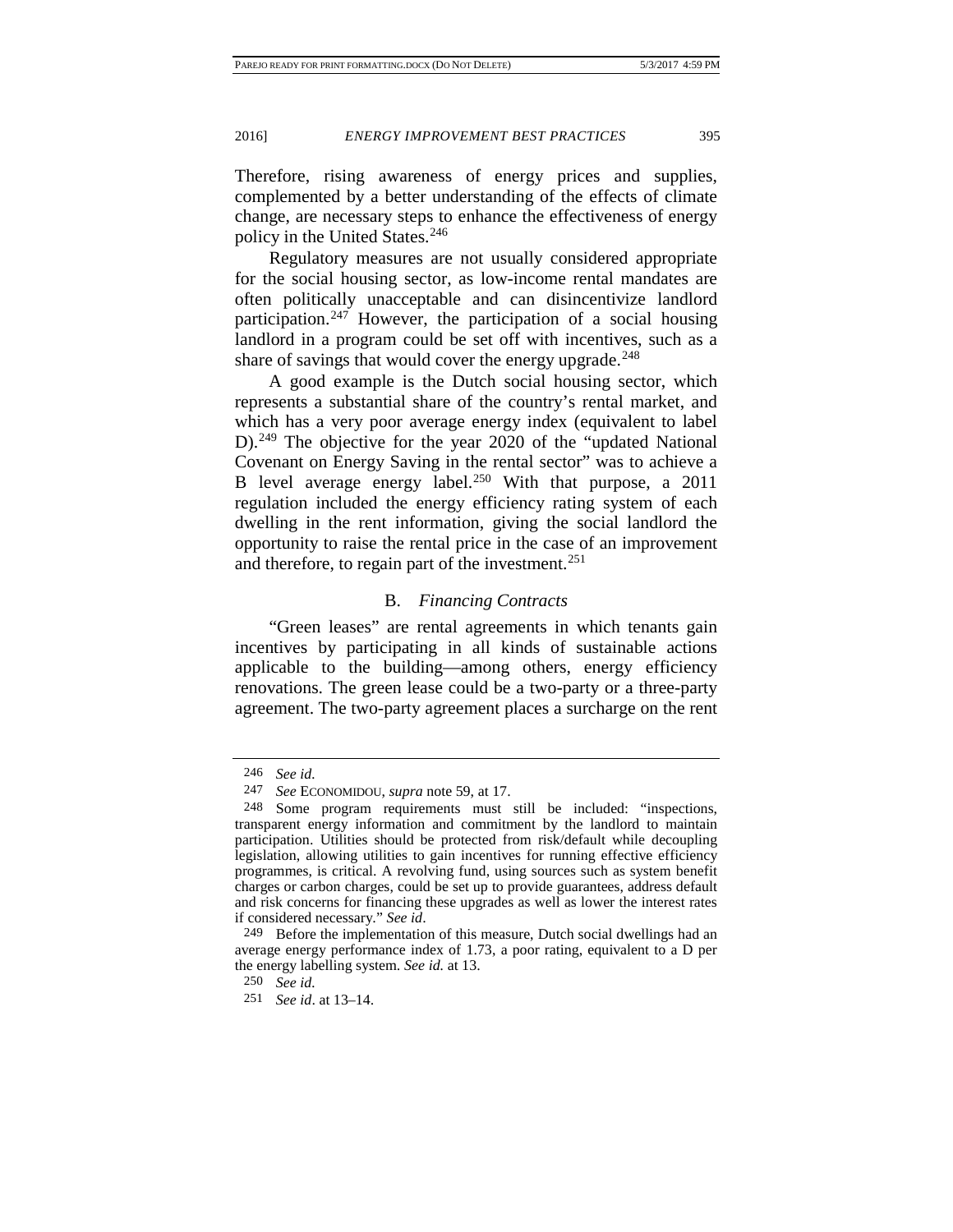Therefore, rising awareness of energy prices and supplies, complemented by a better understanding of the effects of climate change, are necessary steps to enhance the effectiveness of energy policy in the United States.[246]

Regulatory measures are not usually considered appropriate for the social housing sector, as low-income rental mandates are often politically unacceptable and can disincentivize landlord participation.[247] However, the participation of a social housing landlord in a program could be set off with incentives, such as a share of savings that would cover the energy upgrade.[248]

A good example is the Dutch social housing sector, which represents a substantial share of the country's rental market, and which has a very poor average energy index (equivalent to label D).[249] The objective for the year 2020 of the "updated National Covenant on Energy Saving in the rental sector" was to achieve a B level average energy label.[250] With that purpose, a 2011 regulation included the energy efficiency rating system of each dwelling in the rent information, giving the social landlord the opportunity to raise the rental price in the case of an improvement and therefore, to regain part of the investment.[251]

### B. *Financing Contracts*

"Green leases" are rental agreements in which tenants gain incentives by participating in all kinds of sustainable actions applicable to the building—among others, energy efficiency renovations. The green lease could be a two-party or a three-party agreement. The two-party agreement places a surcharge on the rent

---

246 *See id.*

247 *See* ECONOMIDOU, *supra* note 59, at 17.

248 Some program requirements must still be included: "inspections, transparent energy information and commitment by the landlord to maintain participation. Utilities should be protected from risk/default while decoupling legislation, allowing utilities to gain incentives for running effective efficiency programmes, is critical. A revolving fund, using sources such as system benefit charges or carbon charges, could be set up to provide guarantees, address default and risk concerns for financing these upgrades as well as lower the interest rates if considered necessary." *See id*.

249 Before the implementation of this measure, Dutch social dwellings had an average energy performance index of 1.73, a poor rating, equivalent to a D per the energy labelling system. *See id.* at 13.

250 *See id.*

251 *See id*. at 13–14.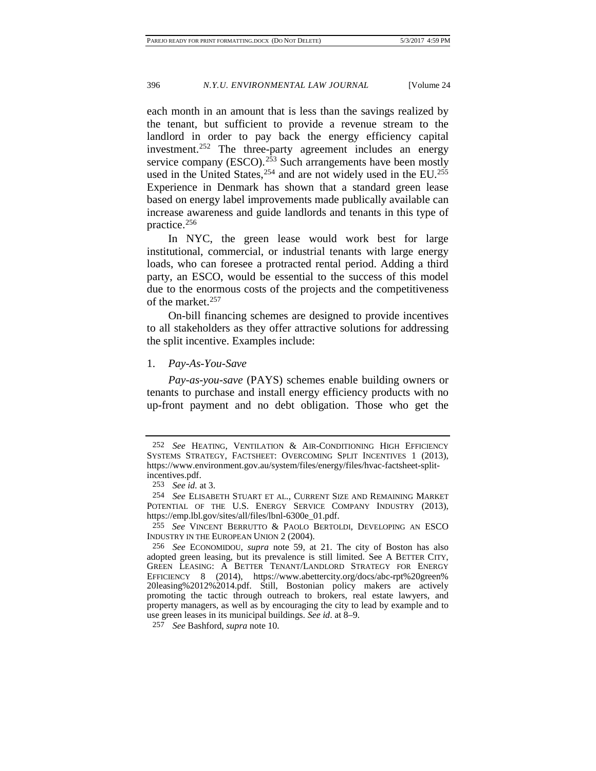each month in an amount that is less than the savings realized by the tenant, but sufficient to provide a revenue stream to the landlord in order to pay back the energy efficiency capital investment.[252] The three-party agreement includes an energy service company (ESCO).[253] Such arrangements have been mostly used in the United States,[254] and are not widely used in the EU.[255] Experience in Denmark has shown that a standard green lease based on energy label improvements made publically available can increase awareness and guide landlords and tenants in this type of practice.[256]

In NYC, the green lease would work best for large institutional, commercial, or industrial tenants with large energy loads, who can foresee a protracted rental period. Adding a third party, an ESCO, would be essential to the success of this model due to the enormous costs of the projects and the competitiveness of the market.[257]

On-bill financing schemes are designed to provide incentives to all stakeholders as they offer attractive solutions for addressing the split incentive. Examples include:

1. *Pay-As-You-Save*

*Pay-as-you-save* (PAYS) schemes enable building owners or tenants to purchase and install energy efficiency products with no up-front payment and no debt obligation. Those who get the

---

252 *See* HEATING, VENTILATION & AIR-CONDITIONING HIGH EFFICIENCY SYSTEMS STRATEGY, FACTSHEET: OVERCOMING SPLIT INCENTIVES 1 (2013), https://www.environment.gov.au/system/files/energy/files/hvac-factsheet-split-incentives.pdf.

253 *See id.* at 3.

254 *See* ELISABETH STUART ET AL., CURRENT SIZE AND REMAINING MARKET POTENTIAL OF THE U.S. ENERGY SERVICE COMPANY INDUSTRY (2013), https://emp.lbl.gov/sites/all/files/lbnl-6300e_01.pdf.

255 *See* VINCENT BERRUTTO & PAOLO BERTOLDI, DEVELOPING AN ESCO INDUSTRY IN THE EUROPEAN UNION 2 (2004).

256 *See* ECONOMIDOU, *supra* note 59, at 21. The city of Boston has also adopted green leasing, but its prevalence is still limited. See A BETTER CITY, GREEN LEASING: A BETTER TENANT/LANDLORD STRATEGY FOR ENERGY EFFICIENCY 8 (2014), https://www.abettercity.org/docs/abc-rpt%20green%20leasing%2012%2014.pdf. Still, Bostonian policy makers are actively promoting the tactic through outreach to brokers, real estate lawyers, and property managers, as well as by encouraging the city to lead by example and to use green leases in its municipal buildings. *See id*. at 8–9.

257 *See* Bashford, *supra* note 10.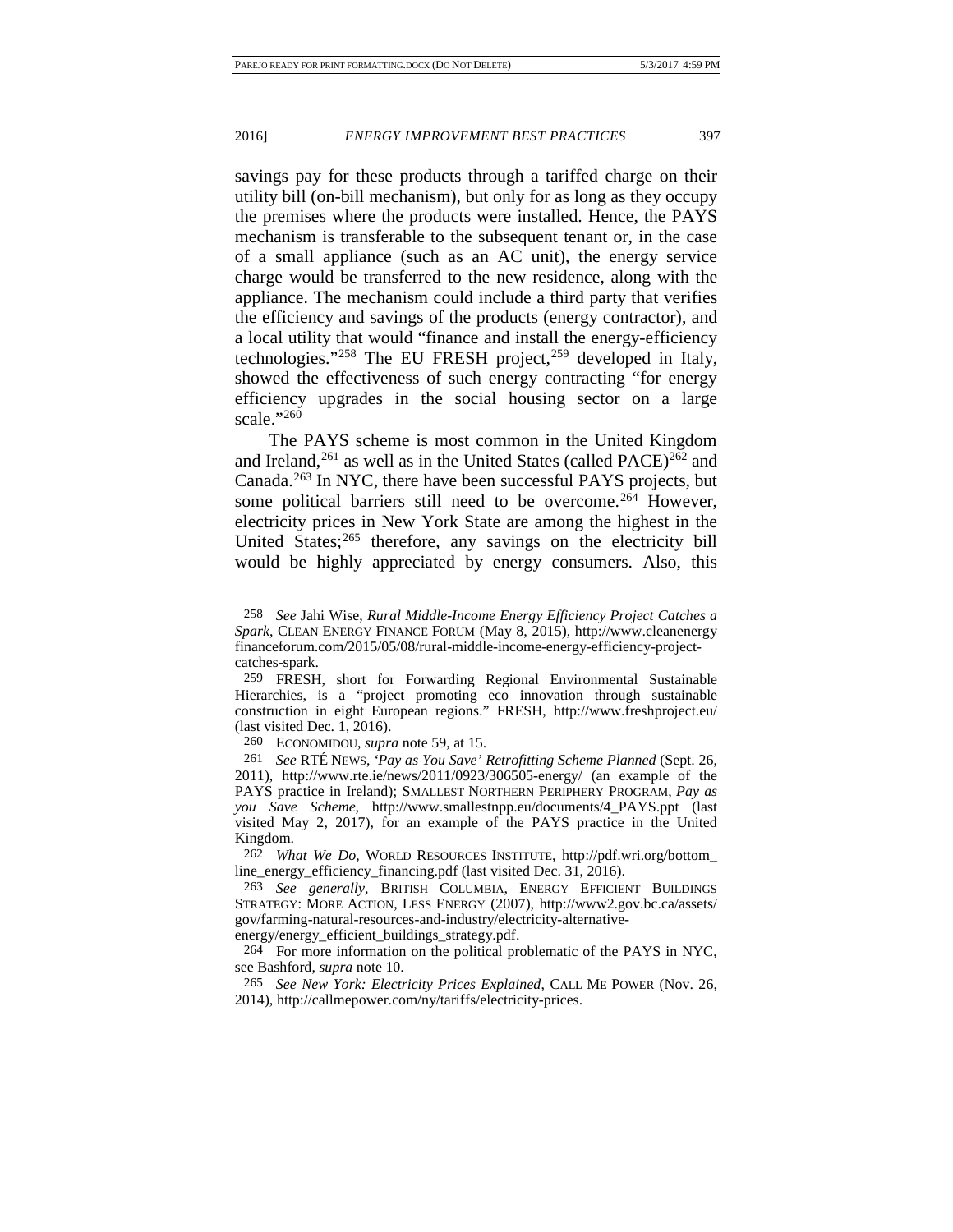savings pay for these products through a tariffed charge on their utility bill (on-bill mechanism), but only for as long as they occupy the premises where the products were installed. Hence, the PAYS mechanism is transferable to the subsequent tenant or, in the case of a small appliance (such as an AC unit), the energy service charge would be transferred to the new residence, along with the appliance. The mechanism could include a third party that verifies the efficiency and savings of the products (energy contractor), and a local utility that would "finance and install the energy-efficiency technologies."[258] The EU FRESH project,[259] developed in Italy, showed the effectiveness of such energy contracting "for energy efficiency upgrades in the social housing sector on a large scale."[260]

The PAYS scheme is most common in the United Kingdom and Ireland,[261] as well as in the United States (called PACE)[262] and Canada.[263] In NYC, there have been successful PAYS projects, but some political barriers still need to be overcome.[264] However, electricity prices in New York State are among the highest in the United States;[265] therefore, any savings on the electricity bill would be highly appreciated by energy consumers. Also, this

---

258 *See* Jahi Wise, *Rural Middle-Income Energy Efficiency Project Catches a Spark*, CLEAN ENERGY FINANCE FORUM (May 8, 2015), http://www.cleanenergyfinanceforum.com/2015/05/08/rural-middle-income-energy-efficiency-project-catches-spark.

259 FRESH, short for Forwarding Regional Environmental Sustainable Hierarchies, is a "project promoting eco innovation through sustainable construction in eight European regions." FRESH, http://www.freshproject.eu/ (last visited Dec. 1, 2016).

260 ECONOMIDOU, *supra* note 59, at 15.

261 *See* RTÉ NEWS, *'Pay as You Save' Retrofitting Scheme Planned* (Sept. 26, 2011), http://www.rte.ie/news/2011/0923/306505-energy/ (an example of the PAYS practice in Ireland); SMALLEST NORTHERN PERIPHERY PROGRAM, *Pay as you Save Scheme*, http://www.smallestnpp.eu/documents/4_PAYS.ppt (last visited May 2, 2017), for an example of the PAYS practice in the United Kingdom.

262 *What We Do*, WORLD RESOURCES INSTITUTE, http://pdf.wri.org/bottom_line_energy_efficiency_financing.pdf (last visited Dec. 31, 2016).

263 *See generally*, BRITISH COLUMBIA, ENERGY EFFICIENT BUILDINGS STRATEGY: MORE ACTION, LESS ENERGY (2007), http://www2.gov.bc.ca/assets/gov/farming-natural-resources-and-industry/electricity-alternative-energy/energy_efficient_buildings_strategy.pdf.

264 For more information on the political problematic of the PAYS in NYC, see Bashford, *supra* note 10.

265 *See New York: Electricity Prices Explained*, CALL ME POWER (Nov. 26, 2014), http://callmepower.com/ny/tariffs/electricity-prices.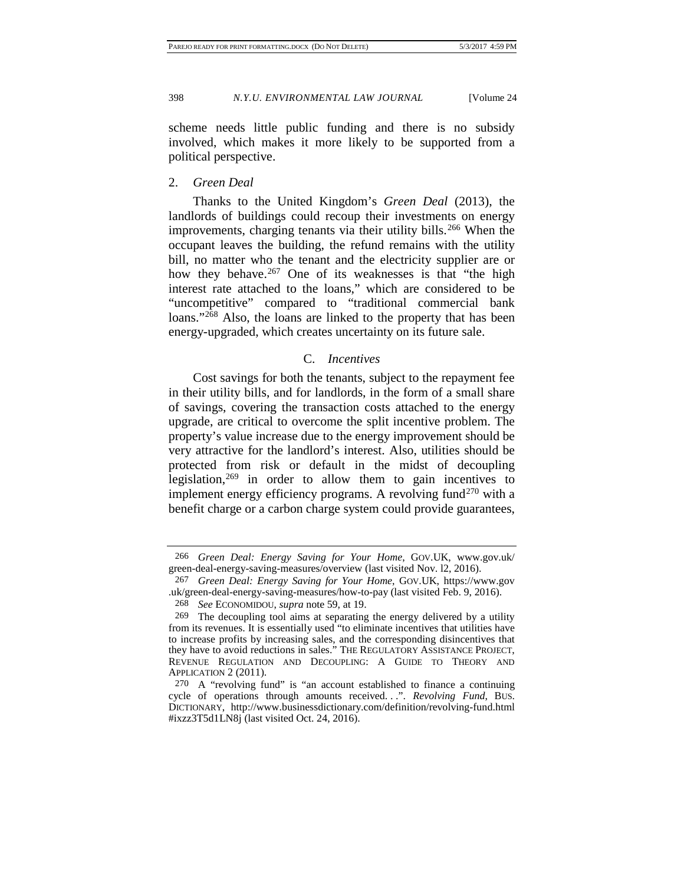scheme needs little public funding and there is no subsidy involved, which makes it more likely to be supported from a political perspective.

#### 2. *Green Deal*

Thanks to the United Kingdom's *Green Deal* (2013), the landlords of buildings could recoup their investments on energy improvements, charging tenants via their utility bills.[266] When the occupant leaves the building, the refund remains with the utility bill, no matter who the tenant and the electricity supplier are or how they behave.[267] One of its weaknesses is that "the high interest rate attached to the loans," which are considered to be "uncompetitive" compared to "traditional commercial bank loans."[268] Also, the loans are linked to the property that has been energy-upgraded, which creates uncertainty on its future sale.

### C. *Incentives*

Cost savings for both the tenants, subject to the repayment fee in their utility bills, and for landlords, in the form of a small share of savings, covering the transaction costs attached to the energy upgrade, are critical to overcome the split incentive problem. The property's value increase due to the energy improvement should be very attractive for the landlord's interest. Also, utilities should be protected from risk or default in the midst of decoupling legislation,[269] in order to allow them to gain incentives to implement energy efficiency programs. A revolving fund[270] with a benefit charge or a carbon charge system could provide guarantees,

---

266 *Green Deal: Energy Saving for Your Home*, GOV.UK, www.gov.uk/green-deal-energy-saving-measures/overview (last visited Nov. l2, 2016).

267 *Green Deal: Energy Saving for Your Home*, GOV.UK, https://www.gov.uk/green-deal-energy-saving-measures/how-to-pay (last visited Feb. 9, 2016).

268 *See* ECONOMIDOU, *supra* note 59, at 19.

269 The decoupling tool aims at separating the energy delivered by a utility from its revenues. It is essentially used "to eliminate incentives that utilities have to increase profits by increasing sales, and the corresponding disincentives that they have to avoid reductions in sales." THE REGULATORY ASSISTANCE PROJECT, REVENUE REGULATION AND DECOUPLING: A GUIDE TO THEORY AND APPLICATION 2 (2011).

270 A "revolving fund" is "an account established to finance a continuing cycle of operations through amounts received. . .". *Revolving Fund*, BUS. DICTIONARY, http://www.businessdictionary.com/definition/revolving-fund.html#ixzz3T5d1LN8j (last visited Oct. 24, 2016).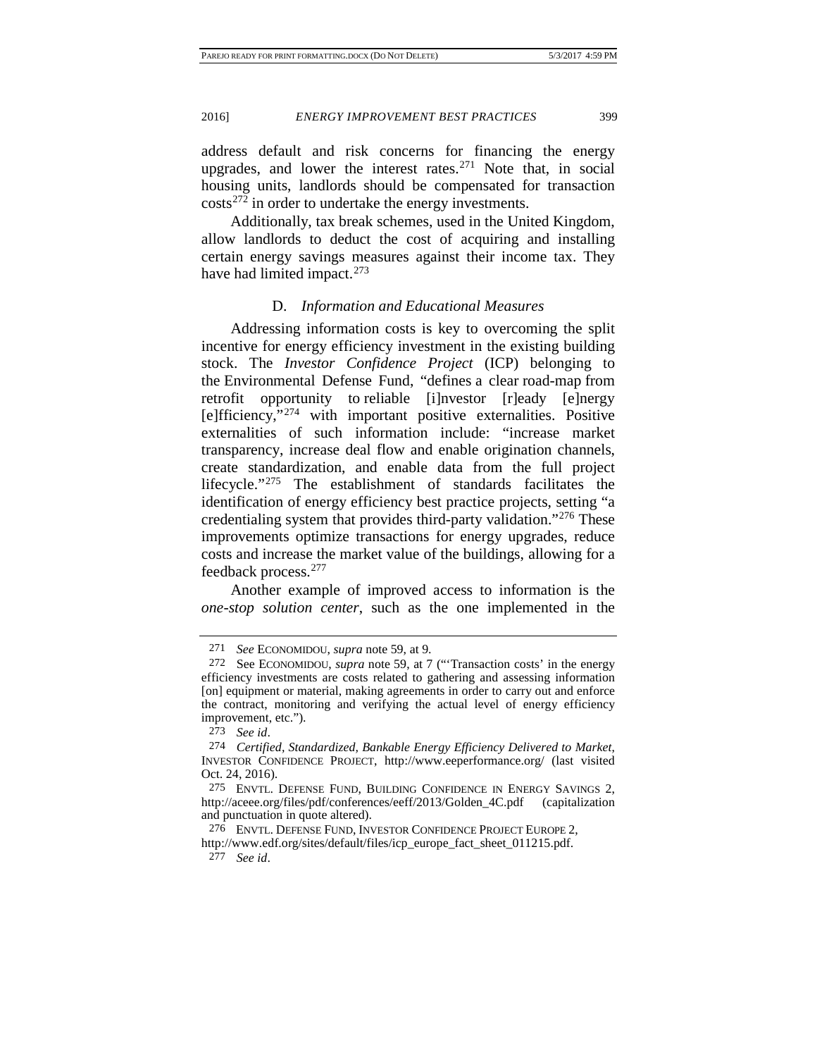address default and risk concerns for financing the energy upgrades, and lower the interest rates.[271] Note that, in social housing units, landlords should be compensated for transaction costs[272] in order to undertake the energy investments.

Additionally, tax break schemes, used in the United Kingdom, allow landlords to deduct the cost of acquiring and installing certain energy savings measures against their income tax. They have had limited impact.[273]

### D. *Information and Educational Measures*

Addressing information costs is key to overcoming the split incentive for energy efficiency investment in the existing building stock. The *Investor Confidence Project* (ICP) belonging to the Environmental Defense Fund, "defines a clear road-map from retrofit opportunity to reliable [i]nvestor [r]eady [e]nergy [e]fficiency,"[274] with important positive externalities. Positive externalities of such information include: "increase market transparency, increase deal flow and enable origination channels, create standardization, and enable data from the full project lifecycle."[275] The establishment of standards facilitates the identification of energy efficiency best practice projects, setting "a credentialing system that provides third-party validation."[276] These improvements optimize transactions for energy upgrades, reduce costs and increase the market value of the buildings, allowing for a feedback process.[277]

Another example of improved access to information is the *one-stop solution center*, such as the one implemented in the

---

271 *See* ECONOMIDOU, *supra* note 59, at 9.

272 See ECONOMIDOU, *supra* note 59, at 7 ("'Transaction costs' in the energy efficiency investments are costs related to gathering and assessing information [on] equipment or material, making agreements in order to carry out and enforce the contract, monitoring and verifying the actual level of energy efficiency improvement, etc.").

273 *See id*.

274 *Certified, Standardized, Bankable Energy Efficiency Delivered to Market*, INVESTOR CONFIDENCE PROJECT, http://www.eeperformance.org/ (last visited Oct. 24, 2016).

275 ENVTL. DEFENSE FUND, BUILDING CONFIDENCE IN ENERGY SAVINGS 2, http://aceee.org/files/pdf/conferences/eeff/2013/Golden_4C.pdf (capitalization and punctuation in quote altered).

276 ENVTL. DEFENSE FUND, INVESTOR CONFIDENCE PROJECT EUROPE 2, http://www.edf.org/sites/default/files/icp_europe_fact_sheet_011215.pdf.

277 *See id*.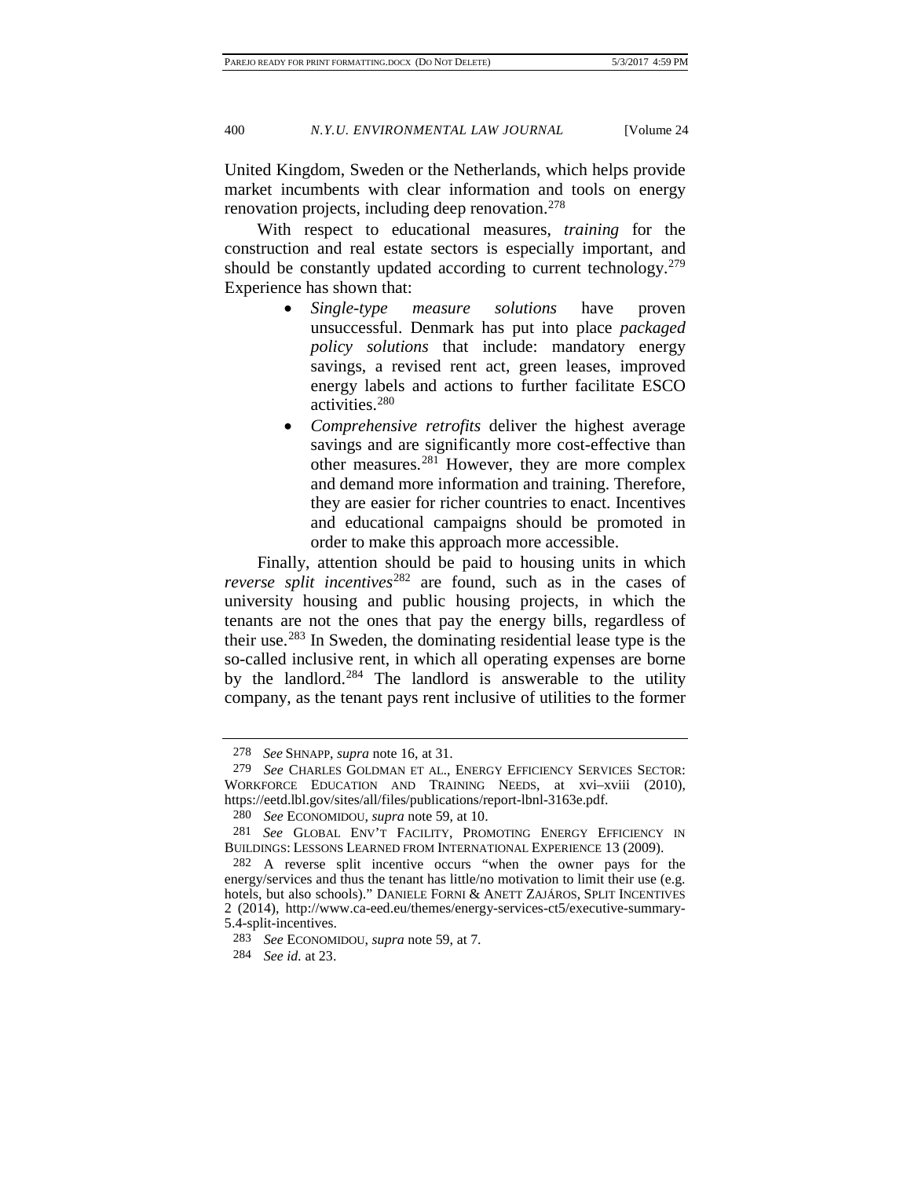United Kingdom, Sweden or the Netherlands, which helps provide market incumbents with clear information and tools on energy renovation projects, including deep renovation.[278]

With respect to educational measures, *training* for the construction and real estate sectors is especially important, and should be constantly updated according to current technology.[279] Experience has shown that:

- *Single-type measure solutions* have proven unsuccessful. Denmark has put into place *packaged policy solutions* that include: mandatory energy savings, a revised rent act, green leases, improved energy labels and actions to further facilitate ESCO activities.[280]
- *Comprehensive retrofits* deliver the highest average savings and are significantly more cost-effective than other measures.[281] However, they are more complex and demand more information and training. Therefore, they are easier for richer countries to enact. Incentives and educational campaigns should be promoted in order to make this approach more accessible.

Finally, attention should be paid to housing units in which *reverse split incentives*[282] are found, such as in the cases of university housing and public housing projects, in which the tenants are not the ones that pay the energy bills, regardless of their use.[283] In Sweden, the dominating residential lease type is the so-called inclusive rent, in which all operating expenses are borne by the landlord.[284] The landlord is answerable to the utility company, as the tenant pays rent inclusive of utilities to the former

---

278 *See* SHNAPP, *supra* note 16, at 31.

279 *See* CHARLES GOLDMAN ET AL., ENERGY EFFICIENCY SERVICES SECTOR: WORKFORCE EDUCATION AND TRAINING NEEDS, at xvi–xviii (2010), https://eetd.lbl.gov/sites/all/files/publications/report-lbnl-3163e.pdf.

280 *See* ECONOMIDOU, *supra* note 59, at 10.

281 *See* GLOBAL ENV'T FACILITY, PROMOTING ENERGY EFFICIENCY IN BUILDINGS: LESSONS LEARNED FROM INTERNATIONAL EXPERIENCE 13 (2009).

282 A reverse split incentive occurs "when the owner pays for the energy/services and thus the tenant has little/no motivation to limit their use (e.g. hotels, but also schools)." DANIELE FORNI & ANETT ZAJÁROS, SPLIT INCENTIVES 2 (2014), http://www.ca-eed.eu/themes/energy-services-ct5/executive-summary-5.4-split-incentives.

283 *See* ECONOMIDOU, *supra* note 59, at 7.

284 *See id.* at 23.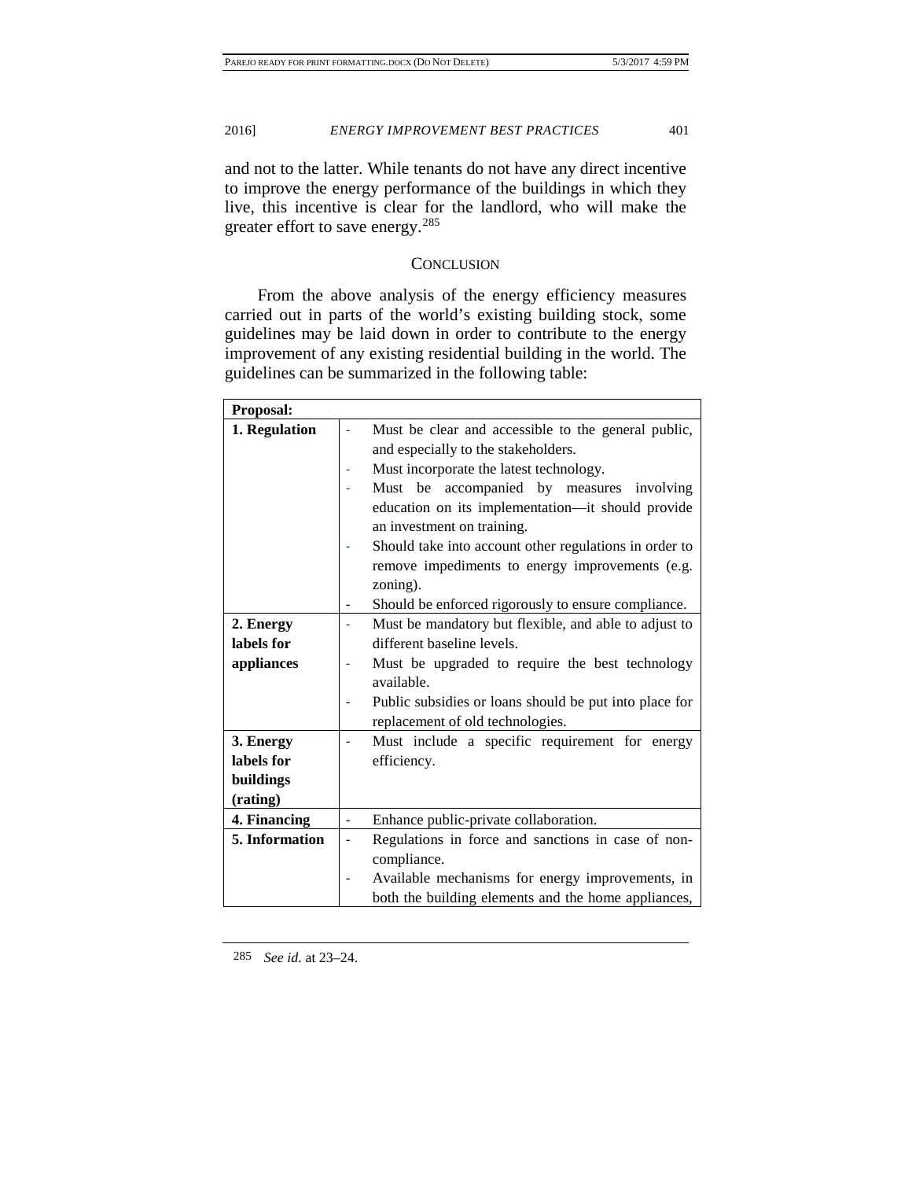and not to the latter. While tenants do not have any direct incentive to improve the energy performance of the buildings in which they live, this incentive is clear for the landlord, who will make the greater effort to save energy.[285]

## CONCLUSION

From the above analysis of the energy efficiency measures carried out in parts of the world's existing building stock, some guidelines may be laid down in order to contribute to the energy improvement of any existing residential building in the world. The guidelines can be summarized in the following table:

| **Proposal:** | |
|---|---|
| **1. Regulation** | - Must be clear and accessible to the general public, and especially to the stakeholders.<br>- Must incorporate the latest technology.<br>- Must be accompanied by measures involving education on its implementation—it should provide an investment on training.<br>- Should take into account other regulations in order to remove impediments to energy improvements (e.g. zoning).<br>- Should be enforced rigorously to ensure compliance. |
| **2. Energy labels for appliances** | - Must be mandatory but flexible, and able to adjust to different baseline levels.<br>- Must be upgraded to require the best technology available.<br>- Public subsidies or loans should be put into place for replacement of old technologies. |
| **3. Energy labels for buildings (rating)** | - Must include a specific requirement for energy efficiency. |
| **4. Financing** | - Enhance public-private collaboration. |
| **5. Information** | - Regulations in force and sanctions in case of non-compliance.<br>- Available mechanisms for energy improvements, in both the building elements and the home appliances, |

[285] *See id.* at 23–24.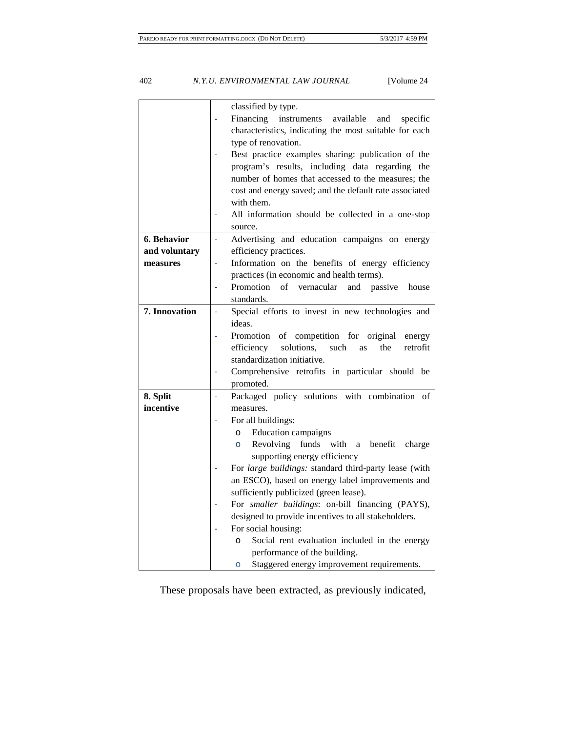| | |
|---|---|
| | classified by type.<br>- Financing instruments available and specific characteristics, indicating the most suitable for each type of renovation.<br>- Best practice examples sharing: publication of the program's results, including data regarding the number of homes that accessed to the measures; the cost and energy saved; and the default rate associated with them.<br>- All information should be collected in a one-stop source. |
| **6. Behavior and voluntary measures** | - Advertising and education campaigns on energy efficiency practices.<br>- Information on the benefits of energy efficiency practices (in economic and health terms).<br>- Promotion of vernacular and passive house standards. |
| **7. Innovation** | - Special efforts to invest in new technologies and ideas.<br>- Promotion of competition for original energy efficiency solutions, such as the retrofit standardization initiative.<br>- Comprehensive retrofits in particular should be promoted. |
| **8. Split incentive** | - Packaged policy solutions with combination of measures.<br>- For all buildings:<br>o Education campaigns<br>o Revolving funds with a benefit charge supporting energy efficiency<br>- For *large buildings:* standard third-party lease (with an ESCO), based on energy label improvements and sufficiently publicized (green lease).<br>- For *smaller buildings*: on-bill financing (PAYS), designed to provide incentives to all stakeholders.<br>- For social housing:<br>o Social rent evaluation included in the energy performance of the building.<br>o Staggered energy improvement requirements. |

These proposals have been extracted, as previously indicated,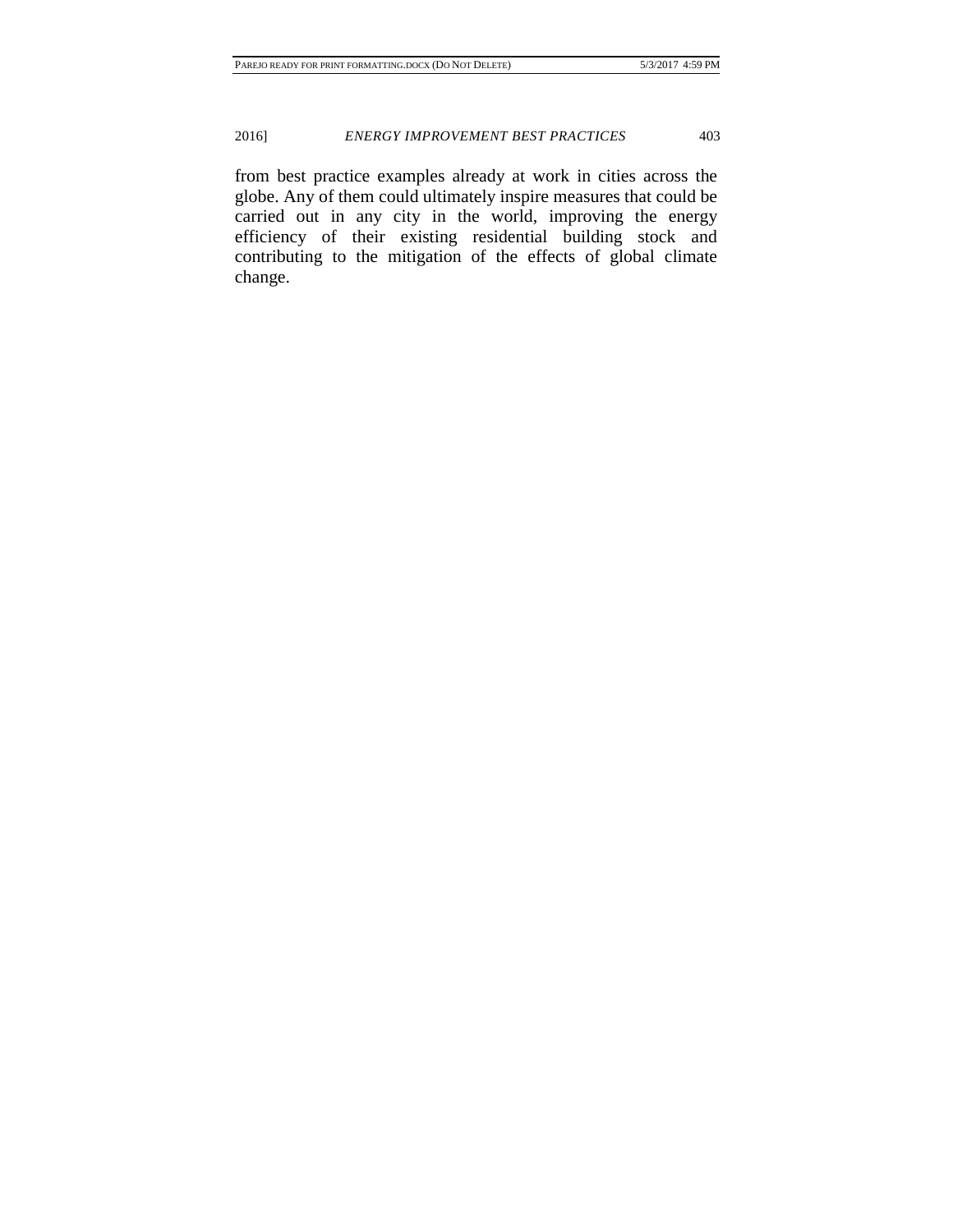from best practice examples already at work in cities across the globe. Any of them could ultimately inspire measures that could be carried out in any city in the world, improving the energy efficiency of their existing residential building stock and contributing to the mitigation of the effects of global climate change.